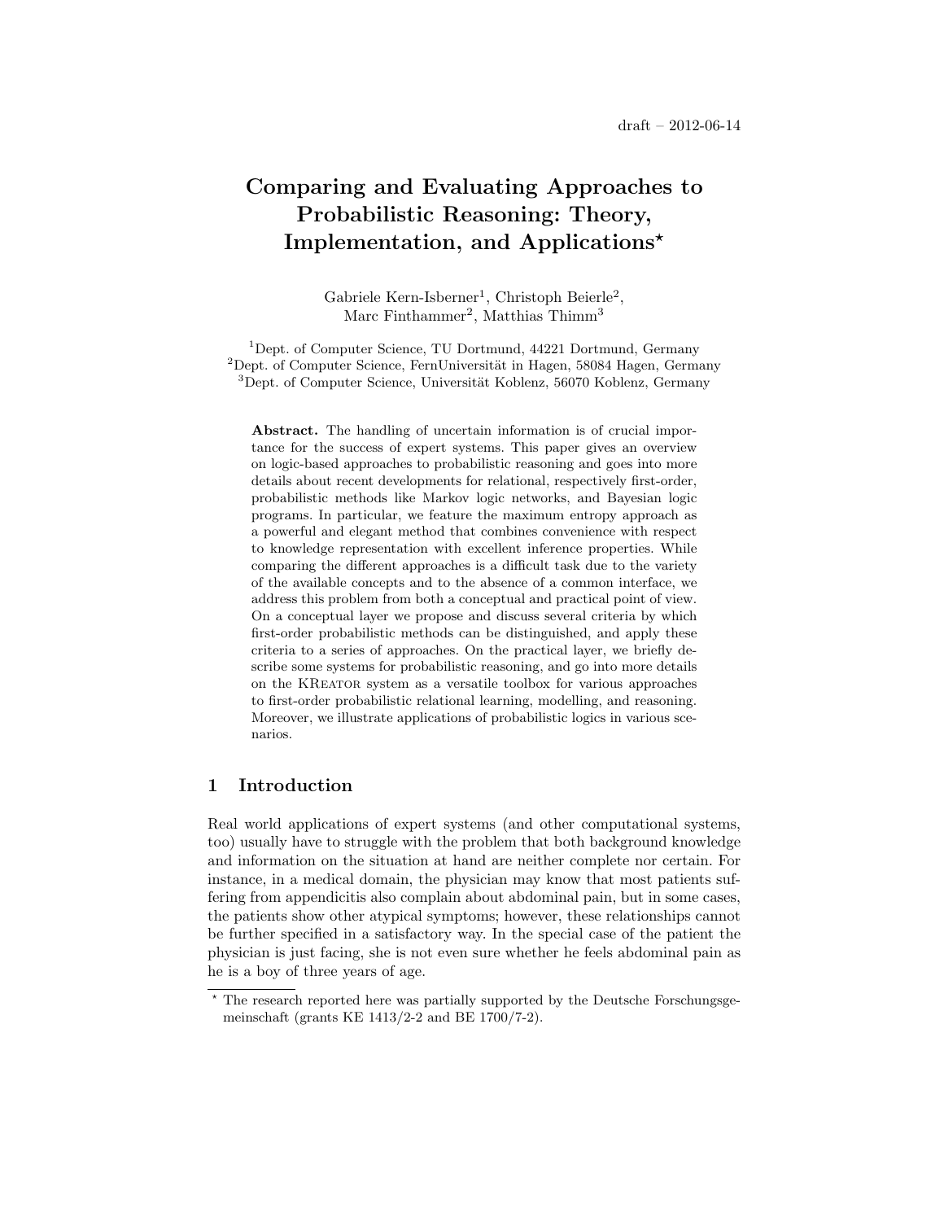draft – 2012-06-14

# Comparing and Evaluating Approaches to Probabilistic Reasoning: Theory, Implementation, and Applications*

Gabriele Kern-Isberner[1], Christoph Beierle[2], Marc Finthammer[2], Matthias Thimm[3]

[1]Dept. of Computer Science, TU Dortmund, 44221 Dortmund, Germany
[2]Dept. of Computer Science, FernUniversität in Hagen, 58084 Hagen, Germany
[3]Dept. of Computer Science, Universität Koblenz, 56070 Koblenz, Germany

**Abstract.** The handling of uncertain information is of crucial importance for the success of expert systems. This paper gives an overview on logic-based approaches to probabilistic reasoning and goes into more details about recent developments for relational, respectively first-order, probabilistic methods like Markov logic networks, and Bayesian logic programs. In particular, we feature the maximum entropy approach as a powerful and elegant method that combines convenience with respect to knowledge representation with excellent inference properties. While comparing the different approaches is a difficult task due to the variety of the available concepts and to the absence of a common interface, we address this problem from both a conceptual and practical point of view. On a conceptual layer we propose and discuss several criteria by which first-order probabilistic methods can be distinguished, and apply these criteria to a series of approaches. On the practical layer, we briefly describe some systems for probabilistic reasoning, and go into more details on the KReator system as a versatile toolbox for various approaches to first-order probabilistic relational learning, modelling, and reasoning. Moreover, we illustrate applications of probabilistic logics in various scenarios.

## 1 Introduction

Real world applications of expert systems (and other computational systems, too) usually have to struggle with the problem that both background knowledge and information on the situation at hand are neither complete nor certain. For instance, in a medical domain, the physician may know that most patients suffering from appendicitis also complain about abdominal pain, but in some cases, the patients show other atypical symptoms; however, these relationships cannot be further specified in a satisfactory way. In the special case of the patient the physician is just facing, she is not even sure whether he feels abdominal pain as he is a boy of three years of age.

* The research reported here was partially supported by the Deutsche Forschungsgemeinschaft (grants KE 1413/2-2 and BE 1700/7-2).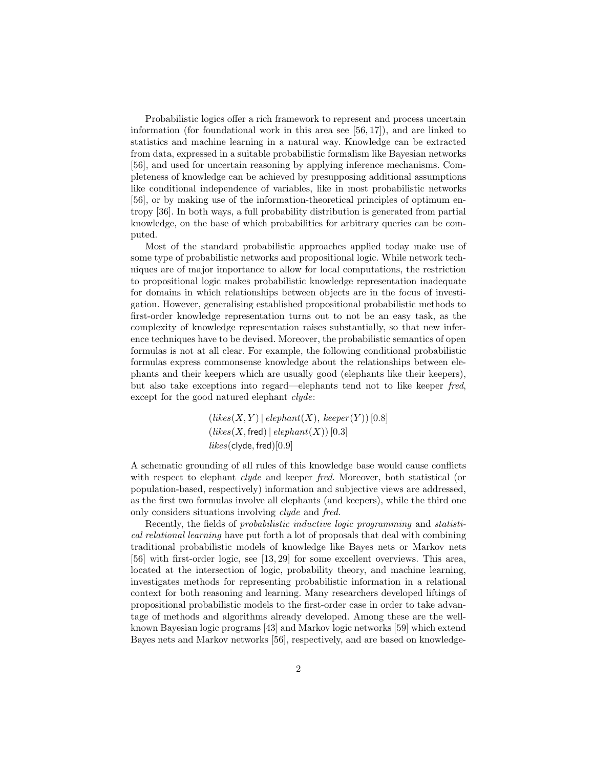Probabilistic logics offer a rich framework to represent and process uncertain information (for foundational work in this area see [56, 17]), and are linked to statistics and machine learning in a natural way. Knowledge can be extracted from data, expressed in a suitable probabilistic formalism like Bayesian networks [56], and used for uncertain reasoning by applying inference mechanisms. Completeness of knowledge can be achieved by presupposing additional assumptions like conditional independence of variables, like in most probabilistic networks [56], or by making use of the information-theoretical principles of optimum entropy [36]. In both ways, a full probability distribution is generated from partial knowledge, on the base of which probabilities for arbitrary queries can be computed.

Most of the standard probabilistic approaches applied today make use of some type of probabilistic networks and propositional logic. While network techniques are of major importance to allow for local computations, the restriction to propositional logic makes probabilistic knowledge representation inadequate for domains in which relationships between objects are in the focus of investigation. However, generalising established propositional probabilistic methods to first-order knowledge representation turns out to not be an easy task, as the complexity of knowledge representation raises substantially, so that new inference techniques have to be devised. Moreover, the probabilistic semantics of open formulas is not at all clear. For example, the following conditional probabilistic formulas express commonsense knowledge about the relationships between elephants and their keepers which are usually good (elephants like their keepers), but also take exceptions into regard—elephants tend not to like keeper *fred*, except for the good natured elephant *clyde*:

$$(\mathit{likes}(X, Y) \mid \mathit{elephant}(X),\ \mathit{keeper}(Y))\,[0.8]$$
$$(\mathit{likes}(X, \mathsf{fred}) \mid \mathit{elephant}(X))\,[0.3]$$
$$\mathit{likes}(\mathsf{clyde}, \mathsf{fred})[0.9]$$

A schematic grounding of all rules of this knowledge base would cause conflicts with respect to elephant *clyde* and keeper *fred*. Moreover, both statistical (or population-based, respectively) information and subjective views are addressed, as the first two formulas involve all elephants (and keepers), while the third one only considers situations involving *clyde* and *fred*.

Recently, the fields of *probabilistic inductive logic programming* and *statistical relational learning* have put forth a lot of proposals that deal with combining traditional probabilistic models of knowledge like Bayes nets or Markov nets [56] with first-order logic, see [13, 29] for some excellent overviews. This area, located at the intersection of logic, probability theory, and machine learning, investigates methods for representing probabilistic information in a relational context for both reasoning and learning. Many researchers developed liftings of propositional probabilistic models to the first-order case in order to take advantage of methods and algorithms already developed. Among these are the well-known Bayesian logic programs [43] and Markov logic networks [59] which extend Bayes nets and Markov networks [56], respectively, and are based on knowledge-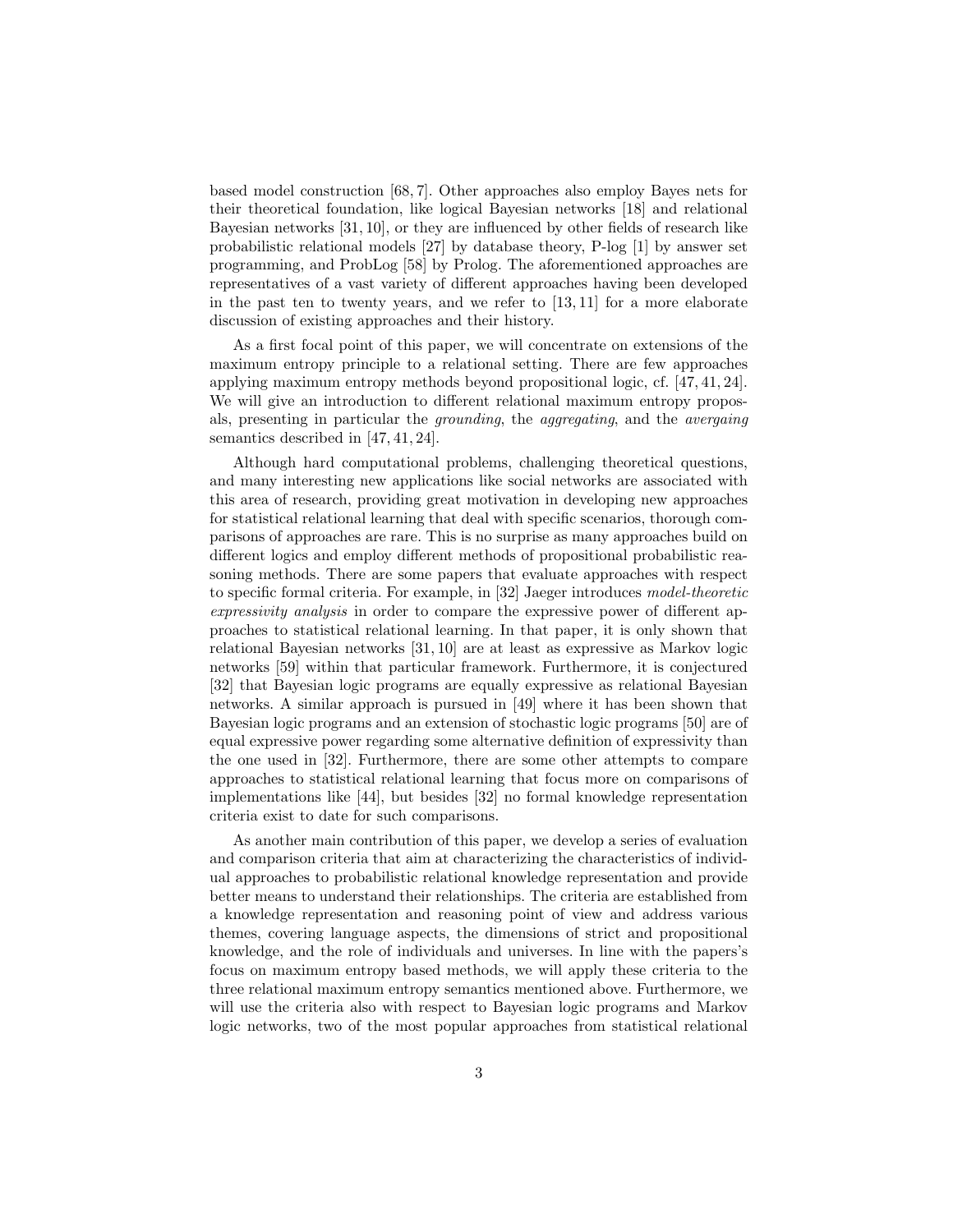based model construction [68, 7]. Other approaches also employ Bayes nets for their theoretical foundation, like logical Bayesian networks [18] and relational Bayesian networks [31, 10], or they are influenced by other fields of research like probabilistic relational models [27] by database theory, P-log [1] by answer set programming, and ProbLog [58] by Prolog. The aforementioned approaches are representatives of a vast variety of different approaches having been developed in the past ten to twenty years, and we refer to [13, 11] for a more elaborate discussion of existing approaches and their history.

As a first focal point of this paper, we will concentrate on extensions of the maximum entropy principle to a relational setting. There are few approaches applying maximum entropy methods beyond propositional logic, cf. [47, 41, 24]. We will give an introduction to different relational maximum entropy proposals, presenting in particular the *grounding*, the *aggregating*, and the *avergaing* semantics described in [47, 41, 24].

Although hard computational problems, challenging theoretical questions, and many interesting new applications like social networks are associated with this area of research, providing great motivation in developing new approaches for statistical relational learning that deal with specific scenarios, thorough comparisons of approaches are rare. This is no surprise as many approaches build on different logics and employ different methods of propositional probabilistic reasoning methods. There are some papers that evaluate approaches with respect to specific formal criteria. For example, in [32] Jaeger introduces *model-theoretic expressivity analysis* in order to compare the expressive power of different approaches to statistical relational learning. In that paper, it is only shown that relational Bayesian networks [31, 10] are at least as expressive as Markov logic networks [59] within that particular framework. Furthermore, it is conjectured [32] that Bayesian logic programs are equally expressive as relational Bayesian networks. A similar approach is pursued in [49] where it has been shown that Bayesian logic programs and an extension of stochastic logic programs [50] are of equal expressive power regarding some alternative definition of expressivity than the one used in [32]. Furthermore, there are some other attempts to compare approaches to statistical relational learning that focus more on comparisons of implementations like [44], but besides [32] no formal knowledge representation criteria exist to date for such comparisons.

As another main contribution of this paper, we develop a series of evaluation and comparison criteria that aim at characterizing the characteristics of individual approaches to probabilistic relational knowledge representation and provide better means to understand their relationships. The criteria are established from a knowledge representation and reasoning point of view and address various themes, covering language aspects, the dimensions of strict and propositional knowledge, and the role of individuals and universes. In line with the papers's focus on maximum entropy based methods, we will apply these criteria to the three relational maximum entropy semantics mentioned above. Furthermore, we will use the criteria also with respect to Bayesian logic programs and Markov logic networks, two of the most popular approaches from statistical relational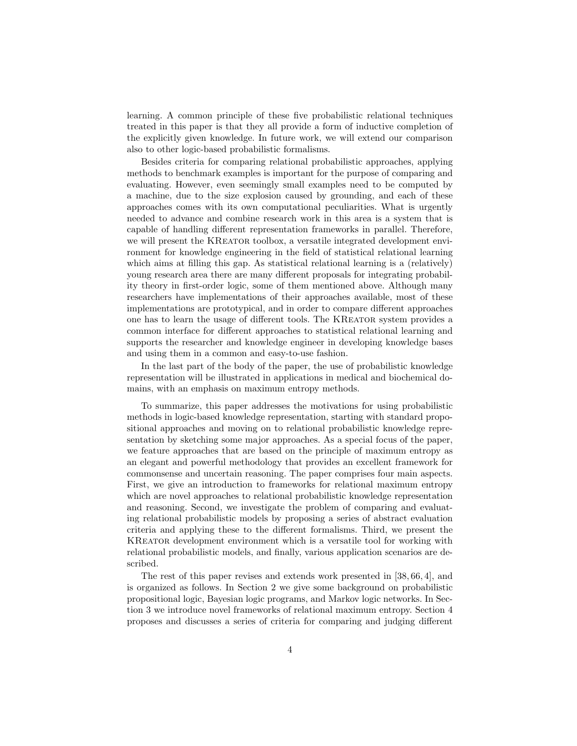learning. A common principle of these five probabilistic relational techniques treated in this paper is that they all provide a form of inductive completion of the explicitly given knowledge. In future work, we will extend our comparison also to other logic-based probabilistic formalisms.

Besides criteria for comparing relational probabilistic approaches, applying methods to benchmark examples is important for the purpose of comparing and evaluating. However, even seemingly small examples need to be computed by a machine, due to the size explosion caused by grounding, and each of these approaches comes with its own computational peculiarities. What is urgently needed to advance and combine research work in this area is a system that is capable of handling different representation frameworks in parallel. Therefore, we will present the KReator toolbox, a versatile integrated development environment for knowledge engineering in the field of statistical relational learning which aims at filling this gap. As statistical relational learning is a (relatively) young research area there are many different proposals for integrating probability theory in first-order logic, some of them mentioned above. Although many researchers have implementations of their approaches available, most of these implementations are prototypical, and in order to compare different approaches one has to learn the usage of different tools. The KReator system provides a common interface for different approaches to statistical relational learning and supports the researcher and knowledge engineer in developing knowledge bases and using them in a common and easy-to-use fashion.

In the last part of the body of the paper, the use of probabilistic knowledge representation will be illustrated in applications in medical and biochemical domains, with an emphasis on maximum entropy methods.

To summarize, this paper addresses the motivations for using probabilistic methods in logic-based knowledge representation, starting with standard propositional approaches and moving on to relational probabilistic knowledge representation by sketching some major approaches. As a special focus of the paper, we feature approaches that are based on the principle of maximum entropy as an elegant and powerful methodology that provides an excellent framework for commonsense and uncertain reasoning. The paper comprises four main aspects. First, we give an introduction to frameworks for relational maximum entropy which are novel approaches to relational probabilistic knowledge representation and reasoning. Second, we investigate the problem of comparing and evaluating relational probabilistic models by proposing a series of abstract evaluation criteria and applying these to the different formalisms. Third, we present the KReator development environment which is a versatile tool for working with relational probabilistic models, and finally, various application scenarios are described.

The rest of this paper revises and extends work presented in [38, 66, 4], and is organized as follows. In Section 2 we give some background on probabilistic propositional logic, Bayesian logic programs, and Markov logic networks. In Section 3 we introduce novel frameworks of relational maximum entropy. Section 4 proposes and discusses a series of criteria for comparing and judging different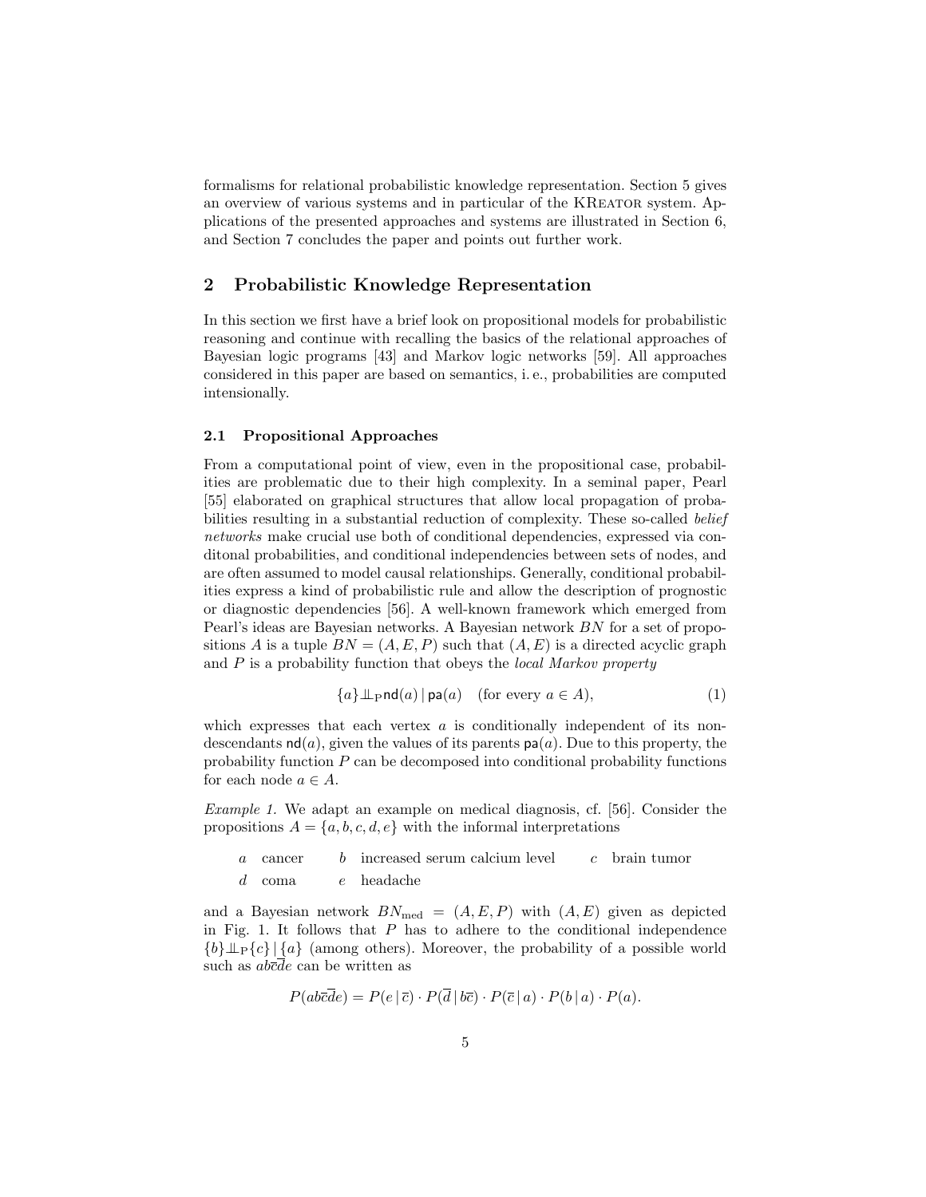formalisms for relational probabilistic knowledge representation. Section 5 gives an overview of various systems and in particular of the KREATOR system. Applications of the presented approaches and systems are illustrated in Section 6, and Section 7 concludes the paper and points out further work.

## 2 Probabilistic Knowledge Representation

In this section we first have a brief look on propositional models for probabilistic reasoning and continue with recalling the basics of the relational approaches of Bayesian logic programs [43] and Markov logic networks [59]. All approaches considered in this paper are based on semantics, i. e., probabilities are computed intensionally.

### 2.1 Propositional Approaches

From a computational point of view, even in the propositional case, probabilities are problematic due to their high complexity. In a seminal paper, Pearl [55] elaborated on graphical structures that allow local propagation of probabilities resulting in a substantial reduction of complexity. These so-called *belief networks* make crucial use both of conditional dependencies, expressed via conditonal probabilities, and conditional independencies between sets of nodes, and are often assumed to model causal relationships. Generally, conditional probabilities express a kind of probabilistic rule and allow the description of prognostic or diagnostic dependencies [56]. A well-known framework which emerged from Pearl's ideas are Bayesian networks. A Bayesian network $BN$ for a set of propositions $A$ is a tuple $BN = (A, E, P)$ such that $(A, E)$ is a directed acyclic graph and $P$ is a probability function that obeys the *local Markov property*

$$\{a\} \perp\!\!\!\perp_{\mathrm{P}} \mathsf{nd}(a) \mid \mathsf{pa}(a) \quad \text{(for every } a \in A), \tag{1}$$

which expresses that each vertex $a$ is conditionally independent of its non-descendants $\mathsf{nd}(a)$, given the values of its parents $\mathsf{pa}(a)$. Due to this property, the probability function $P$ can be decomposed into conditional probability functions for each node $a \in A$.

*Example 1.* We adapt an example on medical diagnosis, cf. [56]. Consider the propositions $A = \{a, b, c, d, e\}$ with the informal interpretations

- $a$ cancer
- $b$ increased serum calcium level
- $c$ brain tumor
- $d$ coma
- $e$ headache

and a Bayesian network $BN_{\mathrm{med}} = (A, E, P)$ with $(A, E)$ given as depicted in Fig. 1. It follows that $P$ has to adhere to the conditional independence $\{b\} \perp\!\!\!\perp_{\mathrm{P}} \{c\} \mid \{a\}$ (among others). Moreover, the probability of a possible world such as $ab\overline{c}\overline{d}e$ can be written as

$$P(ab\overline{c}\overline{d}e) = P(e \mid \overline{c}) \cdot P(\overline{d} \mid b\overline{c}) \cdot P(\overline{c} \mid a) \cdot P(b \mid a) \cdot P(a).$$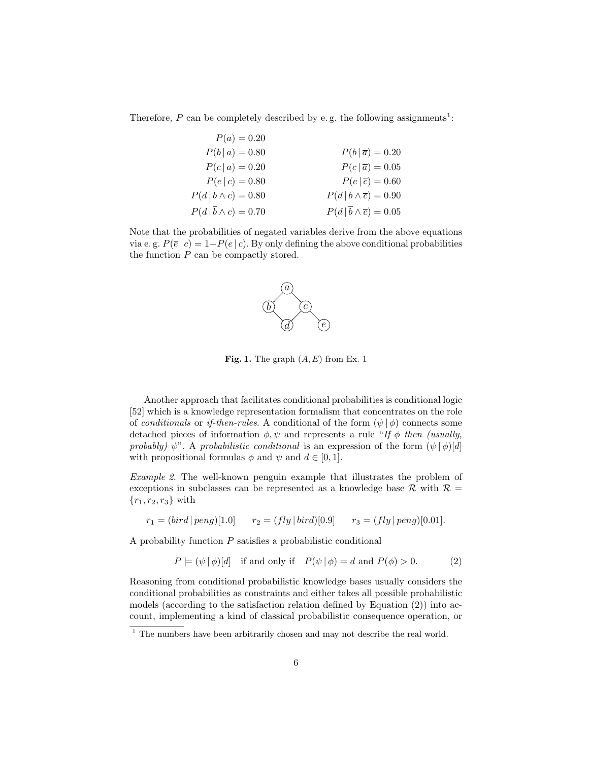Therefore, $P$ can be completely described by e. g. the following assignments[1]:

$$
\begin{aligned}
P(a) &= 0.20 & & \\
P(b\,|\,a) &= 0.80 & P(b\,|\,\overline{a}) &= 0.20 \\
P(c\,|\,a) &= 0.20 & P(c\,|\,\overline{a}) &= 0.05 \\
P(e\,|\,c) &= 0.80 & P(e\,|\,\overline{c}) &= 0.60 \\
P(d\,|\,b \wedge c) &= 0.80 & P(d\,|\,b \wedge \overline{c}) &= 0.90 \\
P(d\,|\,\overline{b} \wedge c) &= 0.70 & P(d\,|\,\overline{b} \wedge \overline{c}) &= 0.05
\end{aligned}
$$

Note that the probabilities of negated variables derive from the above equations via e. g. $P(\overline{e}\,|\,c) = 1 - P(e\,|\,c)$. By only defining the above conditional probabilities the function $P$ can be compactly stored.

**Fig. 1.** The graph $(A, E)$ from Ex. 1

Another approach that facilitates conditional probabilities is conditional logic [52] which is a knowledge representation formalism that concentrates on the role of *conditionals* or *if-then-rules*. A conditional of the form $(\psi\,|\,\phi)$ connects some detached pieces of information $\phi, \psi$ and represents a rule "*If $\phi$ then (usually, probably) $\psi$*". A *probabilistic conditional* is an expression of the form $(\psi\,|\,\phi)[d]$ with propositional formulas $\phi$ and $\psi$ and $d \in [0, 1]$.

*Example 2.* The well-known penguin example that illustrates the problem of exceptions in subclasses can be represented as a knowledge base $\mathcal{R}$ with $\mathcal{R} = \{r_1, r_2, r_3\}$ with

$$r_1 = (bird\,|\,peng)[1.0] \qquad r_2 = (fly\,|\,bird)[0.9] \qquad r_3 = (fly\,|\,peng)[0.01].$$

A probability function $P$ satisfies a probabilistic conditional

$$P \models (\psi\,|\,\phi)[d] \quad \text{if and only if} \quad P(\psi\,|\,\phi) = d \text{ and } P(\phi) > 0. \tag{2}$$

Reasoning from conditional probabilistic knowledge bases usually considers the conditional probabilities as constraints and either takes all possible probabilistic models (according to the satisfaction relation defined by Equation (2)) into account, implementing a kind of classical probabilistic consequence operation, or

[1] The numbers have been arbitrarily chosen and may not describe the real world.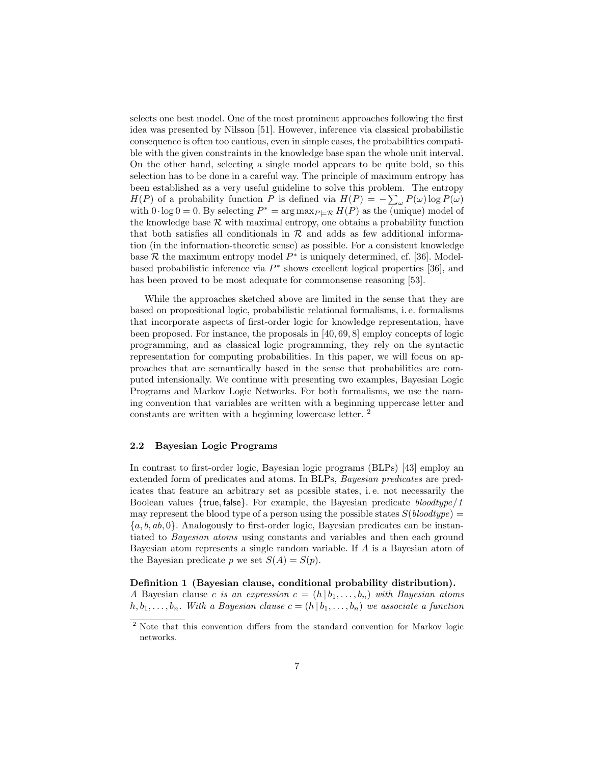selects one best model. One of the most prominent approaches following the first idea was presented by Nilsson [51]. However, inference via classical probabilistic consequence is often too cautious, even in simple cases, the probabilities compatible with the given constraints in the knowledge base span the whole unit interval. On the other hand, selecting a single model appears to be quite bold, so this selection has to be done in a careful way. The principle of maximum entropy has been established as a very useful guideline to solve this problem. The entropy $H(P)$ of a probability function $P$ is defined via $H(P) = -\sum_{\omega} P(\omega) \log P(\omega)$ with $0 \cdot \log 0 = 0$. By selecting $P^* = \arg\max_{P \models \mathcal{R}} H(P)$ as the (unique) model of the knowledge base $\mathcal{R}$ with maximal entropy, one obtains a probability function that both satisfies all conditionals in $\mathcal{R}$ and adds as few additional information (in the information-theoretic sense) as possible. For a consistent knowledge base $\mathcal{R}$ the maximum entropy model $P^*$ is uniquely determined, cf. [36]. Model-based probabilistic inference via $P^*$ shows excellent logical properties [36], and has been proved to be most adequate for commonsense reasoning [53].

While the approaches sketched above are limited in the sense that they are based on propositional logic, probabilistic relational formalisms, i. e. formalisms that incorporate aspects of first-order logic for knowledge representation, have been proposed. For instance, the proposals in [40, 69, 8] employ concepts of logic programming, and as classical logic programming, they rely on the syntactic representation for computing probabilities. In this paper, we will focus on approaches that are semantically based in the sense that probabilities are computed intensionally. We continue with presenting two examples, Bayesian Logic Programs and Markov Logic Networks. For both formalisms, we use the naming convention that variables are written with a beginning uppercase letter and constants are written with a beginning lowercase letter. [2]

### 2.2 Bayesian Logic Programs

In contrast to first-order logic, Bayesian logic programs (BLPs) [43] employ an extended form of predicates and atoms. In BLPs, *Bayesian predicates* are predicates that feature an arbitrary set as possible states, i. e. not necessarily the Boolean values $\{\mathsf{true}, \mathsf{false}\}$. For example, the Bayesian predicate *bloodtype/1* may represent the blood type of a person using the possible states $S(\mathit{bloodtype}) = \{a, b, ab, 0\}$. Analogously to first-order logic, Bayesian predicates can be instantiated to *Bayesian atoms* using constants and variables and then each ground Bayesian atom represents a single random variable. If $A$ is a Bayesian atom of the Bayesian predicate $p$ we set $S(A) = S(p)$.

**Definition 1 (Bayesian clause, conditional probability distribution).** *A* Bayesian clause *$c$ is an expression $c = (h \,|\, b_1, \ldots, b_n)$ with Bayesian atoms $h, b_1, \ldots, b_n$. With a Bayesian clause $c = (h \,|\, b_1, \ldots, b_n)$ we associate a function*

[2] Note that this convention differs from the standard convention for Markov logic networks.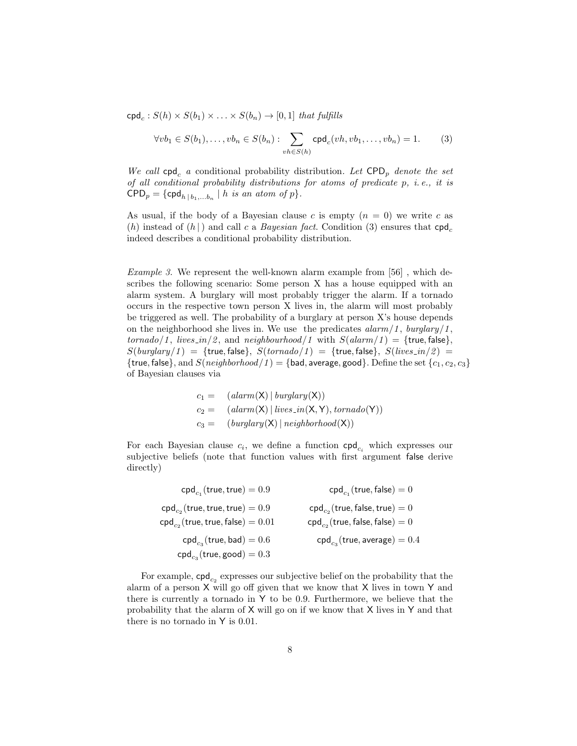$\mathsf{cpd}_c : S(h) \times S(b_1) \times \ldots \times S(b_n) \to [0,1]$ *that fulfills*

$$\forall vb_1 \in S(b_1), \ldots, vb_n \in S(b_n) : \sum_{vh \in S(h)} \mathsf{cpd}_c(vh, vb_1, \ldots, vb_n) = 1. \qquad (3)$$

*We call* $\mathsf{cpd}_c$ *a* conditional probability distribution. *Let* $\mathsf{CPD}_p$ *denote the set of all conditional probability distributions for atoms of predicate* $p$, *i. e., it is* $\mathsf{CPD}_p = \{\mathsf{cpd}_{h \,|\, b_1,\ldots b_n} \mid h \text{ is an atom of } p\}$.

As usual, if the body of a Bayesian clause $c$ is empty ($n = 0$) we write $c$ as $(h)$ instead of $(h \,|\,)$ and call $c$ a *Bayesian fact*. Condition (3) ensures that $\mathsf{cpd}_c$ indeed describes a conditional probability distribution.

*Example 3.* We represent the well-known alarm example from [56] , which describes the following scenario: Some person X has a house equipped with an alarm system. A burglary will most probably trigger the alarm. If a tornado occurs in the respective town person X lives in, the alarm will most probably be triggered as well. The probability of a burglary at person X's house depends on the neighborhood she lives in. We use the predicates *alarm/1*, *burglary/1*, *tornado/1*, *lives_in/2*, and *neighbourhood/1* with $S(\mathit{alarm/1}) = \{\mathsf{true}, \mathsf{false}\}$, $S(\mathit{burglary/1}) = \{\mathsf{true}, \mathsf{false}\}$, $S(\mathit{tornado/1}) = \{\mathsf{true}, \mathsf{false}\}$, $S(\mathit{lives\_in/2}) = \{\mathsf{true}, \mathsf{false}\}$, and $S(\mathit{neighborhood/1}) = \{\mathsf{bad}, \mathsf{average}, \mathsf{good}\}$. Define the set $\{c_1, c_2, c_3\}$ of Bayesian clauses via

$$c_1 = \quad (\mathit{alarm}(\mathsf{X}) \mid \mathit{burglary}(\mathsf{X}))$$
$$c_2 = \quad (\mathit{alarm}(\mathsf{X}) \mid \mathit{lives\_in}(\mathsf{X}, \mathsf{Y}), \mathit{tornado}(\mathsf{Y}))$$
$$c_3 = \quad (\mathit{burglary}(\mathsf{X}) \mid \mathit{neighborhood}(\mathsf{X}))$$

For each Bayesian clause $c_i$, we define a function $\mathsf{cpd}_{c_i}$ which expresses our subjective beliefs (note that function values with first argument $\mathsf{false}$ derive directly)

$$\mathsf{cpd}_{c_1}(\mathsf{true}, \mathsf{true}) = 0.9 \qquad \mathsf{cpd}_{c_1}(\mathsf{true}, \mathsf{false}) = 0$$
$$\mathsf{cpd}_{c_2}(\mathsf{true}, \mathsf{true}, \mathsf{true}) = 0.9 \qquad \mathsf{cpd}_{c_2}(\mathsf{true}, \mathsf{false}, \mathsf{true}) = 0$$
$$\mathsf{cpd}_{c_2}(\mathsf{true}, \mathsf{true}, \mathsf{false}) = 0.01 \qquad \mathsf{cpd}_{c_2}(\mathsf{true}, \mathsf{false}, \mathsf{false}) = 0$$
$$\mathsf{cpd}_{c_3}(\mathsf{true}, \mathsf{bad}) = 0.6 \qquad \mathsf{cpd}_{c_3}(\mathsf{true}, \mathsf{average}) = 0.4$$
$$\mathsf{cpd}_{c_3}(\mathsf{true}, \mathsf{good}) = 0.3$$

For example, $\mathsf{cpd}_{c_2}$ expresses our subjective belief on the probability that the alarm of a person X will go off given that we know that X lives in town Y and there is currently a tornado in Y to be 0.9. Furthermore, we believe that the probability that the alarm of X will go on if we know that X lives in Y and that there is no tornado in Y is 0.01.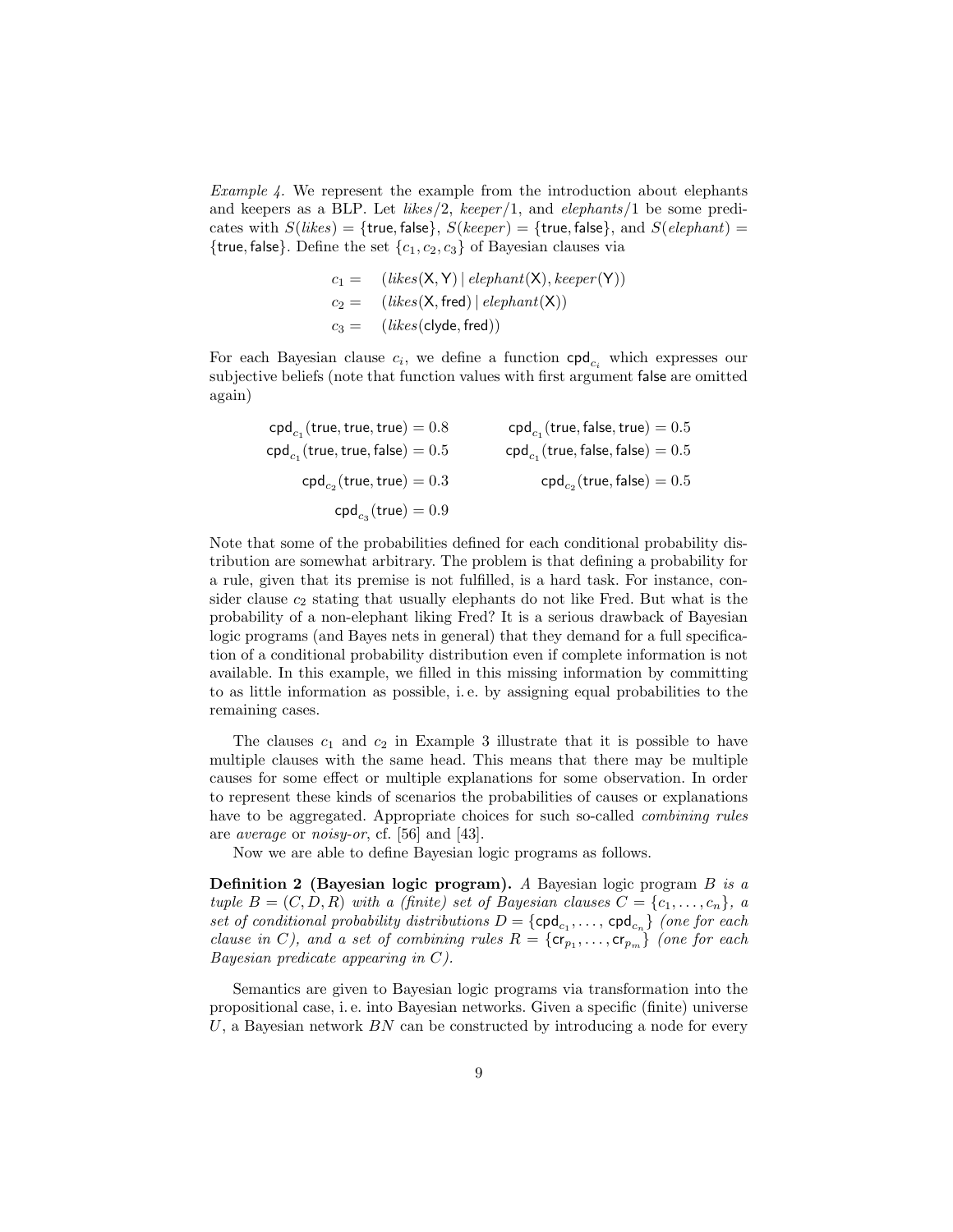*Example 4.* We represent the example from the introduction about elephants and keepers as a BLP. Let *likes*/2, *keeper*/1, and *elephants*/1 be some predicates with $S(likes) = \{\mathsf{true}, \mathsf{false}\}$, $S(keeper) = \{\mathsf{true}, \mathsf{false}\}$, and $S(elephant) = \{\mathsf{true}, \mathsf{false}\}$. Define the set $\{c_1, c_2, c_3\}$ of Bayesian clauses via

$$
\begin{aligned}
c_1 = &\quad (likes(\mathsf{X}, \mathsf{Y}) \mid elephant(\mathsf{X}), keeper(\mathsf{Y})) \\
c_2 = &\quad (likes(\mathsf{X}, \mathsf{fred}) \mid elephant(\mathsf{X})) \\
c_3 = &\quad (likes(\mathsf{clyde}, \mathsf{fred}))
\end{aligned}
$$

For each Bayesian clause $c_i$, we define a function $\mathsf{cpd}_{c_i}$ which expresses our subjective beliefs (note that function values with first argument false are omitted again)

$$
\begin{aligned}
\mathsf{cpd}_{c_1}(\mathsf{true}, \mathsf{true}, \mathsf{true}) &= 0.8 & \qquad \mathsf{cpd}_{c_1}(\mathsf{true}, \mathsf{false}, \mathsf{true}) &= 0.5 \\
\mathsf{cpd}_{c_1}(\mathsf{true}, \mathsf{true}, \mathsf{false}) &= 0.5 & \qquad \mathsf{cpd}_{c_1}(\mathsf{true}, \mathsf{false}, \mathsf{false}) &= 0.5 \\
\mathsf{cpd}_{c_2}(\mathsf{true}, \mathsf{true}) &= 0.3 & \qquad \mathsf{cpd}_{c_2}(\mathsf{true}, \mathsf{false}) &= 0.5 \\
\mathsf{cpd}_{c_3}(\mathsf{true}) &= 0.9 & &
\end{aligned}
$$

Note that some of the probabilities defined for each conditional probability distribution are somewhat arbitrary. The problem is that defining a probability for a rule, given that its premise is not fulfilled, is a hard task. For instance, consider clause $c_2$ stating that usually elephants do not like Fred. But what is the probability of a non-elephant liking Fred? It is a serious drawback of Bayesian logic programs (and Bayes nets in general) that they demand for a full specification of a conditional probability distribution even if complete information is not available. In this example, we filled in this missing information by committing to as little information as possible, i. e. by assigning equal probabilities to the remaining cases.

The clauses $c_1$ and $c_2$ in Example 3 illustrate that it is possible to have multiple clauses with the same head. This means that there may be multiple causes for some effect or multiple explanations for some observation. In order to represent these kinds of scenarios the probabilities of causes or explanations have to be aggregated. Appropriate choices for such so-called *combining rules* are *average* or *noisy-or*, cf. [56] and [43].

Now we are able to define Bayesian logic programs as follows.

**Definition 2 (Bayesian logic program).** *A Bayesian logic program $B$ is a tuple $B = (C, D, R)$ with a (finite) set of Bayesian clauses $C = \{c_1, \ldots, c_n\}$, a set of conditional probability distributions $D = \{\mathsf{cpd}_{c_1}, \ldots, \mathsf{cpd}_{c_n}\}$ (one for each clause in $C$), and a set of combining rules $R = \{\mathsf{cr}_{p_1}, \ldots, \mathsf{cr}_{p_m}\}$ (one for each Bayesian predicate appearing in $C$).*

Semantics are given to Bayesian logic programs via transformation into the propositional case, i. e. into Bayesian networks. Given a specific (finite) universe $U$, a Bayesian network $BN$ can be constructed by introducing a node for every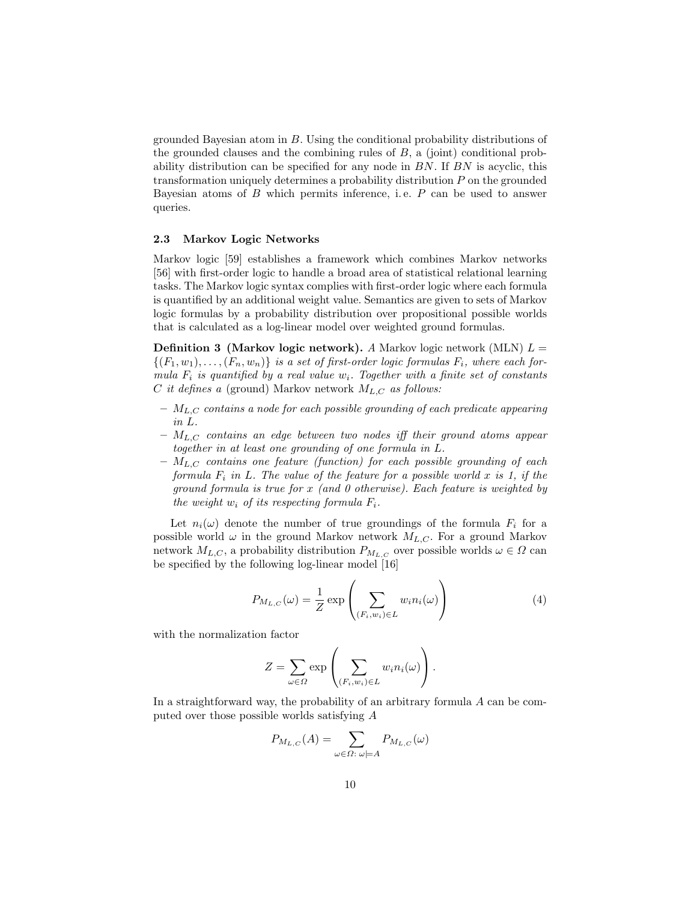grounded Bayesian atom in $B$. Using the conditional probability distributions of the grounded clauses and the combining rules of $B$, a (joint) conditional probability distribution can be specified for any node in $BN$. If $BN$ is acyclic, this transformation uniquely determines a probability distribution $P$ on the grounded Bayesian atoms of $B$ which permits inference, i. e. $P$ can be used to answer queries.

### 2.3 Markov Logic Networks

Markov logic [59] establishes a framework which combines Markov networks [56] with first-order logic to handle a broad area of statistical relational learning tasks. The Markov logic syntax complies with first-order logic where each formula is quantified by an additional weight value. Semantics are given to sets of Markov logic formulas by a probability distribution over propositional possible worlds that is calculated as a log-linear model over weighted ground formulas.

**Definition 3 (Markov logic network).** *A* Markov logic network (MLN) $L = \{(F_1, w_1), \ldots, (F_n, w_n)\}$ *is a set of first-order logic formulas* $F_i$*, where each formula* $F_i$ *is quantified by a real value* $w_i$*. Together with a finite set of constants* $C$ *it defines a* (ground) Markov network $M_{L,C}$ *as follows:*

- $M_{L,C}$ *contains a node for each possible grounding of each predicate appearing in* $L$*.*
- $M_{L,C}$ *contains an edge between two nodes iff their ground atoms appear together in at least one grounding of one formula in* $L$*.*
- $M_{L,C}$ *contains one feature (function) for each possible grounding of each formula* $F_i$ *in* $L$*. The value of the feature for a possible world* $x$ *is 1, if the ground formula is true for* $x$ *(and 0 otherwise). Each feature is weighted by the weight* $w_i$ *of its respecting formula* $F_i$*.*

Let $n_i(\omega)$ denote the number of true groundings of the formula $F_i$ for a possible world $\omega$ in the ground Markov network $M_{L,C}$. For a ground Markov network $M_{L,C}$, a probability distribution $P_{M_{L,C}}$ over possible worlds $\omega \in \Omega$ can be specified by the following log-linear model [16]

$$P_{M_{L,C}}(\omega) = \frac{1}{Z} \exp\left( \sum_{(F_i, w_i) \in L} w_i n_i(\omega) \right) \tag{4}$$

with the normalization factor

$$Z = \sum_{\omega \in \Omega} \exp\left( \sum_{(F_i, w_i) \in L} w_i n_i(\omega) \right).$$

In a straightforward way, the probability of an arbitrary formula $A$ can be computed over those possible worlds satisfying $A$

$$P_{M_{L,C}}(A) = \sum_{\omega \in \Omega:\ \omega \models A} P_{M_{L,C}}(\omega)$$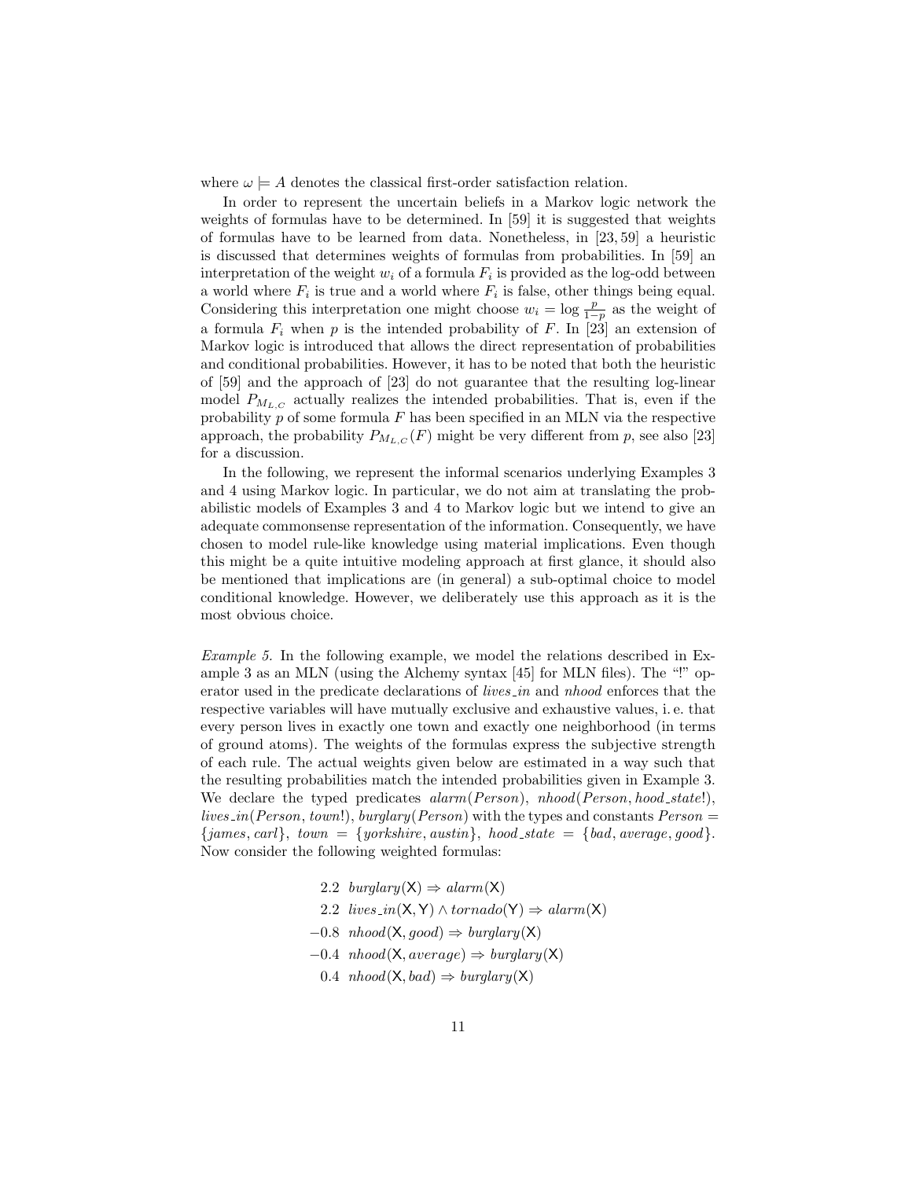where $\omega \models A$ denotes the classical first-order satisfaction relation.

In order to represent the uncertain beliefs in a Markov logic network the weights of formulas have to be determined. In [59] it is suggested that weights of formulas have to be learned from data. Nonetheless, in [23, 59] a heuristic is discussed that determines weights of formulas from probabilities. In [59] an interpretation of the weight $w_i$ of a formula $F_i$ is provided as the log-odd between a world where $F_i$ is true and a world where $F_i$ is false, other things being equal. Considering this interpretation one might choose $w_i = \log \frac{p}{1-p}$ as the weight of a formula $F_i$ when $p$ is the intended probability of $F$. In [23] an extension of Markov logic is introduced that allows the direct representation of probabilities and conditional probabilities. However, it has to be noted that both the heuristic of [59] and the approach of [23] do not guarantee that the resulting log-linear model $P_{M_{L,C}}$ actually realizes the intended probabilities. That is, even if the probability $p$ of some formula $F$ has been specified in an MLN via the respective approach, the probability $P_{M_{L,C}}(F)$ might be very different from $p$, see also [23] for a discussion.

In the following, we represent the informal scenarios underlying Examples 3 and 4 using Markov logic. In particular, we do not aim at translating the probabilistic models of Examples 3 and 4 to Markov logic but we intend to give an adequate commonsense representation of the information. Consequently, we have chosen to model rule-like knowledge using material implications. Even though this might be a quite intuitive modeling approach at first glance, it should also be mentioned that implications are (in general) a sub-optimal choice to model conditional knowledge. However, we deliberately use this approach as it is the most obvious choice.

*Example 5.* In the following example, we model the relations described in Example 3 as an MLN (using the Alchemy syntax [45] for MLN files). The "!" operator used in the predicate declarations of *lives_in* and *nhood* enforces that the respective variables will have mutually exclusive and exhaustive values, i. e. that every person lives in exactly one town and exactly one neighborhood (in terms of ground atoms). The weights of the formulas express the subjective strength of each rule. The actual weights given below are estimated in a way such that the resulting probabilities match the intended probabilities given in Example 3. We declare the typed predicates $alarm(Person)$, $nhood(Person, hood\_state!)$, $lives\_in(Person, town!)$, $burglary(Person)$ with the types and constants $Person = \{james, carl\}$, $town = \{yorkshire, austin\}$, $hood\_state = \{bad, average, good\}$. Now consider the following weighted formulas:

$$
\begin{aligned}
2.2 &\quad burglary(\mathsf{X}) \Rightarrow alarm(\mathsf{X}) \\
2.2 &\quad lives\_in(\mathsf{X}, \mathsf{Y}) \land tornado(\mathsf{Y}) \Rightarrow alarm(\mathsf{X}) \\
-0.8 &\quad nhood(\mathsf{X}, good) \Rightarrow burglary(\mathsf{X}) \\
-0.4 &\quad nhood(\mathsf{X}, average) \Rightarrow burglary(\mathsf{X}) \\
0.4 &\quad nhood(\mathsf{X}, bad) \Rightarrow burglary(\mathsf{X})
\end{aligned}
$$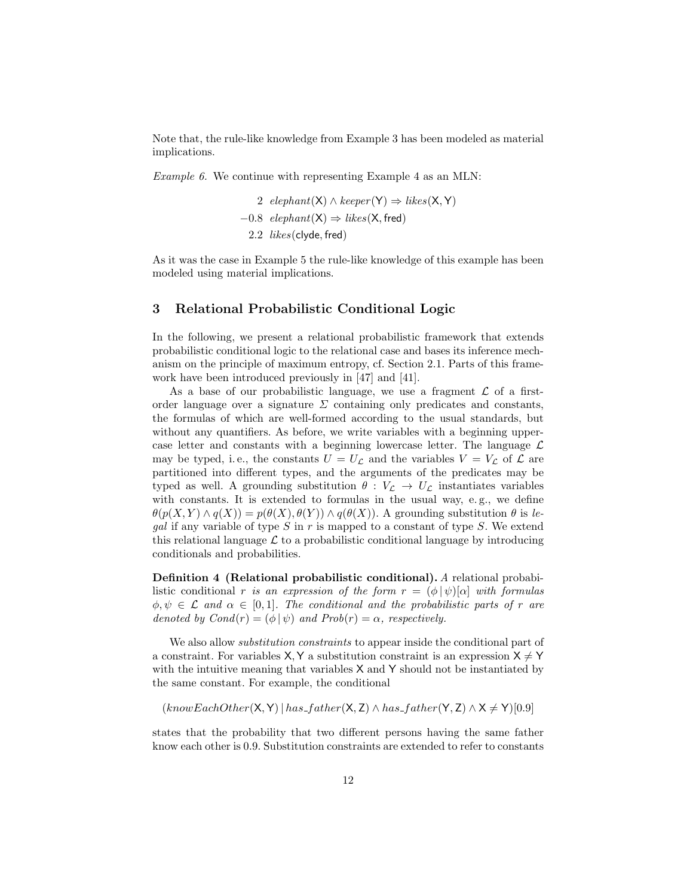Note that, the rule-like knowledge from Example 3 has been modeled as material implications.

*Example 6.* We continue with representing Example 4 as an MLN:

$$
\begin{aligned}
2 &\;\; \mathit{elephant}(\mathsf{X}) \wedge \mathit{keeper}(\mathsf{Y}) \Rightarrow \mathit{likes}(\mathsf{X}, \mathsf{Y}) \\
-0.8 &\;\; \mathit{elephant}(\mathsf{X}) \Rightarrow \mathit{likes}(\mathsf{X}, \mathsf{fred}) \\
2.2 &\;\; \mathit{likes}(\mathsf{clyde}, \mathsf{fred})
\end{aligned}
$$

As it was the case in Example 5 the rule-like knowledge of this example has been modeled using material implications.

## 3 Relational Probabilistic Conditional Logic

In the following, we present a relational probabilistic framework that extends probabilistic conditional logic to the relational case and bases its inference mechanism on the principle of maximum entropy, cf. Section 2.1. Parts of this framework have been introduced previously in [47] and [41].

As a base of our probabilistic language, we use a fragment $\mathcal{L}$ of a first-order language over a signature $\Sigma$ containing only predicates and constants, the formulas of which are well-formed according to the usual standards, but without any quantifiers. As before, we write variables with a beginning uppercase letter and constants with a beginning lowercase letter. The language $\mathcal{L}$ may be typed, i. e., the constants $U = U_{\mathcal{L}}$ and the variables $V = V_{\mathcal{L}}$ of $\mathcal{L}$ are partitioned into different types, and the arguments of the predicates may be typed as well. A grounding substitution $\theta : V_{\mathcal{L}} \rightarrow U_{\mathcal{L}}$ instantiates variables with constants. It is extended to formulas in the usual way, e. g., we define $\theta(p(X, Y) \wedge q(X)) = p(\theta(X), \theta(Y)) \wedge q(\theta(X))$. A grounding substitution $\theta$ is *legal* if any variable of type $S$ in $r$ is mapped to a constant of type $S$. We extend this relational language $\mathcal{L}$ to a probabilistic conditional language by introducing conditionals and probabilities.

**Definition 4 (Relational probabilistic conditional).** *A* relational probabilistic conditional *$r$ is an expression of the form $r = (\phi \,|\, \psi)[\alpha]$ with formulas $\phi, \psi \in \mathcal{L}$ and $\alpha \in [0, 1]$. The conditional and the probabilistic parts of $r$ are denoted by $Cond(r) = (\phi \,|\, \psi)$ and $Prob(r) = \alpha$, respectively.*

We also allow *substitution constraints* to appear inside the conditional part of a constraint. For variables $\mathsf{X}, \mathsf{Y}$ a substitution constraint is an expression $\mathsf{X} \neq \mathsf{Y}$ with the intuitive meaning that variables $\mathsf{X}$ and $\mathsf{Y}$ should not be instantiated by the same constant. For example, the conditional

$$
(\mathit{knowEachOther}(\mathsf{X}, \mathsf{Y}) \,|\, \mathit{has\_father}(\mathsf{X}, \mathsf{Z}) \wedge \mathit{has\_father}(\mathsf{Y}, \mathsf{Z}) \wedge \mathsf{X} \neq \mathsf{Y})[0.9]
$$

states that the probability that two different persons having the same father know each other is 0.9. Substitution constraints are extended to refer to constants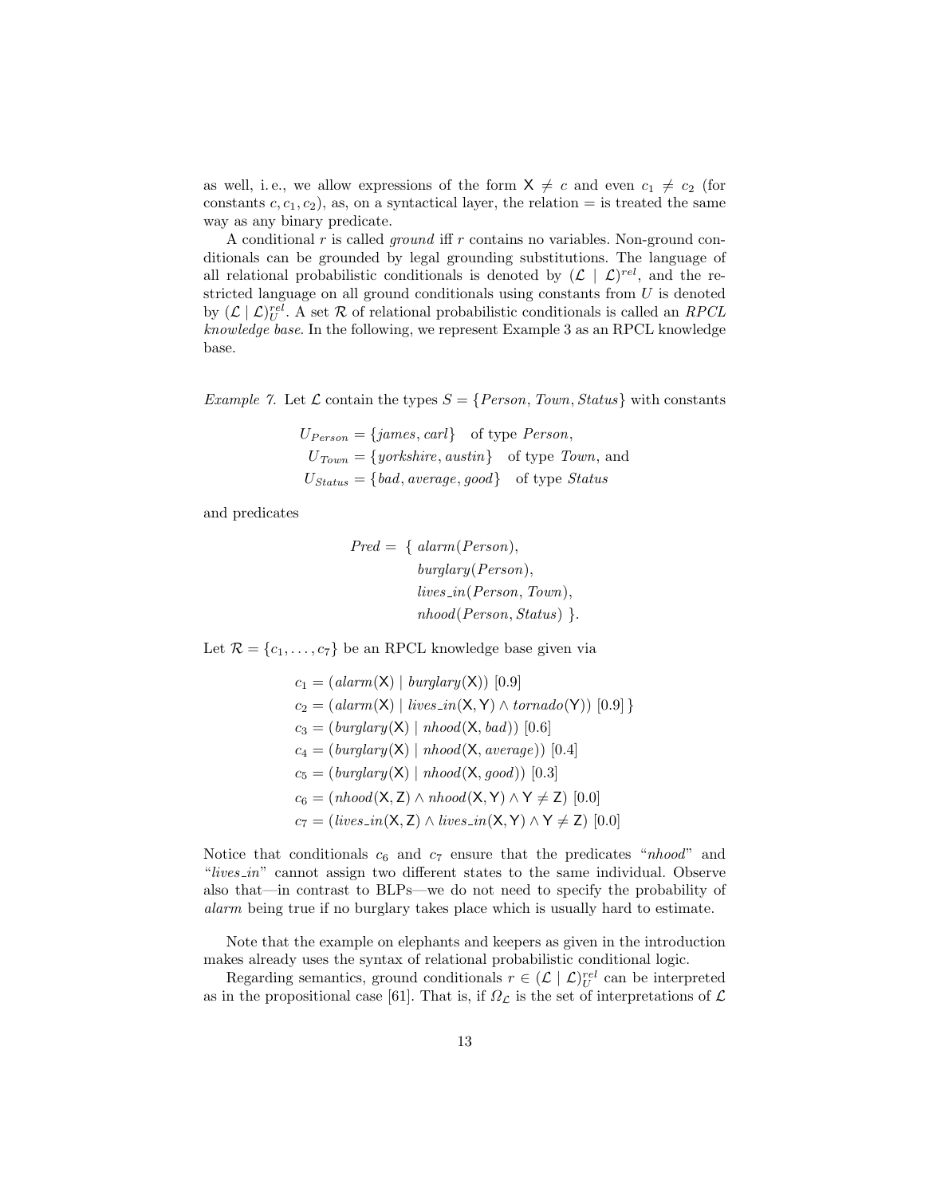as well, i. e., we allow expressions of the form $\mathsf{X} \neq c$ and even $c_1 \neq c_2$ (for constants $c, c_1, c_2$), as, on a syntactical layer, the relation $=$ is treated the same way as any binary predicate.

A conditional $r$ is called *ground* iff $r$ contains no variables. Non-ground conditionals can be grounded by legal grounding substitutions. The language of all relational probabilistic conditionals is denoted by $(\mathcal{L} \mid \mathcal{L})^{rel}$, and the restricted language on all ground conditionals using constants from $U$ is denoted by $(\mathcal{L} \mid \mathcal{L})^{rel}_U$. A set $\mathcal{R}$ of relational probabilistic conditionals is called an *RPCL knowledge base*. In the following, we represent Example 3 as an RPCL knowledge base.

*Example 7.* Let $\mathcal{L}$ contain the types $S = \{Person, Town, Status\}$ with constants

$$
\begin{aligned}
U_{Person} &= \{james, carl\} \quad \text{of type } Person,\\
U_{Town} &= \{yorkshire, austin\} \quad \text{of type } Town, \text{ and}\\
U_{Status} &= \{bad, average, good\} \quad \text{of type } Status
\end{aligned}
$$

and predicates

$$
\begin{aligned}
Pred = \{\ & alarm(Person),\\
& burglary(Person),\\
& lives\_in(Person, Town),\\
& nhood(Person, Status)\ \}.
\end{aligned}
$$

Let $\mathcal{R} = \{c_1, \ldots, c_7\}$ be an RPCL knowledge base given via

$$
\begin{aligned}
c_1 &= (alarm(\mathsf{X}) \mid burglary(\mathsf{X}))\ [0.9]\\
c_2 &= (alarm(\mathsf{X}) \mid lives\_in(\mathsf{X}, \mathsf{Y}) \wedge tornado(\mathsf{Y}))\ [0.9]\,\}\\
c_3 &= (burglary(\mathsf{X}) \mid nhood(\mathsf{X}, bad))\ [0.6]\\
c_4 &= (burglary(\mathsf{X}) \mid nhood(\mathsf{X}, average))\ [0.4]\\
c_5 &= (burglary(\mathsf{X}) \mid nhood(\mathsf{X}, good))\ [0.3]\\
c_6 &= (nhood(\mathsf{X}, \mathsf{Z}) \wedge nhood(\mathsf{X}, \mathsf{Y}) \wedge \mathsf{Y} \neq \mathsf{Z})\ [0.0]\\
c_7 &= (lives\_in(\mathsf{X}, \mathsf{Z}) \wedge lives\_in(\mathsf{X}, \mathsf{Y}) \wedge \mathsf{Y} \neq \mathsf{Z})\ [0.0]
\end{aligned}
$$

Notice that conditionals $c_6$ and $c_7$ ensure that the predicates "*nhood*" and "*lives_in*" cannot assign two different states to the same individual. Observe also that—in contrast to BLPs—we do not need to specify the probability of *alarm* being true if no burglary takes place which is usually hard to estimate.

Note that the example on elephants and keepers as given in the introduction makes already uses the syntax of relational probabilistic conditional logic.

Regarding semantics, ground conditionals $r \in (\mathcal{L} \mid \mathcal{L})^{rel}_U$ can be interpreted as in the propositional case [61]. That is, if $\Omega_{\mathcal{L}}$ is the set of interpretations of $\mathcal{L}$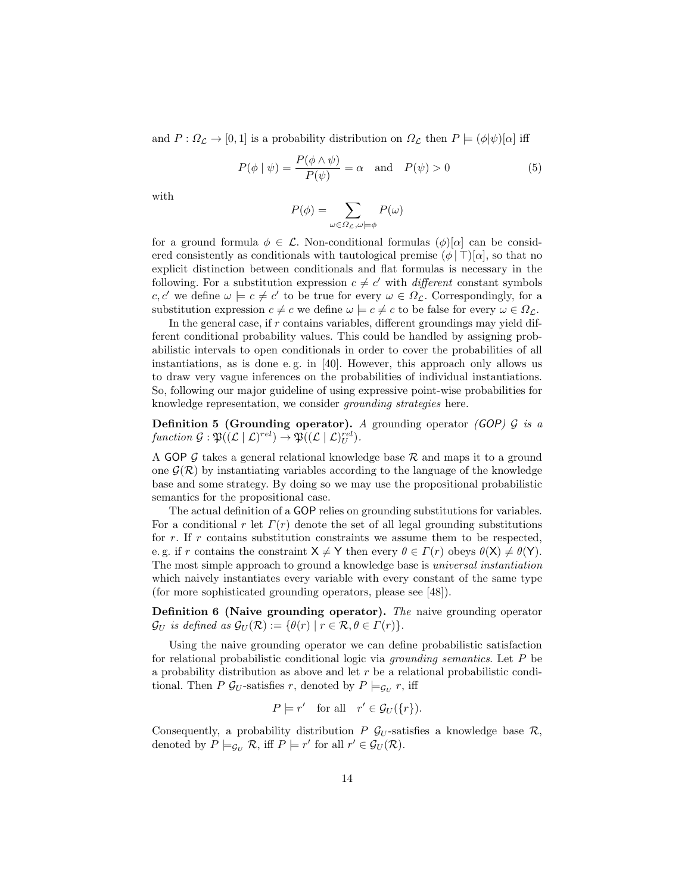and $P : \Omega_{\mathcal{L}} \to [0, 1]$ is a probability distribution on $\Omega_{\mathcal{L}}$ then $P \models (\phi|\psi)[\alpha]$ iff

$$P(\phi \mid \psi) = \frac{P(\phi \wedge \psi)}{P(\psi)} = \alpha \quad \text{and} \quad P(\psi) > 0 \tag{5}$$

with

$$P(\phi) = \sum_{\omega \in \Omega_{\mathcal{L}}, \omega \models \phi} P(\omega)$$

for a ground formula $\phi \in \mathcal{L}$. Non-conditional formulas $(\phi)[\alpha]$ can be considered consistently as conditionals with tautological premise $(\phi \mid \top)[\alpha]$, so that no explicit distinction between conditionals and flat formulas is necessary in the following. For a substitution expression $c \neq c'$ with *different* constant symbols $c, c'$ we define $\omega \models c \neq c'$ to be true for every $\omega \in \Omega_{\mathcal{L}}$. Correspondingly, for a substitution expression $c \neq c$ we define $\omega \models c \neq c$ to be false for every $\omega \in \Omega_{\mathcal{L}}$.

In the general case, if $r$ contains variables, different groundings may yield different conditional probability values. This could be handled by assigning probabilistic intervals to open conditionals in order to cover the probabilities of all instantiations, as is done e. g. in [40]. However, this approach only allows us to draw very vague inferences on the probabilities of individual instantiations. So, following our major guideline of using expressive point-wise probabilities for knowledge representation, we consider *grounding strategies* here.

**Definition 5 (Grounding operator).** *A* grounding operator *(GOP) $\mathcal{G}$ is a function $\mathcal{G} : \mathfrak{P}((\mathcal{L} \mid \mathcal{L})^{rel}) \to \mathfrak{P}((\mathcal{L} \mid \mathcal{L})^{rel}_{U})$.*

A GOP $\mathcal{G}$ takes a general relational knowledge base $\mathcal{R}$ and maps it to a ground one $\mathcal{G}(\mathcal{R})$ by instantiating variables according to the language of the knowledge base and some strategy. By doing so we may use the propositional probabilistic semantics for the propositional case.

The actual definition of a GOP relies on grounding substitutions for variables. For a conditional $r$ let $\Gamma(r)$ denote the set of all legal grounding substitutions for $r$. If $r$ contains substitution constraints we assume them to be respected, e. g. if $r$ contains the constraint $\mathsf{X} \neq \mathsf{Y}$ then every $\theta \in \Gamma(r)$ obeys $\theta(\mathsf{X}) \neq \theta(\mathsf{Y})$. The most simple approach to ground a knowledge base is *universal instantiation* which naively instantiates every variable with every constant of the same type (for more sophisticated grounding operators, please see [48]).

**Definition 6 (Naive grounding operator).** *The* naive grounding operator *$\mathcal{G}_U$ is defined as $\mathcal{G}_U(\mathcal{R}) := \{\theta(r) \mid r \in \mathcal{R}, \theta \in \Gamma(r)\}$.*

Using the naive grounding operator we can define probabilistic satisfaction for relational probabilistic conditional logic via *grounding semantics*. Let $P$ be a probability distribution as above and let $r$ be a relational probabilistic conditional. Then $P$ $\mathcal{G}_U$-satisfies $r$, denoted by $P \models_{\mathcal{G}_U} r$, iff

$$P \models r' \quad \text{for all} \quad r' \in \mathcal{G}_U(\{r\}).$$

Consequently, a probability distribution $P$ $\mathcal{G}_U$-satisfies a knowledge base $\mathcal{R}$, denoted by $P \models_{\mathcal{G}_U} \mathcal{R}$, iff $P \models r'$ for all $r' \in \mathcal{G}_U(\mathcal{R})$.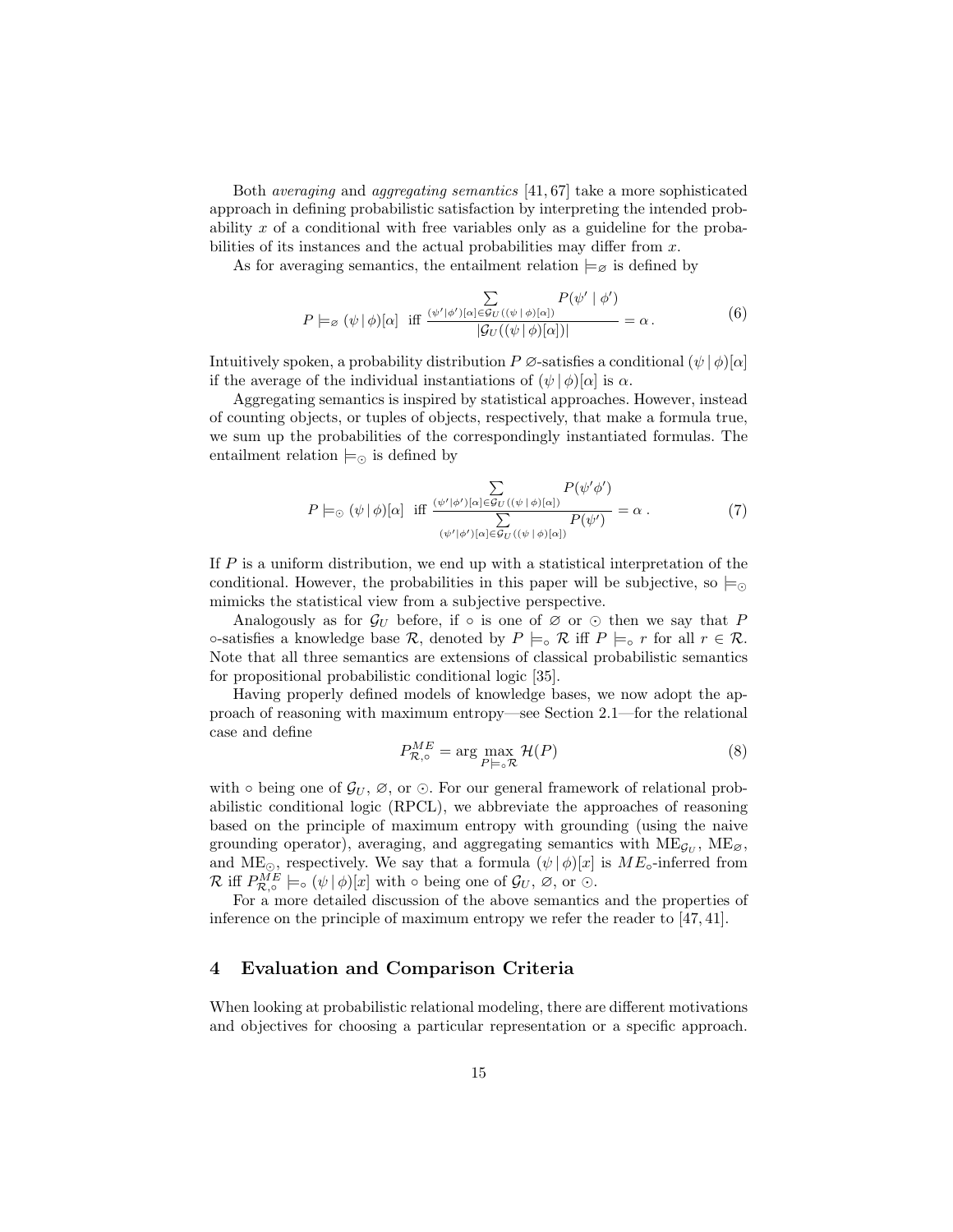Both *averaging* and *aggregating semantics* [41, 67] take a more sophisticated approach in defining probabilistic satisfaction by interpreting the intended probability $x$ of a conditional with free variables only as a guideline for the probabilities of its instances and the actual probabilities may differ from $x$.

As for averaging semantics, the entailment relation $\models_{\varnothing}$ is defined by

$$P \models_{\varnothing} (\psi \,|\, \phi)[\alpha] \;\text{ iff }\; \frac{\sum\limits_{(\psi' | \phi')[\alpha] \in \mathcal{G}_U((\psi \,|\, \phi)[\alpha])} P(\psi' \mid \phi')}{|\mathcal{G}_U((\psi \,|\, \phi)[\alpha])|} = \alpha \,. \tag{6}$$

Intuitively spoken, a probability distribution $P$ $\varnothing$-satisfies a conditional $(\psi \,|\, \phi)[\alpha]$ if the average of the individual instantiations of $(\psi \,|\, \phi)[\alpha]$ is $\alpha$.

Aggregating semantics is inspired by statistical approaches. However, instead of counting objects, or tuples of objects, respectively, that make a formula true, we sum up the probabilities of the correspondingly instantiated formulas. The entailment relation $\models_{\odot}$ is defined by

$$P \models_{\odot} (\psi \,|\, \phi)[\alpha] \;\text{ iff }\; \frac{\sum\limits_{(\psi' | \phi')[\alpha] \in \mathcal{G}_U((\psi \,|\, \phi)[\alpha])} P(\psi'\phi')}{\sum\limits_{(\psi' | \phi')[\alpha] \in \mathcal{G}_U((\psi \,|\, \phi)[\alpha])} P(\psi')} = \alpha \,. \tag{7}$$

If $P$ is a uniform distribution, we end up with a statistical interpretation of the conditional. However, the probabilities in this paper will be subjective, so $\models_{\odot}$ mimicks the statistical view from a subjective perspective.

Analogously as for $\mathcal{G}_U$ before, if $\circ$ is one of $\varnothing$ or $\odot$ then we say that $P$ $\circ$-satisfies a knowledge base $\mathcal{R}$, denoted by $P \models_{\circ} \mathcal{R}$ iff $P \models_{\circ} r$ for all $r \in \mathcal{R}$. Note that all three semantics are extensions of classical probabilistic semantics for propositional probabilistic conditional logic [35].

Having properly defined models of knowledge bases, we now adopt the approach of reasoning with maximum entropy—see Section 2.1—for the relational case and define

$$P^{ME}_{\mathcal{R},\circ} = \arg \max_{P \models_{\circ} \mathcal{R}} \mathcal{H}(P) \tag{8}$$

with $\circ$ being one of $\mathcal{G}_U$, $\varnothing$, or $\odot$. For our general framework of relational probabilistic conditional logic (RPCL), we abbreviate the approaches of reasoning based on the principle of maximum entropy with grounding (using the naive grounding operator), averaging, and aggregating semantics with $\mathrm{ME}_{\mathcal{G}_U}$, $\mathrm{ME}_{\varnothing}$, and $\mathrm{ME}_{\odot}$, respectively. We say that a formula $(\psi \,|\, \phi)[x]$ is $ME_{\circ}$-inferred from $\mathcal{R}$ iff $P^{ME}_{\mathcal{R},\circ} \models_{\circ} (\psi \,|\, \phi)[x]$ with $\circ$ being one of $\mathcal{G}_U$, $\varnothing$, or $\odot$.

For a more detailed discussion of the above semantics and the properties of inference on the principle of maximum entropy we refer the reader to [47, 41].

## 4 Evaluation and Comparison Criteria

When looking at probabilistic relational modeling, there are different motivations and objectives for choosing a particular representation or a specific approach.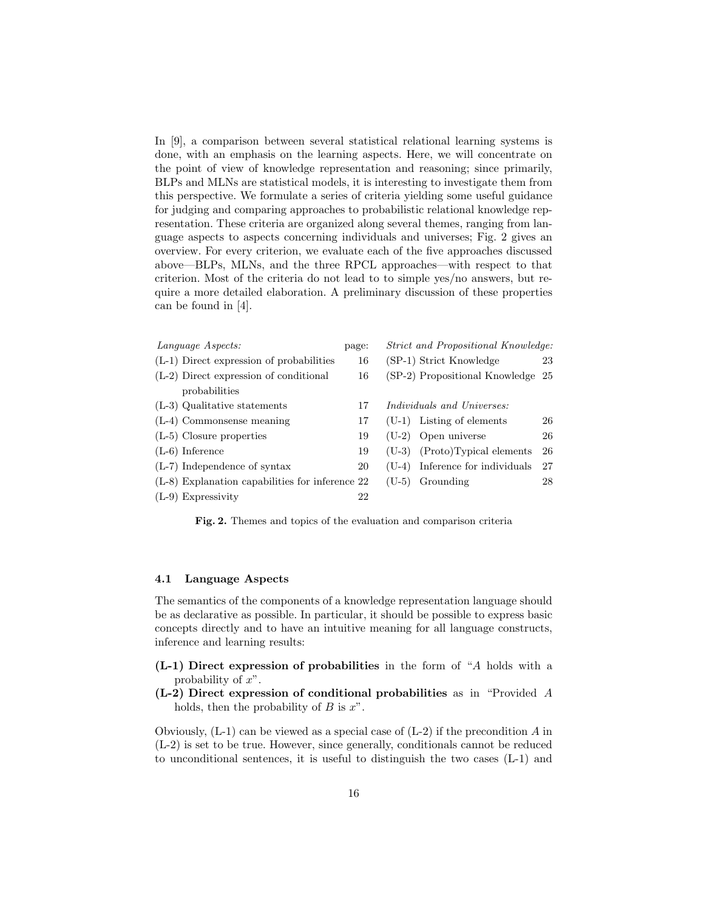In [9], a comparison between several statistical relational learning systems is done, with an emphasis on the learning aspects. Here, we will concentrate on the point of view of knowledge representation and reasoning; since primarily, BLPs and MLNs are statistical models, it is interesting to investigate them from this perspective. We formulate a series of criteria yielding some useful guidance for judging and comparing approaches to probabilistic relational knowledge representation. These criteria are organized along several themes, ranging from language aspects to aspects concerning individuals and universes; Fig. 2 gives an overview. For every criterion, we evaluate each of the five approaches discussed above—BLPs, MLNs, and the three RPCL approaches—with respect to that criterion. Most of the criteria do not lead to to simple yes/no answers, but require a more detailed elaboration. A preliminary discussion of these properties can be found in [4].

| *Language Aspects:* | page: | *Strict and Propositional Knowledge:* | |
|---|---|---|---|
| (L-1) Direct expression of probabilities | 16 | (SP-1) Strict Knowledge | 23 |
| (L-2) Direct expression of conditional probabilities | 16 | (SP-2) Propositional Knowledge | 25 |
| (L-3) Qualitative statements | 17 | *Individuals and Universes:* | |
| (L-4) Commonsense meaning | 17 | (U-1) Listing of elements | 26 |
| (L-5) Closure properties | 19 | (U-2) Open universe | 26 |
| (L-6) Inference | 19 | (U-3) (Proto)Typical elements | 26 |
| (L-7) Independence of syntax | 20 | (U-4) Inference for individuals | 27 |
| (L-8) Explanation capabilities for inference | 22 | (U-5) Grounding | 28 |
| (L-9) Expressivity | 22 | | |

**Fig. 2.** Themes and topics of the evaluation and comparison criteria

### 4.1 Language Aspects

The semantics of the components of a knowledge representation language should be as declarative as possible. In particular, it should be possible to express basic concepts directly and to have an intuitive meaning for all language constructs, inference and learning results:

- **(L-1) Direct expression of probabilities** in the form of "$A$ holds with a probability of $x$".
- **(L-2) Direct expression of conditional probabilities** as in "Provided $A$ holds, then the probability of $B$ is $x$".

Obviously, (L-1) can be viewed as a special case of (L-2) if the precondition $A$ in (L-2) is set to be true. However, since generally, conditionals cannot be reduced to unconditional sentences, it is useful to distinguish the two cases (L-1) and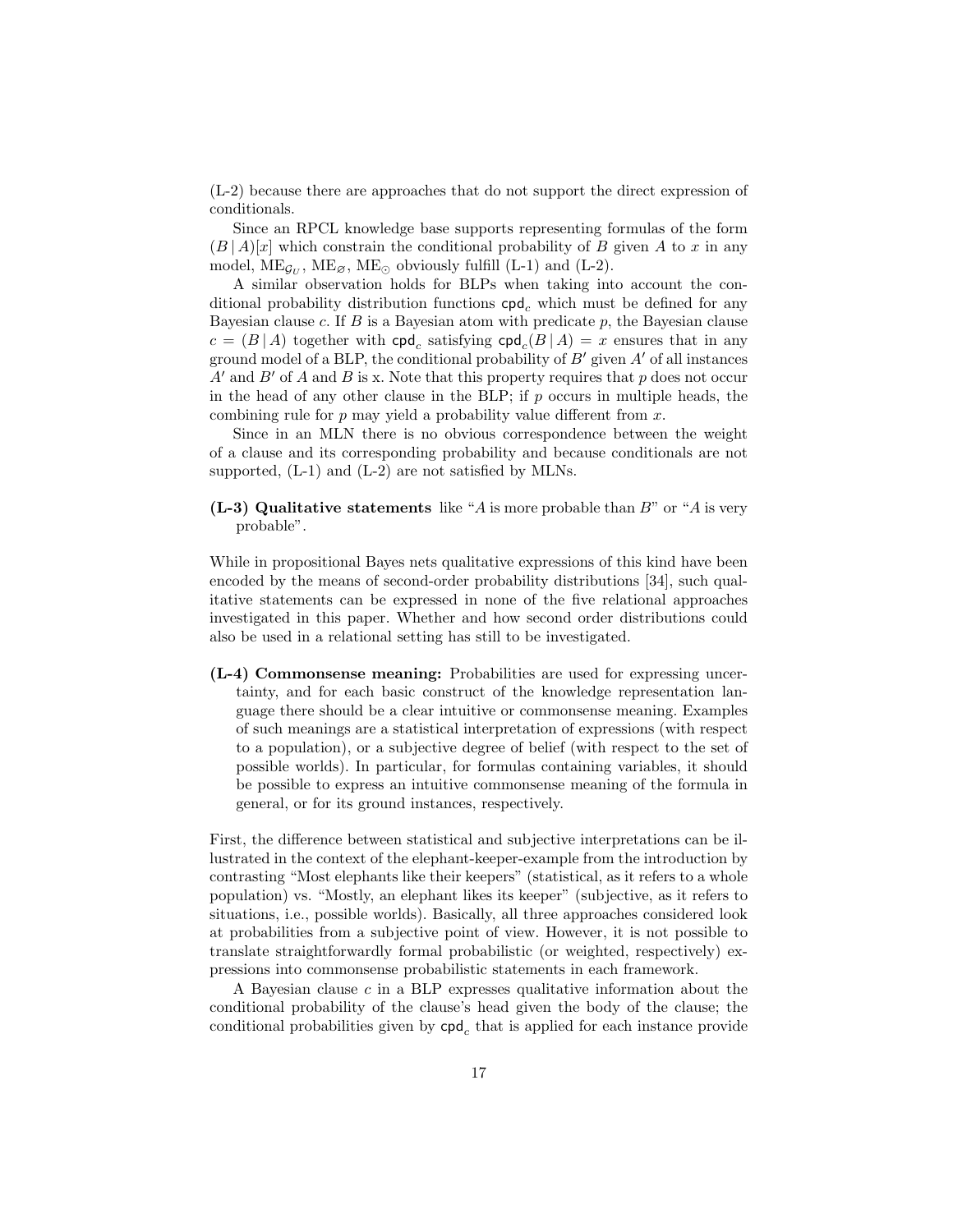(L-2) because there are approaches that do not support the direct expression of conditionals.

Since an RPCL knowledge base supports representing formulas of the form $(B \mid A)[x]$ which constrain the conditional probability of $B$ given $A$ to $x$ in any model, $\mathrm{ME}_{\mathcal{G}_U}$, $\mathrm{ME}_{\varnothing}$, $\mathrm{ME}_{\odot}$ obviously fulfill (L-1) and (L-2).

A similar observation holds for BLPs when taking into account the conditional probability distribution functions $\mathsf{cpd}_c$ which must be defined for any Bayesian clause $c$. If $B$ is a Bayesian atom with predicate $p$, the Bayesian clause $c = (B \mid A)$ together with $\mathsf{cpd}_c$ satisfying $\mathsf{cpd}_c(B \mid A) = x$ ensures that in any ground model of a BLP, the conditional probability of $B'$ given $A'$ of all instances $A'$ and $B'$ of $A$ and $B$ is x. Note that this property requires that $p$ does not occur in the head of any other clause in the BLP; if $p$ occurs in multiple heads, the combining rule for $p$ may yield a probability value different from $x$.

Since in an MLN there is no obvious correspondence between the weight of a clause and its corresponding probability and because conditionals are not supported, (L-1) and (L-2) are not satisfied by MLNs.

**(L-3) Qualitative statements** like "$A$ is more probable than $B$" or "$A$ is very probable".

While in propositional Bayes nets qualitative expressions of this kind have been encoded by the means of second-order probability distributions [34], such qualitative statements can be expressed in none of the five relational approaches investigated in this paper. Whether and how second order distributions could also be used in a relational setting has still to be investigated.

**(L-4) Commonsense meaning:** Probabilities are used for expressing uncertainty, and for each basic construct of the knowledge representation language there should be a clear intuitive or commonsense meaning. Examples of such meanings are a statistical interpretation of expressions (with respect to a population), or a subjective degree of belief (with respect to the set of possible worlds). In particular, for formulas containing variables, it should be possible to express an intuitive commonsense meaning of the formula in general, or for its ground instances, respectively.

First, the difference between statistical and subjective interpretations can be illustrated in the context of the elephant-keeper-example from the introduction by contrasting "Most elephants like their keepers" (statistical, as it refers to a whole population) vs. "Mostly, an elephant likes its keeper" (subjective, as it refers to situations, i.e., possible worlds). Basically, all three approaches considered look at probabilities from a subjective point of view. However, it is not possible to translate straightforwardly formal probabilistic (or weighted, respectively) expressions into commonsense probabilistic statements in each framework.

A Bayesian clause $c$ in a BLP expresses qualitative information about the conditional probability of the clause's head given the body of the clause; the conditional probabilities given by $\mathsf{cpd}_c$ that is applied for each instance provide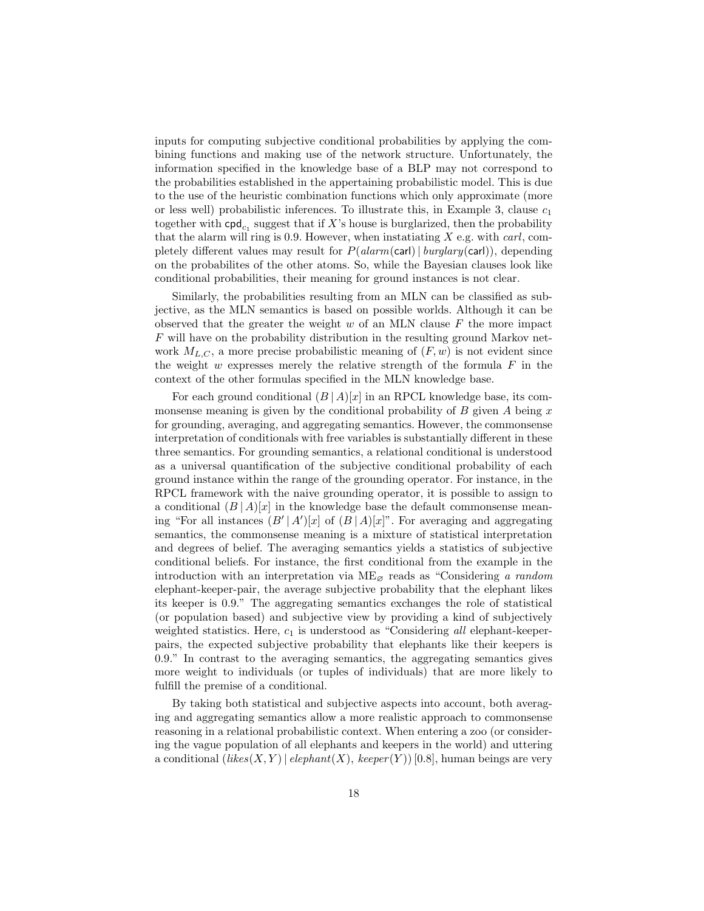inputs for computing subjective conditional probabilities by applying the combining functions and making use of the network structure. Unfortunately, the information specified in the knowledge base of a BLP may not correspond to the probabilities established in the appertaining probabilistic model. This is due to the use of the heuristic combination functions which only approximate (more or less well) probabilistic inferences. To illustrate this, in Example 3, clause $c_1$ together with $\mathsf{cpd}_{c_1}$ suggest that if $X$'s house is burglarized, then the probability that the alarm will ring is 0.9. However, when instatiating $X$ e.g. with *carl*, completely different values may result for $P(alarm(\mathsf{carl}) \,|\, burglary(\mathsf{carl}))$, depending on the probabilites of the other atoms. So, while the Bayesian clauses look like conditional probabilities, their meaning for ground instances is not clear.

Similarly, the probabilities resulting from an MLN can be classified as subjective, as the MLN semantics is based on possible worlds. Although it can be observed that the greater the weight $w$ of an MLN clause $F$ the more impact $F$ will have on the probability distribution in the resulting ground Markov network $M_{L,C}$, a more precise probabilistic meaning of $(F, w)$ is not evident since the weight $w$ expresses merely the relative strength of the formula $F$ in the context of the other formulas specified in the MLN knowledge base.

For each ground conditional $(B \,|\, A)[x]$ in an RPCL knowledge base, its commonsense meaning is given by the conditional probability of $B$ given $A$ being $x$ for grounding, averaging, and aggregating semantics. However, the commonsense interpretation of conditionals with free variables is substantially different in these three semantics. For grounding semantics, a relational conditional is understood as a universal quantification of the subjective conditional probability of each ground instance within the range of the grounding operator. For instance, in the RPCL framework with the naive grounding operator, it is possible to assign to a conditional $(B \,|\, A)[x]$ in the knowledge base the default commonsense meaning "For all instances $(B' \,|\, A')[x]$ of $(B \,|\, A)[x]$". For averaging and aggregating semantics, the commonsense meaning is a mixture of statistical interpretation and degrees of belief. The averaging semantics yields a statistics of subjective conditional beliefs. For instance, the first conditional from the example in the introduction with an interpretation via $\mathrm{ME}_{\varnothing}$ reads as "Considering *a random* elephant-keeper-pair, the average subjective probability that the elephant likes its keeper is 0.9." The aggregating semantics exchanges the role of statistical (or population based) and subjective view by providing a kind of subjectively weighted statistics. Here, $c_1$ is understood as "Considering *all* elephant-keeper-pairs, the expected subjective probability that elephants like their keepers is 0.9." In contrast to the averaging semantics, the aggregating semantics gives more weight to individuals (or tuples of individuals) that are more likely to fulfill the premise of a conditional.

By taking both statistical and subjective aspects into account, both averaging and aggregating semantics allow a more realistic approach to commonsense reasoning in a relational probabilistic context. When entering a zoo (or considering the vague population of all elephants and keepers in the world) and uttering a conditional $(likes(X, Y) \,|\, elephant(X),\, keeper(Y))\,[0.8]$, human beings are very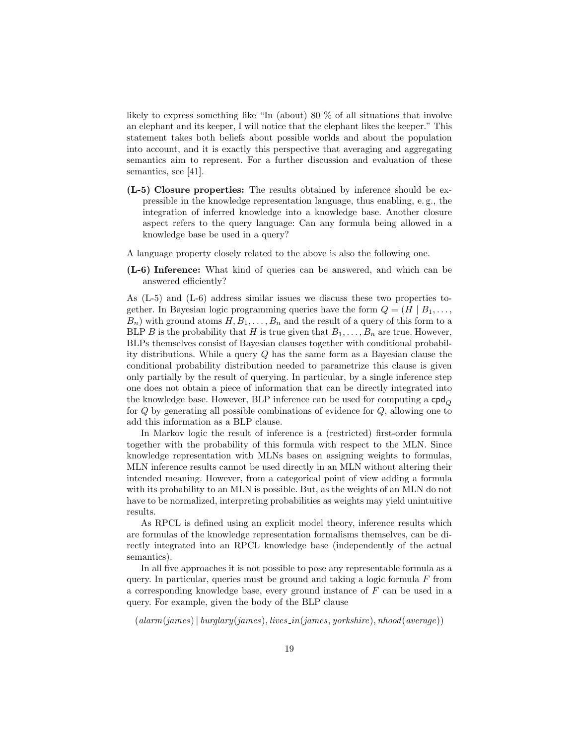likely to express something like "In (about) 80 % of all situations that involve an elephant and its keeper, I will notice that the elephant likes the keeper." This statement takes both beliefs about possible worlds and about the population into account, and it is exactly this perspective that averaging and aggregating semantics aim to represent. For a further discussion and evaluation of these semantics, see [41].

**(L-5) Closure properties:** The results obtained by inference should be expressible in the knowledge representation language, thus enabling, e. g., the integration of inferred knowledge into a knowledge base. Another closure aspect refers to the query language: Can any formula being allowed in a knowledge base be used in a query?

A language property closely related to the above is also the following one.

**(L-6) Inference:** What kind of queries can be answered, and which can be answered efficiently?

As (L-5) and (L-6) address similar issues we discuss these two properties together. In Bayesian logic programming queries have the form $Q = (H \mid B_1, \ldots, B_n)$ with ground atoms $H, B_1, \ldots, B_n$ and the result of a query of this form to a BLP $B$ is the probability that $H$ is true given that $B_1, \ldots, B_n$ are true. However, BLPs themselves consist of Bayesian clauses together with conditional probability distributions. While a query $Q$ has the same form as a Bayesian clause the conditional probability distribution needed to parametrize this clause is given only partially by the result of querying. In particular, by a single inference step one does not obtain a piece of information that can be directly integrated into the knowledge base. However, BLP inference can be used for computing a $\mathsf{cpd}_Q$ for $Q$ by generating all possible combinations of evidence for $Q$, allowing one to add this information as a BLP clause.

In Markov logic the result of inference is a (restricted) first-order formula together with the probability of this formula with respect to the MLN. Since knowledge representation with MLNs bases on assigning weights to formulas, MLN inference results cannot be used directly in an MLN without altering their intended meaning. However, from a categorical point of view adding a formula with its probability to an MLN is possible. But, as the weights of an MLN do not have to be normalized, interpreting probabilities as weights may yield unintuitive results.

As RPCL is defined using an explicit model theory, inference results which are formulas of the knowledge representation formalisms themselves, can be directly integrated into an RPCL knowledge base (independently of the actual semantics).

In all five approaches it is not possible to pose any representable formula as a query. In particular, queries must be ground and taking a logic formula $F$ from a corresponding knowledge base, every ground instance of $F$ can be used in a query. For example, given the body of the BLP clause

$(alarm(james) \mid burglary(james), lives\_in(james, yorkshire), nhood(average))$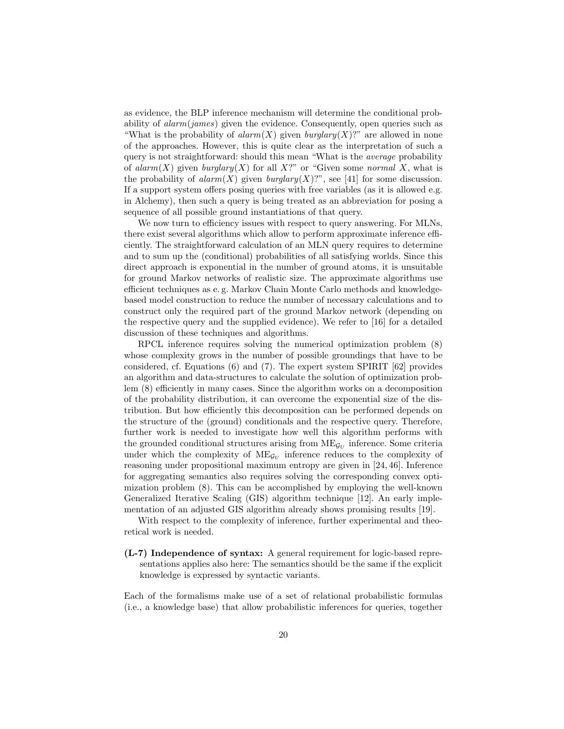as evidence, the BLP inference mechanism will determine the conditional probability of *alarm*(*james*) given the evidence. Consequently, open queries such as "What is the probability of *alarm*($X$) given *burglary*($X$)?" are allowed in none of the approaches. However, this is quite clear as the interpretation of such a query is not straightforward: should this mean "What is the *average* probability of *alarm*($X$) given *burglary*($X$) for all $X$?" or "Given some *normal* $X$, what is the probability of *alarm*($X$) given *burglary*($X$)?", see [41] for some discussion. If a support system offers posing queries with free variables (as it is allowed e.g. in Alchemy), then such a query is being treated as an abbreviation for posing a sequence of all possible ground instantiations of that query.

We now turn to efficiency issues with respect to query answering. For MLNs, there exist several algorithms which allow to perform approximate inference efficiently. The straightforward calculation of an MLN query requires to determine and to sum up the (conditional) probabilities of all satisfying worlds. Since this direct approach is exponential in the number of ground atoms, it is unsuitable for ground Markov networks of realistic size. The approximate algorithms use efficient techniques as e. g. Markov Chain Monte Carlo methods and knowledge-based model construction to reduce the number of necessary calculations and to construct only the required part of the ground Markov network (depending on the respective query and the supplied evidence). We refer to [16] for a detailed discussion of these techniques and algorithms.

RPCL inference requires solving the numerical optimization problem (8) whose complexity grows in the number of possible groundings that have to be considered, cf. Equations (6) and (7). The expert system SPIRIT [62] provides an algorithm and data-structures to calculate the solution of optimization problem (8) efficiently in many cases. Since the algorithm works on a decomposition of the probability distribution, it can overcome the exponential size of the distribution. But how efficiently this decomposition can be performed depends on the structure of the (ground) conditionals and the respective query. Therefore, further work is needed to investigate how well this algorithm performs with the grounded conditional structures arising from $\mathrm{ME}_{\mathcal{G}_U}$ inference. Some criteria under which the complexity of $\mathrm{ME}_{\mathcal{G}_U}$ inference reduces to the complexity of reasoning under propositional maximum entropy are given in [24, 46]. Inference for aggregating semantics also requires solving the corresponding convex optimization problem (8). This can be accomplished by employing the well-known Generalized Iterative Scaling (GIS) algorithm technique [12]. An early implementation of an adjusted GIS algorithm already shows promising results [19].

With respect to the complexity of inference, further experimental and theoretical work is needed.

**(L-7) Independence of syntax:** A general requirement for logic-based representations applies also here: The semantics should be the same if the explicit knowledge is expressed by syntactic variants.

Each of the formalisms make use of a set of relational probabilistic formulas (i.e., a knowledge base) that allow probabilistic inferences for queries, together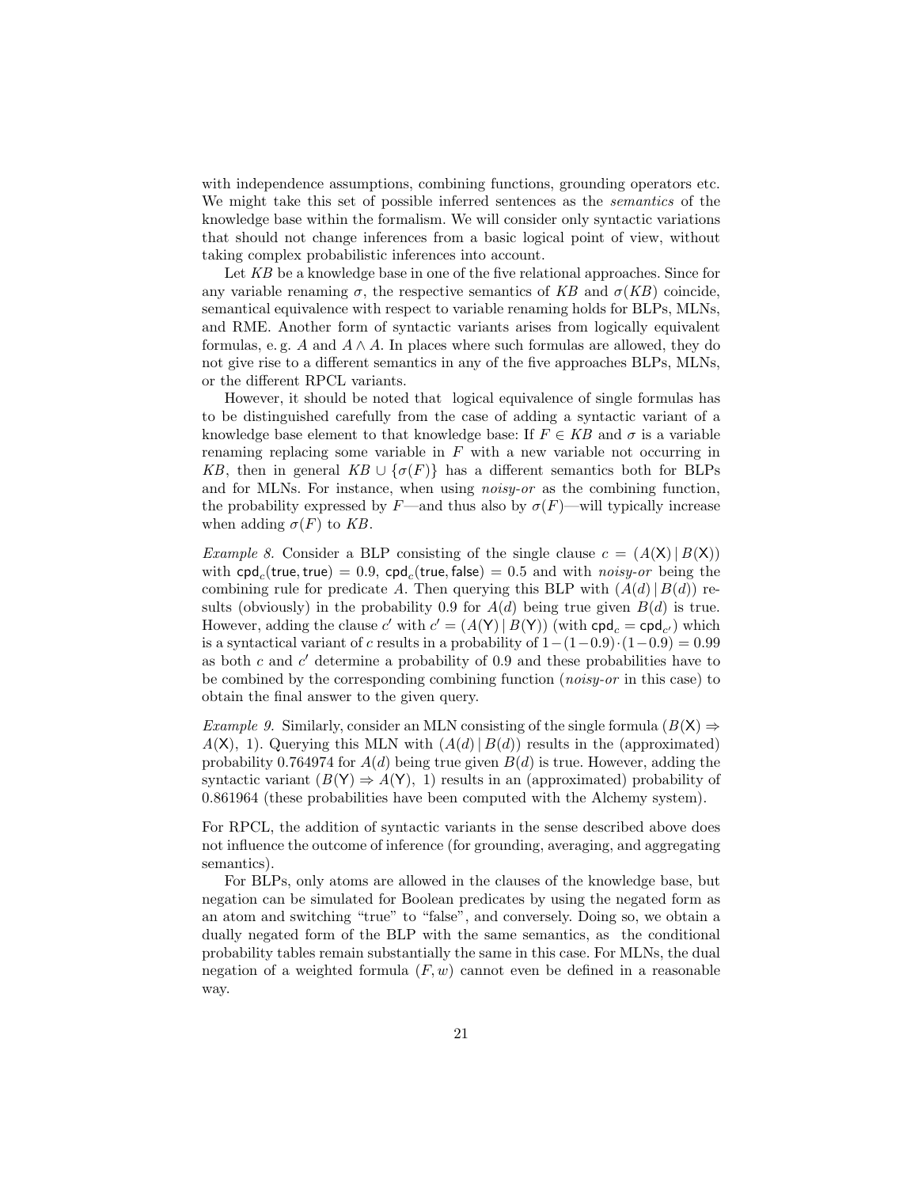with independence assumptions, combining functions, grounding operators etc. We might take this set of possible inferred sentences as the *semantics* of the knowledge base within the formalism. We will consider only syntactic variations that should not change inferences from a basic logical point of view, without taking complex probabilistic inferences into account.

Let $KB$ be a knowledge base in one of the five relational approaches. Since for any variable renaming $\sigma$, the respective semantics of $KB$ and $\sigma(KB)$ coincide, semantical equivalence with respect to variable renaming holds for BLPs, MLNs, and RME. Another form of syntactic variants arises from logically equivalent formulas, e. g. $A$ and $A \wedge A$. In places where such formulas are allowed, they do not give rise to a different semantics in any of the five approaches BLPs, MLNs, or the different RPCL variants.

However, it should be noted that logical equivalence of single formulas has to be distinguished carefully from the case of adding a syntactic variant of a knowledge base element to that knowledge base: If $F \in KB$ and $\sigma$ is a variable renaming replacing some variable in $F$ with a new variable not occurring in $KB$, then in general $KB \cup \{\sigma(F)\}$ has a different semantics both for BLPs and for MLNs. For instance, when using *noisy-or* as the combining function, the probability expressed by $F$—and thus also by $\sigma(F)$—will typically increase when adding $\sigma(F)$ to $KB$.

*Example 8.* Consider a BLP consisting of the single clause $c = (A(\mathsf{X}) \,|\, B(\mathsf{X}))$ with $\mathsf{cpd}_c(\mathsf{true}, \mathsf{true}) = 0.9$, $\mathsf{cpd}_c(\mathsf{true}, \mathsf{false}) = 0.5$ and with *noisy-or* being the combining rule for predicate $A$. Then querying this BLP with $(A(d) \,|\, B(d))$ results (obviously) in the probability 0.9 for $A(d)$ being true given $B(d)$ is true. However, adding the clause $c'$ with $c' = (A(\mathsf{Y}) \,|\, B(\mathsf{Y}))$ (with $\mathsf{cpd}_c = \mathsf{cpd}_{c'}$) which is a syntactical variant of $c$ results in a probability of $1-(1-0.9)\cdot(1-0.9) = 0.99$ as both $c$ and $c'$ determine a probability of 0.9 and these probabilities have to be combined by the corresponding combining function (*noisy-or* in this case) to obtain the final answer to the given query.

*Example 9.* Similarly, consider an MLN consisting of the single formula $(B(\mathsf{X}) \Rightarrow A(\mathsf{X}),\ 1)$. Querying this MLN with $(A(d) \,|\, B(d))$ results in the (approximated) probability 0.764974 for $A(d)$ being true given $B(d)$ is true. However, adding the syntactic variant $(B(\mathsf{Y}) \Rightarrow A(\mathsf{Y}),\ 1)$ results in an (approximated) probability of 0.861964 (these probabilities have been computed with the Alchemy system).

For RPCL, the addition of syntactic variants in the sense described above does not influence the outcome of inference (for grounding, averaging, and aggregating semantics).

For BLPs, only atoms are allowed in the clauses of the knowledge base, but negation can be simulated for Boolean predicates by using the negated form as an atom and switching "true" to "false", and conversely. Doing so, we obtain a dually negated form of the BLP with the same semantics, as the conditional probability tables remain substantially the same in this case. For MLNs, the dual negation of a weighted formula $(F, w)$ cannot even be defined in a reasonable way.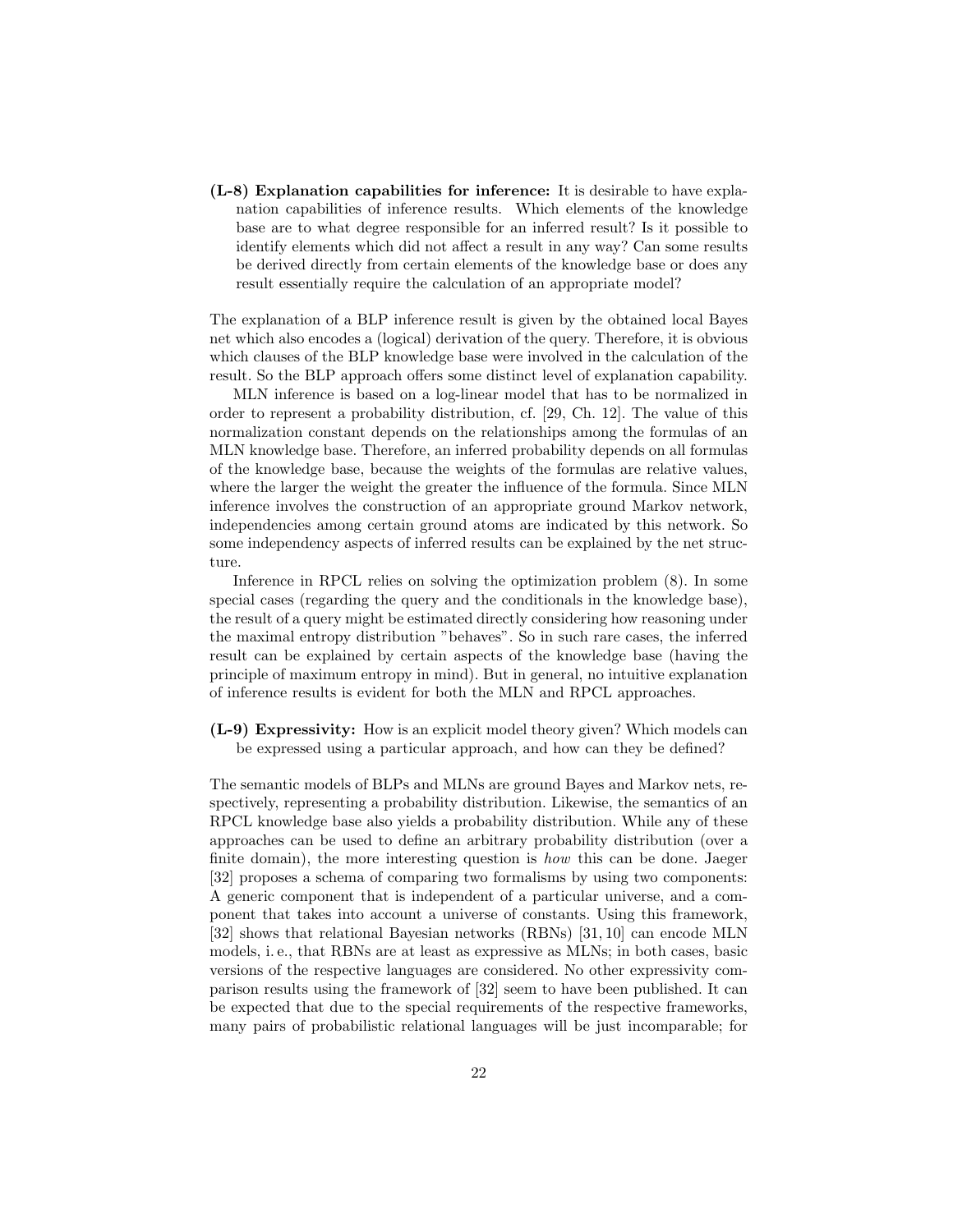**(L-8) Explanation capabilities for inference:** It is desirable to have explanation capabilities of inference results. Which elements of the knowledge base are to what degree responsible for an inferred result? Is it possible to identify elements which did not affect a result in any way? Can some results be derived directly from certain elements of the knowledge base or does any result essentially require the calculation of an appropriate model?

The explanation of a BLP inference result is given by the obtained local Bayes net which also encodes a (logical) derivation of the query. Therefore, it is obvious which clauses of the BLP knowledge base were involved in the calculation of the result. So the BLP approach offers some distinct level of explanation capability.

MLN inference is based on a log-linear model that has to be normalized in order to represent a probability distribution, cf. [29, Ch. 12]. The value of this normalization constant depends on the relationships among the formulas of an MLN knowledge base. Therefore, an inferred probability depends on all formulas of the knowledge base, because the weights of the formulas are relative values, where the larger the weight the greater the influence of the formula. Since MLN inference involves the construction of an appropriate ground Markov network, independencies among certain ground atoms are indicated by this network. So some independency aspects of inferred results can be explained by the net structure.

Inference in RPCL relies on solving the optimization problem (8). In some special cases (regarding the query and the conditionals in the knowledge base), the result of a query might be estimated directly considering how reasoning under the maximal entropy distribution "behaves". So in such rare cases, the inferred result can be explained by certain aspects of the knowledge base (having the principle of maximum entropy in mind). But in general, no intuitive explanation of inference results is evident for both the MLN and RPCL approaches.

**(L-9) Expressivity:** How is an explicit model theory given? Which models can be expressed using a particular approach, and how can they be defined?

The semantic models of BLPs and MLNs are ground Bayes and Markov nets, respectively, representing a probability distribution. Likewise, the semantics of an RPCL knowledge base also yields a probability distribution. While any of these approaches can be used to define an arbitrary probability distribution (over a finite domain), the more interesting question is *how* this can be done. Jaeger [32] proposes a schema of comparing two formalisms by using two components: A generic component that is independent of a particular universe, and a component that takes into account a universe of constants. Using this framework, [32] shows that relational Bayesian networks (RBNs) [31, 10] can encode MLN models, i. e., that RBNs are at least as expressive as MLNs; in both cases, basic versions of the respective languages are considered. No other expressivity comparison results using the framework of [32] seem to have been published. It can be expected that due to the special requirements of the respective frameworks, many pairs of probabilistic relational languages will be just incomparable; for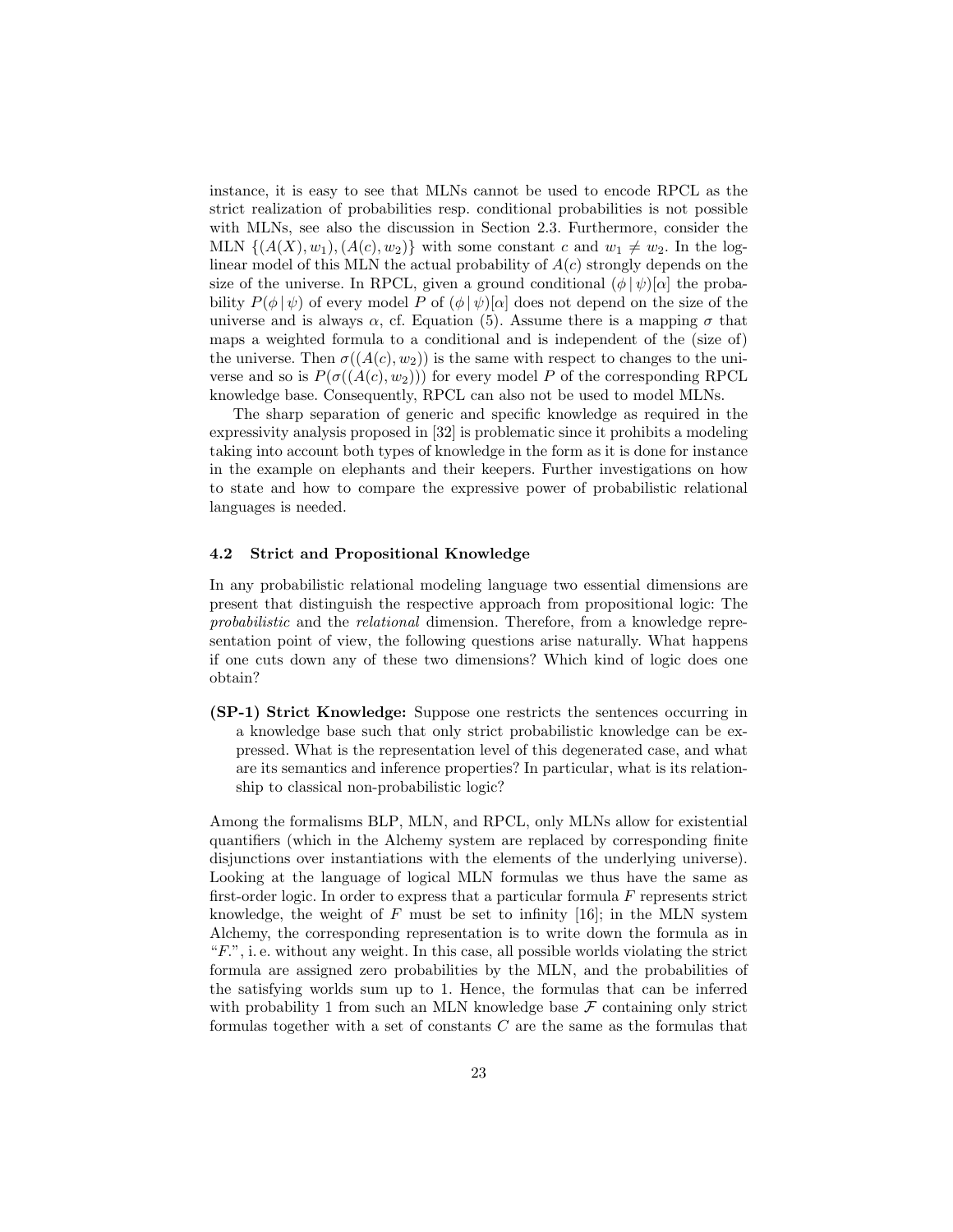instance, it is easy to see that MLNs cannot be used to encode RPCL as the strict realization of probabilities resp. conditional probabilities is not possible with MLNs, see also the discussion in Section 2.3. Furthermore, consider the MLN $\{(A(X), w_1), (A(c), w_2)\}$ with some constant $c$ and $w_1 \neq w_2$. In the log-linear model of this MLN the actual probability of $A(c)$ strongly depends on the size of the universe. In RPCL, given a ground conditional $(\phi \,|\, \psi)[\alpha]$ the probability $P(\phi \,|\, \psi)$ of every model $P$ of $(\phi \,|\, \psi)[\alpha]$ does not depend on the size of the universe and is always $\alpha$, cf. Equation (5). Assume there is a mapping $\sigma$ that maps a weighted formula to a conditional and is independent of the (size of) the universe. Then $\sigma((A(c), w_2))$ is the same with respect to changes to the universe and so is $P(\sigma((A(c), w_2)))$ for every model $P$ of the corresponding RPCL knowledge base. Consequently, RPCL can also not be used to model MLNs.

The sharp separation of generic and specific knowledge as required in the expressivity analysis proposed in [32] is problematic since it prohibits a modeling taking into account both types of knowledge in the form as it is done for instance in the example on elephants and their keepers. Further investigations on how to state and how to compare the expressive power of probabilistic relational languages is needed.

### 4.2 Strict and Propositional Knowledge

In any probabilistic relational modeling language two essential dimensions are present that distinguish the respective approach from propositional logic: The *probabilistic* and the *relational* dimension. Therefore, from a knowledge representation point of view, the following questions arise naturally. What happens if one cuts down any of these two dimensions? Which kind of logic does one obtain?

**(SP-1) Strict Knowledge:** Suppose one restricts the sentences occurring in a knowledge base such that only strict probabilistic knowledge can be expressed. What is the representation level of this degenerated case, and what are its semantics and inference properties? In particular, what is its relationship to classical non-probabilistic logic?

Among the formalisms BLP, MLN, and RPCL, only MLNs allow for existential quantifiers (which in the Alchemy system are replaced by corresponding finite disjunctions over instantiations with the elements of the underlying universe). Looking at the language of logical MLN formulas we thus have the same as first-order logic. In order to express that a particular formula $F$ represents strict knowledge, the weight of $F$ must be set to infinity [16]; in the MLN system Alchemy, the corresponding representation is to write down the formula as in "$F$.", i. e. without any weight. In this case, all possible worlds violating the strict formula are assigned zero probabilities by the MLN, and the probabilities of the satisfying worlds sum up to 1. Hence, the formulas that can be inferred with probability 1 from such an MLN knowledge base $\mathcal{F}$ containing only strict formulas together with a set of constants $C$ are the same as the formulas that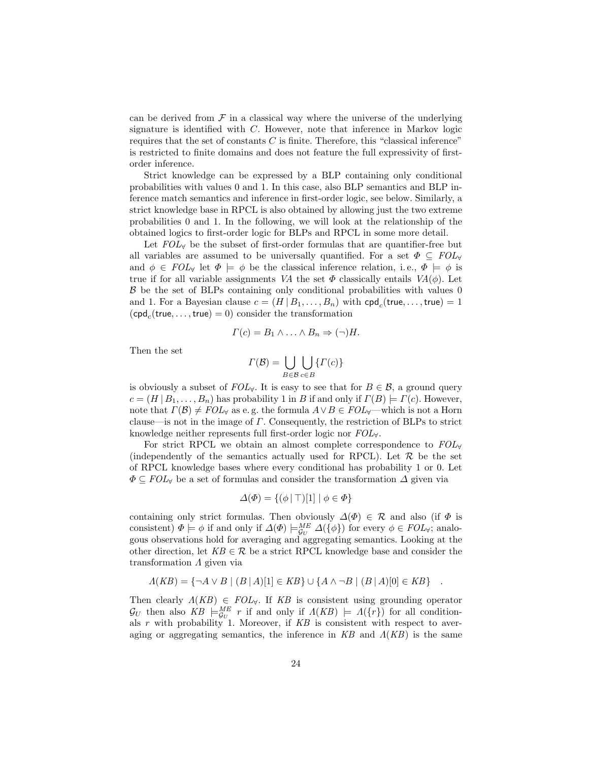can be derived from $\mathcal{F}$ in a classical way where the universe of the underlying signature is identified with $C$. However, note that inference in Markov logic requires that the set of constants $C$ is finite. Therefore, this "classical inference" is restricted to finite domains and does not feature the full expressivity of first-order inference.

Strict knowledge can be expressed by a BLP containing only conditional probabilities with values 0 and 1. In this case, also BLP semantics and BLP inference match semantics and inference in first-order logic, see below. Similarly, a strict knowledge base in RPCL is also obtained by allowing just the two extreme probabilities 0 and 1. In the following, we will look at the relationship of the obtained logics to first-order logic for BLPs and RPCL in some more detail.

Let $FOL_\forall$ be the subset of first-order formulas that are quantifier-free but all variables are assumed to be universally quantified. For a set $\Phi \subseteq FOL_\forall$ and $\phi \in FOL_\forall$ let $\Phi \models \phi$ be the classical inference relation, i. e., $\Phi \models \phi$ is true if for all variable assignments $VA$ the set $\Phi$ classically entails $VA(\phi)$. Let $\mathcal{B}$ be the set of BLPs containing only conditional probabilities with values 0 and 1. For a Bayesian clause $c = (H \mid B_1, \ldots, B_n)$ with $\mathsf{cpd}_c(\mathsf{true}, \ldots, \mathsf{true}) = 1$ ($\mathsf{cpd}_c(\mathsf{true}, \ldots, \mathsf{true}) = 0$) consider the transformation

$$\Gamma(c) = B_1 \wedge \ldots \wedge B_n \Rightarrow (\neg)H.$$

Then the set

$$\Gamma(\mathcal{B}) = \bigcup_{B \in \mathcal{B}} \bigcup_{c \in B} \{\Gamma(c)\}$$

is obviously a subset of $FOL_\forall$. It is easy to see that for $B \in \mathcal{B}$, a ground query $c = (H \mid B_1, \ldots, B_n)$ has probability 1 in $B$ if and only if $\Gamma(B) \models \Gamma(c)$. However, note that $\Gamma(\mathcal{B}) \neq FOL_\forall$ as e. g. the formula $A \vee B \in FOL_\forall$—which is not a Horn clause—is not in the image of $\Gamma$. Consequently, the restriction of BLPs to strict knowledge neither represents full first-order logic nor $FOL_\forall$.

For strict RPCL we obtain an almost complete correspondence to $FOL_\forall$ (independently of the semantics actually used for RPCL). Let $\mathcal{R}$ be the set of RPCL knowledge bases where every conditional has probability 1 or 0. Let $\Phi \subseteq FOL_\forall$ be a set of formulas and consider the transformation $\Delta$ given via

$$\Delta(\Phi) = \{(\phi \mid \top)[1] \mid \phi \in \Phi\}$$

containing only strict formulas. Then obviously $\Delta(\Phi) \in \mathcal{R}$ and also (if $\Phi$ is consistent) $\Phi \models \phi$ if and only if $\Delta(\Phi) \models^{ME}_{\mathcal{G}_U} \Delta(\{\phi\})$ for every $\phi \in FOL_\forall$; analogous observations hold for averaging and aggregating semantics. Looking at the other direction, let $KB \in \mathcal{R}$ be a strict RPCL knowledge base and consider the transformation $\Lambda$ given via

$$\Lambda(KB) = \{\neg A \vee B \mid (B \mid A)[1] \in KB\} \cup \{A \wedge \neg B \mid (B \mid A)[0] \in KB\} \quad .$$

Then clearly $\Lambda(KB) \in FOL_\forall$. If $KB$ is consistent using grounding operator $\mathcal{G}_U$ then also $KB \models^{ME}_{\mathcal{G}_U} r$ if and only if $\Lambda(KB) \models \Lambda(\{r\})$ for all conditionals $r$ with probability 1. Moreover, if $KB$ is consistent with respect to averaging or aggregating semantics, the inference in $KB$ and $\Lambda(KB)$ is the same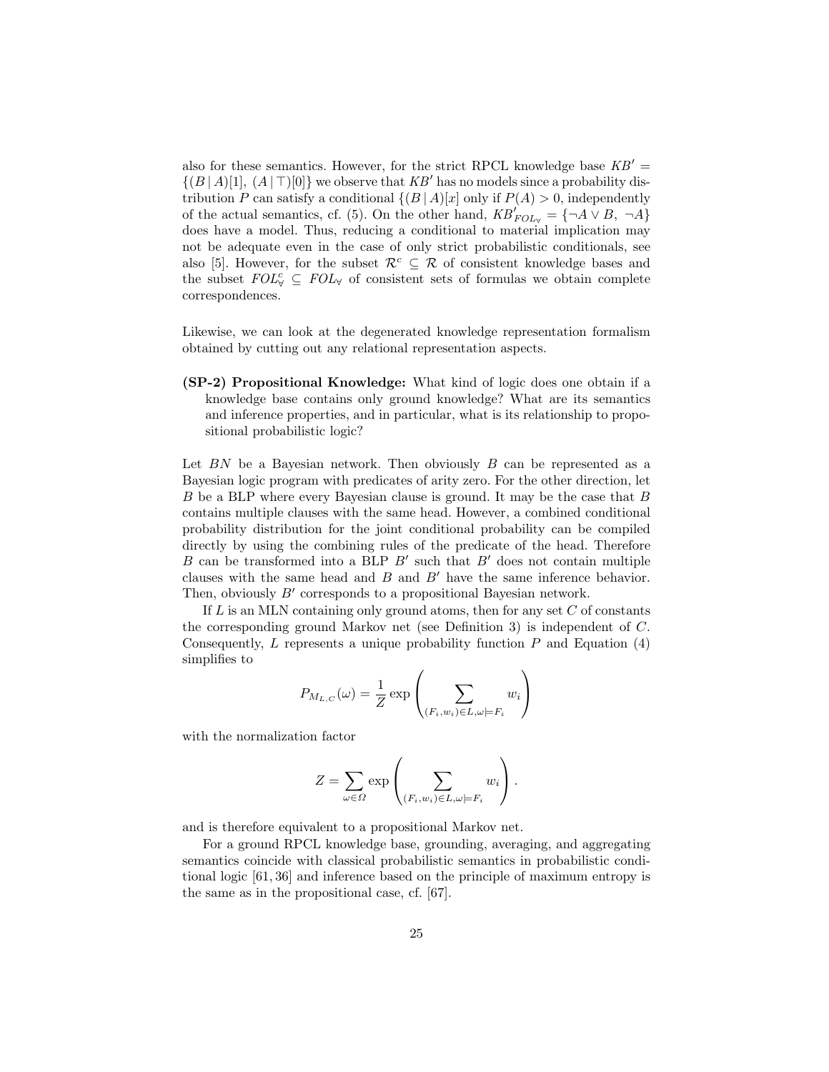also for these semantics. However, for the strict RPCL knowledge base $KB' = \{(B \,|\, A)[1],\ (A \,|\, \top)[0]\}$ we observe that $KB'$ has no models since a probability distribution $P$ can satisfy a conditional $\{(B \,|\, A)[x]$ only if $P(A) > 0$, independently of the actual semantics, cf. (5). On the other hand, $KB'_{FOL_\forall} = \{\neg A \vee B,\ \neg A\}$ does have a model. Thus, reducing a conditional to material implication may not be adequate even in the case of only strict probabilistic conditionals, see also [5]. However, for the subset $\mathcal{R}^c \subseteq \mathcal{R}$ of consistent knowledge bases and the subset $FOL^c_\forall \subseteq FOL_\forall$ of consistent sets of formulas we obtain complete correspondences.

Likewise, we can look at the degenerated knowledge representation formalism obtained by cutting out any relational representation aspects.

**(SP-2) Propositional Knowledge:** What kind of logic does one obtain if a knowledge base contains only ground knowledge? What are its semantics and inference properties, and in particular, what is its relationship to propositional probabilistic logic?

Let $BN$ be a Bayesian network. Then obviously $B$ can be represented as a Bayesian logic program with predicates of arity zero. For the other direction, let $B$ be a BLP where every Bayesian clause is ground. It may be the case that $B$ contains multiple clauses with the same head. However, a combined conditional probability distribution for the joint conditional probability can be compiled directly by using the combining rules of the predicate of the head. Therefore $B$ can be transformed into a BLP $B'$ such that $B'$ does not contain multiple clauses with the same head and $B$ and $B'$ have the same inference behavior. Then, obviously $B'$ corresponds to a propositional Bayesian network.

If $L$ is an MLN containing only ground atoms, then for any set $C$ of constants the corresponding ground Markov net (see Definition 3) is independent of $C$. Consequently, $L$ represents a unique probability function $P$ and Equation (4) simplifies to

$$P_{M_{L,C}}(\omega) = \frac{1}{Z} \exp\left( \sum_{(F_i, w_i) \in L, \omega \models F_i} w_i \right)$$

with the normalization factor

$$Z = \sum_{\omega \in \Omega} \exp\left( \sum_{(F_i, w_i) \in L, \omega \models F_i} w_i \right).$$

and is therefore equivalent to a propositional Markov net.

For a ground RPCL knowledge base, grounding, averaging, and aggregating semantics coincide with classical probabilistic semantics in probabilistic conditional logic [61, 36] and inference based on the principle of maximum entropy is the same as in the propositional case, cf. [67].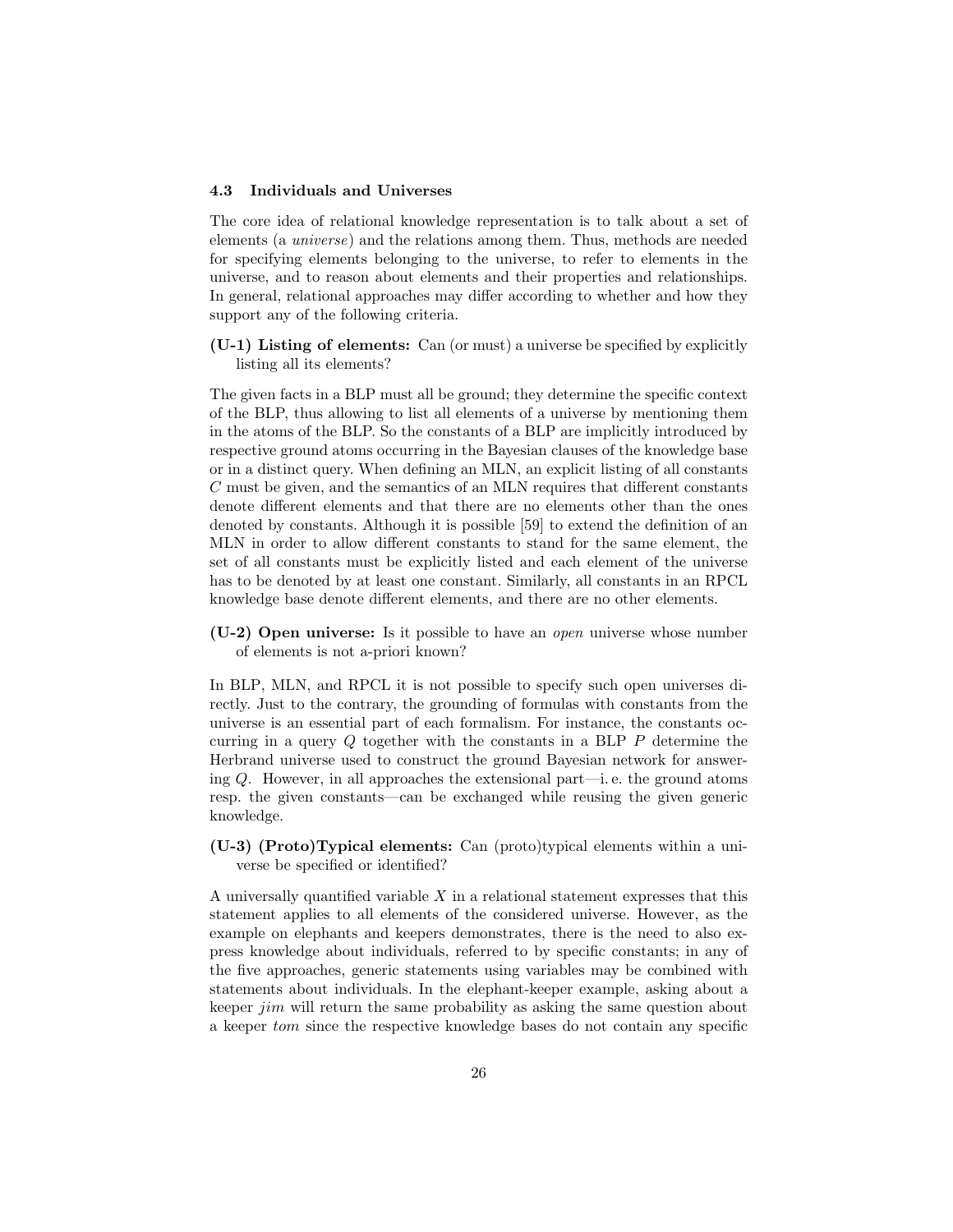### 4.3 Individuals and Universes

The core idea of relational knowledge representation is to talk about a set of elements (a *universe*) and the relations among them. Thus, methods are needed for specifying elements belonging to the universe, to refer to elements in the universe, and to reason about elements and their properties and relationships. In general, relational approaches may differ according to whether and how they support any of the following criteria.

**(U-1) Listing of elements:** Can (or must) a universe be specified by explicitly listing all its elements?

The given facts in a BLP must all be ground; they determine the specific context of the BLP, thus allowing to list all elements of a universe by mentioning them in the atoms of the BLP. So the constants of a BLP are implicitly introduced by respective ground atoms occurring in the Bayesian clauses of the knowledge base or in a distinct query. When defining an MLN, an explicit listing of all constants $C$ must be given, and the semantics of an MLN requires that different constants denote different elements and that there are no elements other than the ones denoted by constants. Although it is possible [59] to extend the definition of an MLN in order to allow different constants to stand for the same element, the set of all constants must be explicitly listed and each element of the universe has to be denoted by at least one constant. Similarly, all constants in an RPCL knowledge base denote different elements, and there are no other elements.

**(U-2) Open universe:** Is it possible to have an *open* universe whose number of elements is not a-priori known?

In BLP, MLN, and RPCL it is not possible to specify such open universes directly. Just to the contrary, the grounding of formulas with constants from the universe is an essential part of each formalism. For instance, the constants occurring in a query $Q$ together with the constants in a BLP $P$ determine the Herbrand universe used to construct the ground Bayesian network for answering $Q$. However, in all approaches the extensional part—i. e. the ground atoms resp. the given constants—can be exchanged while reusing the given generic knowledge.

**(U-3) (Proto)Typical elements:** Can (proto)typical elements within a universe be specified or identified?

A universally quantified variable $X$ in a relational statement expresses that this statement applies to all elements of the considered universe. However, as the example on elephants and keepers demonstrates, there is the need to also express knowledge about individuals, referred to by specific constants; in any of the five approaches, generic statements using variables may be combined with statements about individuals. In the elephant-keeper example, asking about a keeper *jim* will return the same probability as asking the same question about a keeper *tom* since the respective knowledge bases do not contain any specific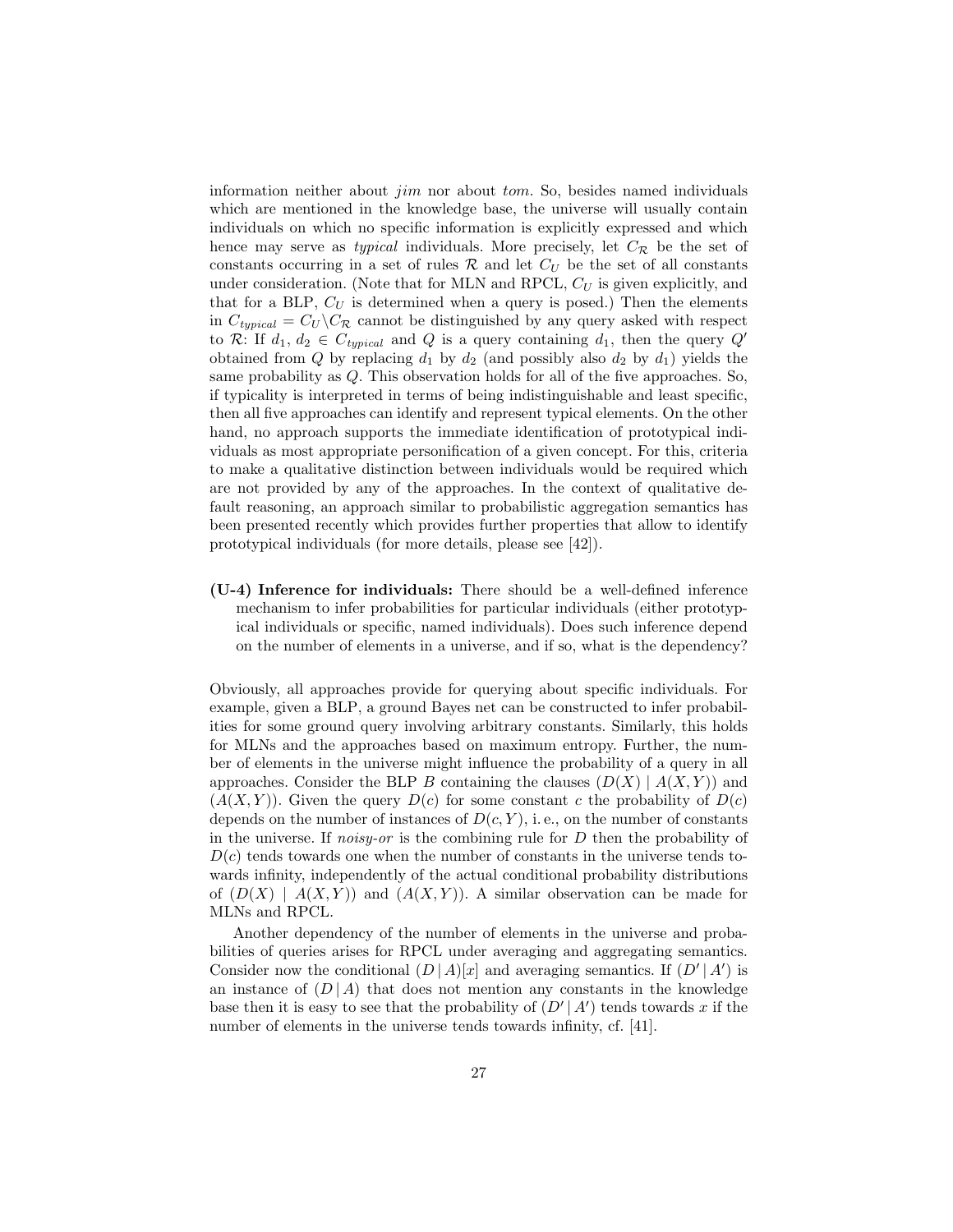information neither about *jim* nor about *tom*. So, besides named individuals which are mentioned in the knowledge base, the universe will usually contain individuals on which no specific information is explicitly expressed and which hence may serve as *typical* individuals. More precisely, let $C_{\mathcal{R}}$ be the set of constants occurring in a set of rules $\mathcal{R}$ and let $C_U$ be the set of all constants under consideration. (Note that for MLN and RPCL, $C_U$ is given explicitly, and that for a BLP, $C_U$ is determined when a query is posed.) Then the elements in $C_{typical} = C_U \backslash C_{\mathcal{R}}$ cannot be distinguished by any query asked with respect to $\mathcal{R}$: If $d_1, d_2 \in C_{typical}$ and $Q$ is a query containing $d_1$, then the query $Q'$ obtained from $Q$ by replacing $d_1$ by $d_2$ (and possibly also $d_2$ by $d_1$) yields the same probability as $Q$. This observation holds for all of the five approaches. So, if typicality is interpreted in terms of being indistinguishable and least specific, then all five approaches can identify and represent typical elements. On the other hand, no approach supports the immediate identification of prototypical individuals as most appropriate personification of a given concept. For this, criteria to make a qualitative distinction between individuals would be required which are not provided by any of the approaches. In the context of qualitative default reasoning, an approach similar to probabilistic aggregation semantics has been presented recently which provides further properties that allow to identify prototypical individuals (for more details, please see [42]).

**(U-4) Inference for individuals:** There should be a well-defined inference mechanism to infer probabilities for particular individuals (either prototypical individuals or specific, named individuals). Does such inference depend on the number of elements in a universe, and if so, what is the dependency?

Obviously, all approaches provide for querying about specific individuals. For example, given a BLP, a ground Bayes net can be constructed to infer probabilities for some ground query involving arbitrary constants. Similarly, this holds for MLNs and the approaches based on maximum entropy. Further, the number of elements in the universe might influence the probability of a query in all approaches. Consider the BLP $B$ containing the clauses $(D(X) \mid A(X,Y))$ and $(A(X,Y))$. Given the query $D(c)$ for some constant $c$ the probability of $D(c)$ depends on the number of instances of $D(c,Y)$, i. e., on the number of constants in the universe. If *noisy-or* is the combining rule for $D$ then the probability of $D(c)$ tends towards one when the number of constants in the universe tends towards infinity, independently of the actual conditional probability distributions of $(D(X) \mid A(X,Y))$ and $(A(X,Y))$. A similar observation can be made for MLNs and RPCL.

Another dependency of the number of elements in the universe and probabilities of queries arises for RPCL under averaging and aggregating semantics. Consider now the conditional $(D \,|\, A)[x]$ and averaging semantics. If $(D' \,|\, A')$ is an instance of $(D \,|\, A)$ that does not mention any constants in the knowledge base then it is easy to see that the probability of $(D' \,|\, A')$ tends towards $x$ if the number of elements in the universe tends towards infinity, cf. [41].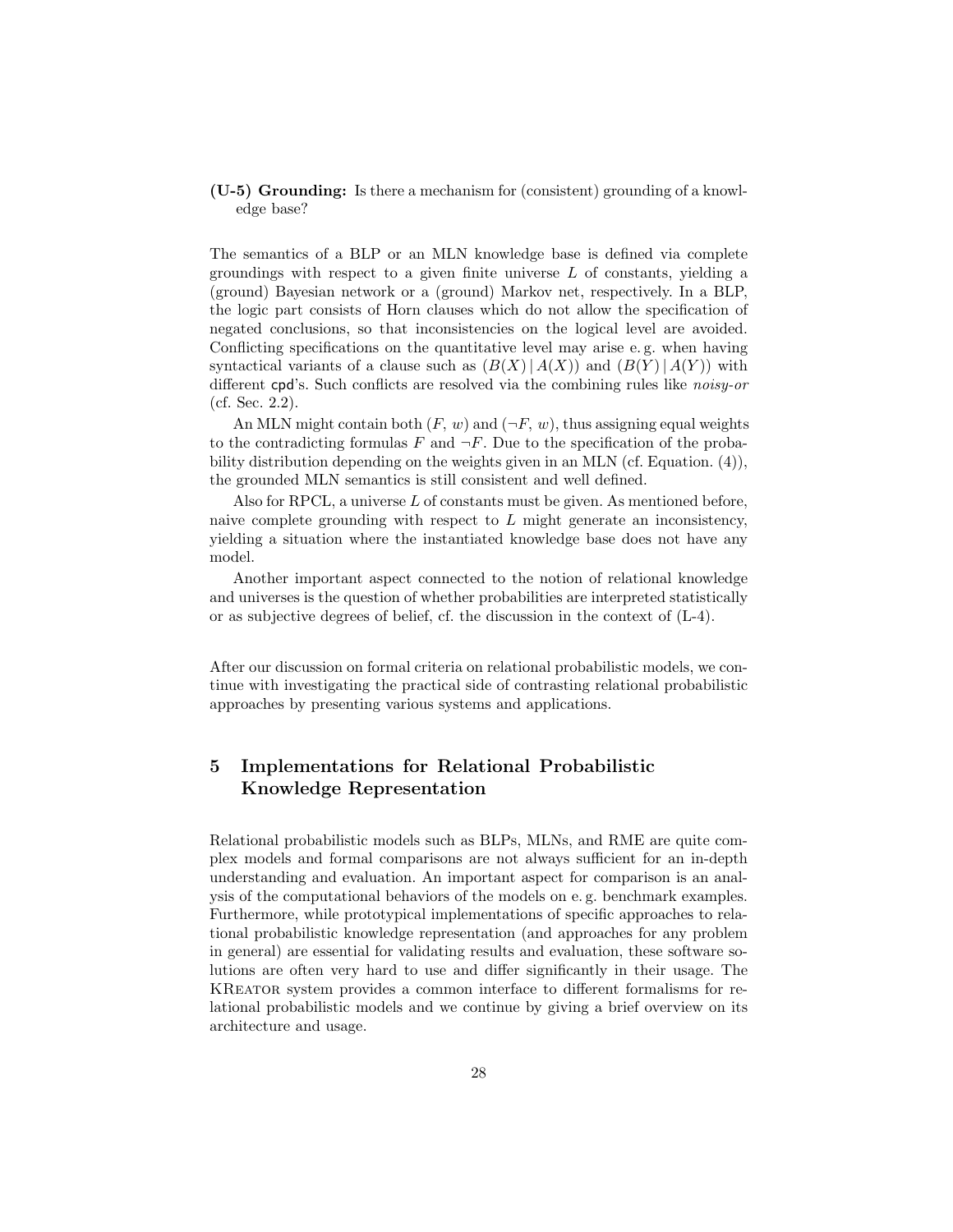**(U-5) Grounding:** Is there a mechanism for (consistent) grounding of a knowledge base?

The semantics of a BLP or an MLN knowledge base is defined via complete groundings with respect to a given finite universe $L$ of constants, yielding a (ground) Bayesian network or a (ground) Markov net, respectively. In a BLP, the logic part consists of Horn clauses which do not allow the specification of negated conclusions, so that inconsistencies on the logical level are avoided. Conflicting specifications on the quantitative level may arise e. g. when having syntactical variants of a clause such as $(B(X) \mid A(X))$ and $(B(Y) \mid A(Y))$ with different cpd's. Such conflicts are resolved via the combining rules like *noisy-or* (cf. Sec. 2.2).

An MLN might contain both $(F, w)$ and $(\neg F, w)$, thus assigning equal weights to the contradicting formulas $F$ and $\neg F$. Due to the specification of the probability distribution depending on the weights given in an MLN (cf. Equation. (4)), the grounded MLN semantics is still consistent and well defined.

Also for RPCL, a universe $L$ of constants must be given. As mentioned before, naive complete grounding with respect to $L$ might generate an inconsistency, yielding a situation where the instantiated knowledge base does not have any model.

Another important aspect connected to the notion of relational knowledge and universes is the question of whether probabilities are interpreted statistically or as subjective degrees of belief, cf. the discussion in the context of (L-4).

After our discussion on formal criteria on relational probabilistic models, we continue with investigating the practical side of contrasting relational probabilistic approaches by presenting various systems and applications.

# 5 Implementations for Relational Probabilistic Knowledge Representation

Relational probabilistic models such as BLPs, MLNs, and RME are quite complex models and formal comparisons are not always sufficient for an in-depth understanding and evaluation. An important aspect for comparison is an analysis of the computational behaviors of the models on e. g. benchmark examples. Furthermore, while prototypical implementations of specific approaches to relational probabilistic knowledge representation (and approaches for any problem in general) are essential for validating results and evaluation, these software solutions are often very hard to use and differ significantly in their usage. The KReator system provides a common interface to different formalisms for relational probabilistic models and we continue by giving a brief overview on its architecture and usage.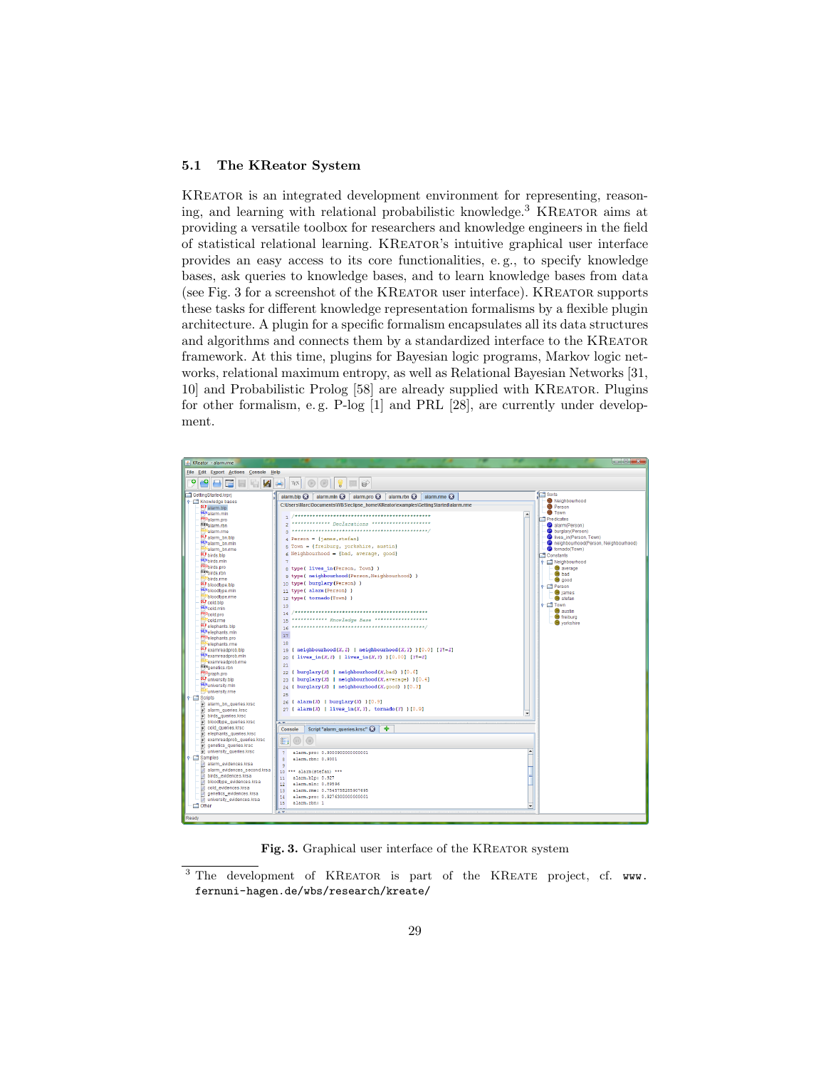### 5.1 The KReator System

KREATOR is an integrated development environment for representing, reasoning, and learning with relational probabilistic knowledge.[3] KREATOR aims at providing a versatile toolbox for researchers and knowledge engineers in the field of statistical relational learning. KREATOR's intuitive graphical user interface provides an easy access to its core functionalities, e. g., to specify knowledge bases, ask queries to knowledge bases, and to learn knowledge bases from data (see Fig. 3 for a screenshot of the KREATOR user interface). KREATOR supports these tasks for different knowledge representation formalisms by a flexible plugin architecture. A plugin for a specific formalism encapsulates all its data structures and algorithms and connects them by a standardized interface to the KREATOR framework. At this time, plugins for Bayesian logic programs, Markov logic networks, relational maximum entropy, as well as Relational Bayesian Networks [31, 10] and Probabilistic Prolog [58] are already supplied with KREATOR. Plugins for other formalism, e. g. P-log [1] and PRL [28], are currently under development.

**Fig. 3.** Graphical user interface of the KREATOR system

[3] The development of KREATOR is part of the KREATE project, cf. www.fernuni-hagen.de/wbs/research/kreate/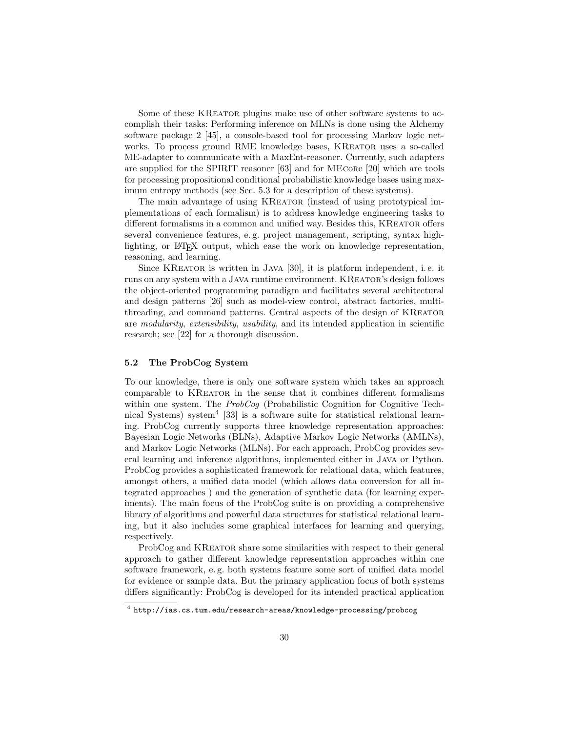Some of these KReator plugins make use of other software systems to accomplish their tasks: Performing inference on MLNs is done using the Alchemy software package 2 [45], a console-based tool for processing Markov logic networks. To process ground RME knowledge bases, KReator uses a so-called ME-adapter to communicate with a MaxEnt-reasoner. Currently, such adapters are supplied for the SPIRIT reasoner [63] and for MEcore [20] which are tools for processing propositional conditional probabilistic knowledge bases using maximum entropy methods (see Sec. 5.3 for a description of these systems).

The main advantage of using KReator (instead of using prototypical implementations of each formalism) is to address knowledge engineering tasks to different formalisms in a common and unified way. Besides this, KReator offers several convenience features, e. g. project management, scripting, syntax highlighting, or LaTeX output, which ease the work on knowledge representation, reasoning, and learning.

Since KReator is written in Java [30], it is platform independent, i. e. it runs on any system with a Java runtime environment. KReator's design follows the object-oriented programming paradigm and facilitates several architectural and design patterns [26] such as model-view control, abstract factories, multi-threading, and command patterns. Central aspects of the design of KReator are *modularity*, *extensibility*, *usability*, and its intended application in scientific research; see [22] for a thorough discussion.

### 5.2 The ProbCog System

To our knowledge, there is only one software system which takes an approach comparable to KReator in the sense that it combines different formalisms within one system. The *ProbCog* (Probabilistic Cognition for Cognitive Technical Systems) system[4] [33] is a software suite for statistical relational learning. ProbCog currently supports three knowledge representation approaches: Bayesian Logic Networks (BLNs), Adaptive Markov Logic Networks (AMLNs), and Markov Logic Networks (MLNs). For each approach, ProbCog provides several learning and inference algorithms, implemented either in Java or Python. ProbCog provides a sophisticated framework for relational data, which features, amongst others, a unified data model (which allows data conversion for all integrated approaches ) and the generation of synthetic data (for learning experiments). The main focus of the ProbCog suite is on providing a comprehensive library of algorithms and powerful data structures for statistical relational learning, but it also includes some graphical interfaces for learning and querying, respectively.

ProbCog and KReator share some similarities with respect to their general approach to gather different knowledge representation approaches within one software framework, e. g. both systems feature some sort of unified data model for evidence or sample data. But the primary application focus of both systems differs significantly: ProbCog is developed for its intended practical application

[4] `http://ias.cs.tum.edu/research-areas/knowledge-processing/probcog`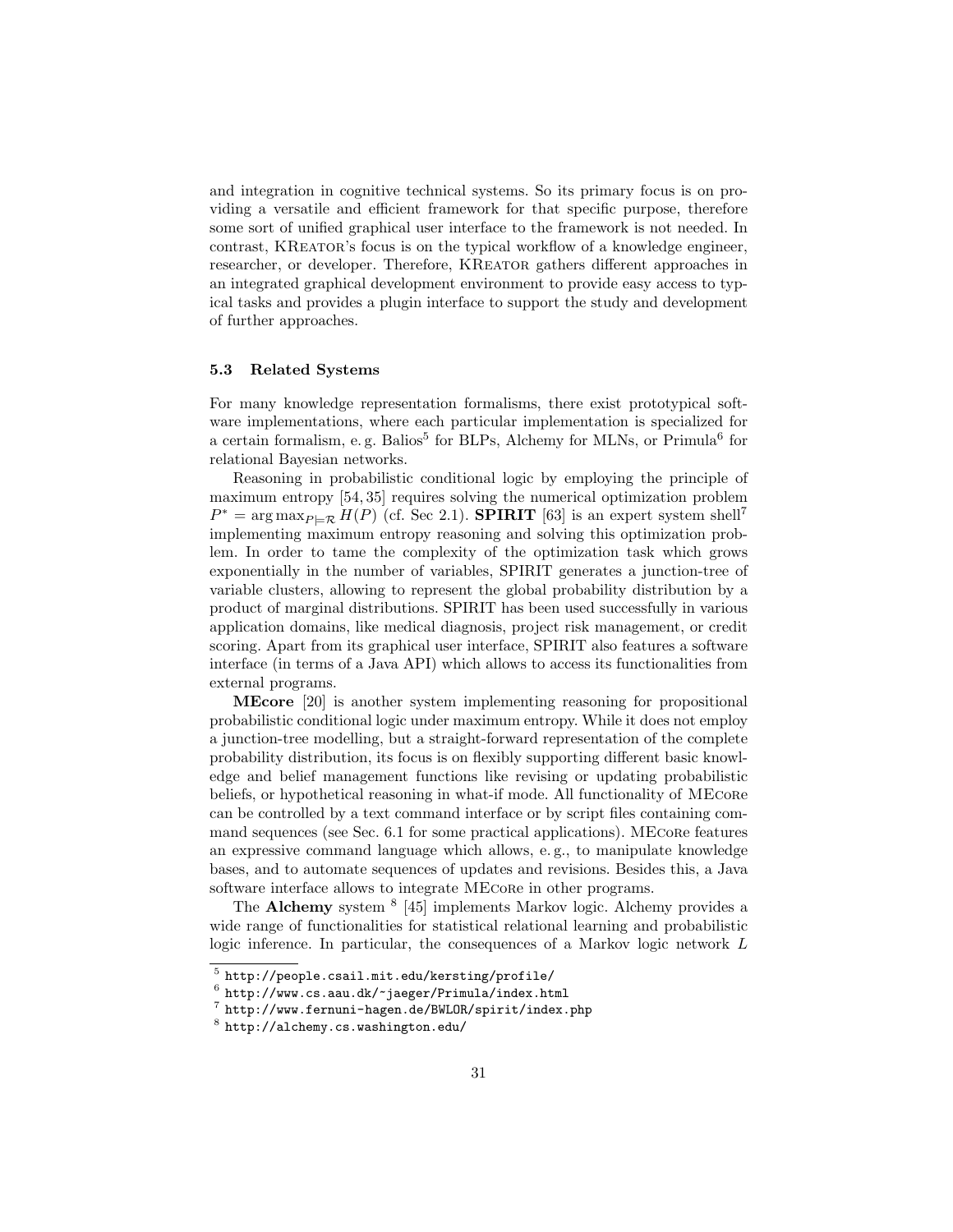and integration in cognitive technical systems. So its primary focus is on providing a versatile and efficient framework for that specific purpose, therefore some sort of unified graphical user interface to the framework is not needed. In contrast, KReator's focus is on the typical workflow of a knowledge engineer, researcher, or developer. Therefore, KReator gathers different approaches in an integrated graphical development environment to provide easy access to typical tasks and provides a plugin interface to support the study and development of further approaches.

### 5.3 Related Systems

For many knowledge representation formalisms, there exist prototypical software implementations, where each particular implementation is specialized for a certain formalism, e. g. Balios[5] for BLPs, Alchemy for MLNs, or Primula[6] for relational Bayesian networks.

Reasoning in probabilistic conditional logic by employing the principle of maximum entropy [54, 35] requires solving the numerical optimization problem $P^* = \arg\max_{P \models \mathcal{R}} H(P)$ (cf. Sec 2.1). **SPIRIT** [63] is an expert system shell[7] implementing maximum entropy reasoning and solving this optimization problem. In order to tame the complexity of the optimization task which grows exponentially in the number of variables, SPIRIT generates a junction-tree of variable clusters, allowing to represent the global probability distribution by a product of marginal distributions. SPIRIT has been used successfully in various application domains, like medical diagnosis, project risk management, or credit scoring. Apart from its graphical user interface, SPIRIT also features a software interface (in terms of a Java API) which allows to access its functionalities from external programs.

**MEcore** [20] is another system implementing reasoning for propositional probabilistic conditional logic under maximum entropy. While it does not employ a junction-tree modelling, but a straight-forward representation of the complete probability distribution, its focus is on flexibly supporting different basic knowledge and belief management functions like revising or updating probabilistic beliefs, or hypothetical reasoning in what-if mode. All functionality of MEcore can be controlled by a text command interface or by script files containing command sequences (see Sec. 6.1 for some practical applications). MEcore features an expressive command language which allows, e. g., to manipulate knowledge bases, and to automate sequences of updates and revisions. Besides this, a Java software interface allows to integrate MEcore in other programs.

The **Alchemy** system [8] [45] implements Markov logic. Alchemy provides a wide range of functionalities for statistical relational learning and probabilistic logic inference. In particular, the consequences of a Markov logic network $L$

---

[5] http://people.csail.mit.edu/kersting/profile/

[6] http://www.cs.aau.dk/~jaeger/Primula/index.html

[7] http://www.fernuni-hagen.de/BWLOR/spirit/index.php

[8] http://alchemy.cs.washington.edu/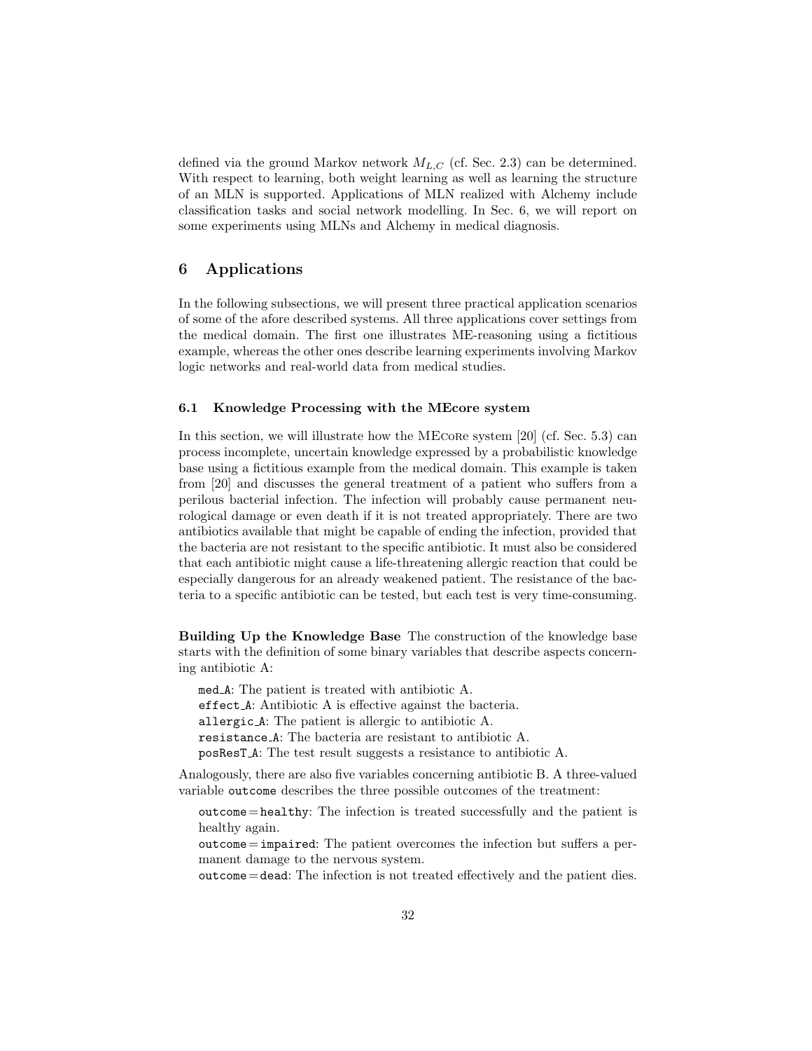defined via the ground Markov network $M_{L,C}$ (cf. Sec. 2.3) can be determined. With respect to learning, both weight learning as well as learning the structure of an MLN is supported. Applications of MLN realized with Alchemy include classification tasks and social network modelling. In Sec. 6, we will report on some experiments using MLNs and Alchemy in medical diagnosis.

## 6 Applications

In the following subsections, we will present three practical application scenarios of some of the afore described systems. All three applications cover settings from the medical domain. The first one illustrates ME-reasoning using a fictitious example, whereas the other ones describe learning experiments involving Markov logic networks and real-world data from medical studies.

### 6.1 Knowledge Processing with the MEcore system

In this section, we will illustrate how the MECoRe system [20] (cf. Sec. 5.3) can process incomplete, uncertain knowledge expressed by a probabilistic knowledge base using a fictitious example from the medical domain. This example is taken from [20] and discusses the general treatment of a patient who suffers from a perilous bacterial infection. The infection will probably cause permanent neurological damage or even death if it is not treated appropriately. There are two antibiotics available that might be capable of ending the infection, provided that the bacteria are not resistant to the specific antibiotic. It must also be considered that each antibiotic might cause a life-threatening allergic reaction that could be especially dangerous for an already weakened patient. The resistance of the bacteria to a specific antibiotic can be tested, but each test is very time-consuming.

**Building Up the Knowledge Base** The construction of the knowledge base starts with the definition of some binary variables that describe aspects concerning antibiotic A:

`med_A`: The patient is treated with antibiotic A.
`effect_A`: Antibiotic A is effective against the bacteria.
`allergic_A`: The patient is allergic to antibiotic A.
`resistance_A`: The bacteria are resistant to antibiotic A.
`posResT_A`: The test result suggests a resistance to antibiotic A.

Analogously, there are also five variables concerning antibiotic B. A three-valued variable `outcome` describes the three possible outcomes of the treatment:

`outcome = healthy`: The infection is treated successfully and the patient is healthy again.
`outcome = impaired`: The patient overcomes the infection but suffers a permanent damage to the nervous system.
`outcome = dead`: The infection is not treated effectively and the patient dies.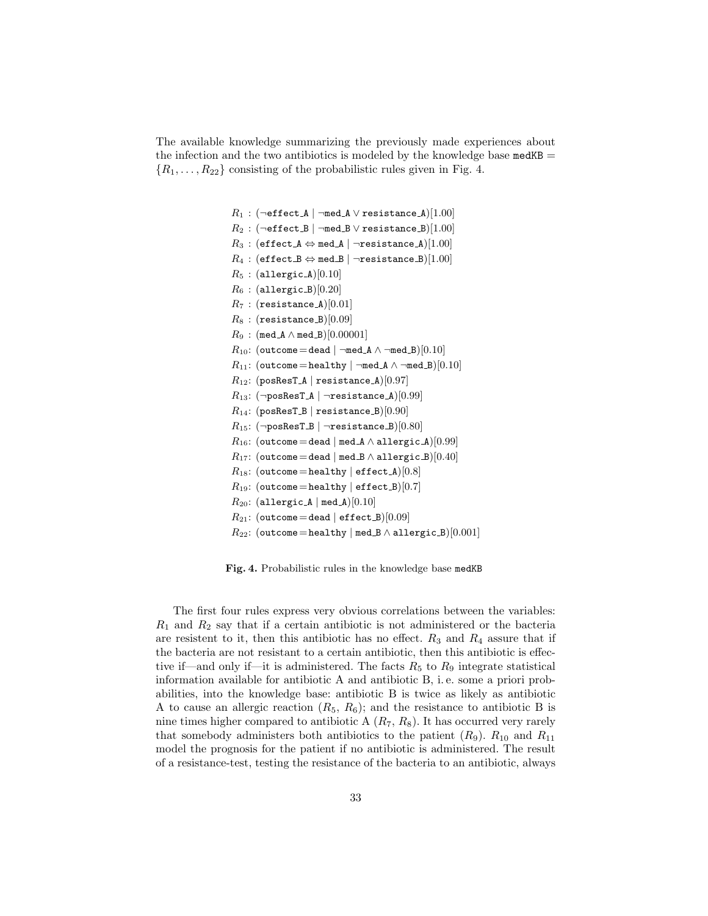The available knowledge summarizing the previously made experiences about the infection and the two antibiotics is modeled by the knowledge base medKB $= \{R_1, \ldots, R_{22}\}$ consisting of the probabilistic rules given in Fig. 4.

$R_1$ : $(\neg\texttt{effect\_A} \mid \neg\texttt{med\_A} \vee \texttt{resistance\_A})[1.00]$
$R_2$ : $(\neg\texttt{effect\_B} \mid \neg\texttt{med\_B} \vee \texttt{resistance\_B})[1.00]$
$R_3$ : $(\texttt{effect\_A} \Leftrightarrow \texttt{med\_A} \mid \neg\texttt{resistance\_A})[1.00]$
$R_4$ : $(\texttt{effect\_B} \Leftrightarrow \texttt{med\_B} \mid \neg\texttt{resistance\_B})[1.00]$
$R_5$ : $(\texttt{allergic\_A})[0.10]$
$R_6$ : $(\texttt{allergic\_B})[0.20]$
$R_7$ : $(\texttt{resistance\_A})[0.01]$
$R_8$ : $(\texttt{resistance\_B})[0.09]$
$R_9$ : $(\texttt{med\_A} \wedge \texttt{med\_B})[0.00001]$
$R_{10}$: $(\texttt{outcome}=\texttt{dead} \mid \neg\texttt{med\_A} \wedge \neg\texttt{med\_B})[0.10]$
$R_{11}$: $(\texttt{outcome}=\texttt{healthy} \mid \neg\texttt{med\_A} \wedge \neg\texttt{med\_B})[0.10]$
$R_{12}$: $(\texttt{posResT\_A} \mid \texttt{resistance\_A})[0.97]$
$R_{13}$: $(\neg\texttt{posResT\_A} \mid \neg\texttt{resistance\_A})[0.99]$
$R_{14}$: $(\texttt{posResT\_B} \mid \texttt{resistance\_B})[0.90]$
$R_{15}$: $(\neg\texttt{posResT\_B} \mid \neg\texttt{resistance\_B})[0.80]$
$R_{16}$: $(\texttt{outcome}=\texttt{dead} \mid \texttt{med\_A} \wedge \texttt{allergic\_A})[0.99]$
$R_{17}$: $(\texttt{outcome}=\texttt{dead} \mid \texttt{med\_B} \wedge \texttt{allergic\_B})[0.40]$
$R_{18}$: $(\texttt{outcome}=\texttt{healthy} \mid \texttt{effect\_A})[0.8]$
$R_{19}$: $(\texttt{outcome}=\texttt{healthy} \mid \texttt{effect\_B})[0.7]$
$R_{20}$: $(\texttt{allergic\_A} \mid \texttt{med\_A})[0.10]$
$R_{21}$: $(\texttt{outcome}=\texttt{dead} \mid \texttt{effect\_B})[0.09]$
$R_{22}$: $(\texttt{outcome}=\texttt{healthy} \mid \texttt{med\_B} \wedge \texttt{allergic\_B})[0.001]$

**Fig. 4.** Probabilistic rules in the knowledge base medKB

The first four rules express very obvious correlations between the variables: $R_1$ and $R_2$ say that if a certain antibiotic is not administered or the bacteria are resistent to it, then this antibiotic has no effect. $R_3$ and $R_4$ assure that if the bacteria are not resistant to a certain antibiotic, then this antibiotic is effective if—and only if—it is administered. The facts $R_5$ to $R_9$ integrate statistical information available for antibiotic A and antibiotic B, i. e. some a priori probabilities, into the knowledge base: antibiotic B is twice as likely as antibiotic A to cause an allergic reaction ($R_5$, $R_6$); and the resistance to antibiotic B is nine times higher compared to antibiotic A ($R_7$, $R_8$). It has occurred very rarely that somebody administers both antibiotics to the patient ($R_9$). $R_{10}$ and $R_{11}$ model the prognosis for the patient if no antibiotic is administered. The result of a resistance-test, testing the resistance of the bacteria to an antibiotic, always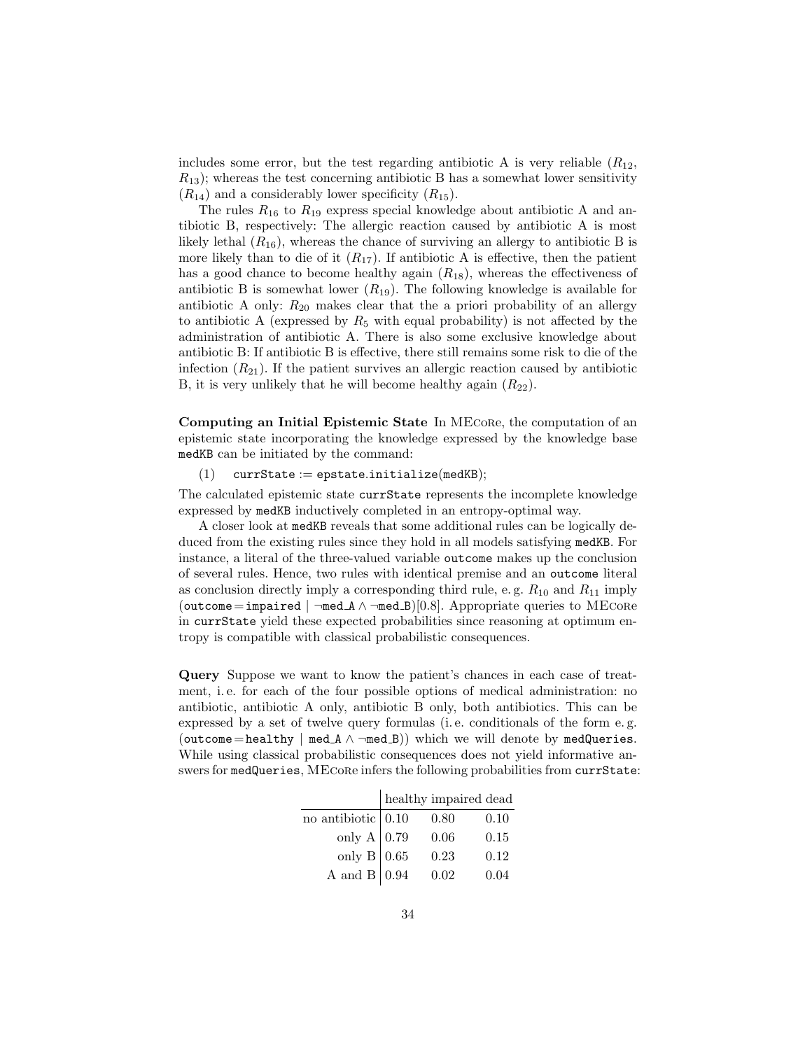includes some error, but the test regarding antibiotic A is very reliable ($R_{12}$, $R_{13}$); whereas the test concerning antibiotic B has a somewhat lower sensitivity ($R_{14}$) and a considerably lower specificity ($R_{15}$).

The rules $R_{16}$ to $R_{19}$ express special knowledge about antibiotic A and antibiotic B, respectively: The allergic reaction caused by antibiotic A is most likely lethal ($R_{16}$), whereas the chance of surviving an allergy to antibiotic B is more likely than to die of it ($R_{17}$). If antibiotic A is effective, then the patient has a good chance to become healthy again ($R_{18}$), whereas the effectiveness of antibiotic B is somewhat lower ($R_{19}$). The following knowledge is available for antibiotic A only: $R_{20}$ makes clear that the a priori probability of an allergy to antibiotic A (expressed by $R_5$ with equal probability) is not affected by the administration of antibiotic A. There is also some exclusive knowledge about antibiotic B: If antibiotic B is effective, there still remains some risk to die of the infection ($R_{21}$). If the patient survives an allergic reaction caused by antibiotic B, it is very unlikely that he will become healthy again ($R_{22}$).

**Computing an Initial Epistemic State** In MECoRe, the computation of an epistemic state incorporating the knowledge expressed by the knowledge base `medKB` can be initiated by the command:

(1) `currState := epstate.initialize(medKB);`

The calculated epistemic state `currState` represents the incomplete knowledge expressed by `medKB` inductively completed in an entropy-optimal way.

A closer look at `medKB` reveals that some additional rules can be logically deduced from the existing rules since they hold in all models satisfying `medKB`. For instance, a literal of the three-valued variable `outcome` makes up the conclusion of several rules. Hence, two rules with identical premise and an `outcome` literal as conclusion directly imply a corresponding third rule, e. g. $R_{10}$ and $R_{11}$ imply ($\texttt{outcome} = \texttt{impaired} \mid \neg\texttt{med\_A} \wedge \neg\texttt{med\_B}$)[0.8]. Appropriate queries to MECoRe in `currState` yield these expected probabilities since reasoning at optimum entropy is compatible with classical probabilistic consequences.

**Query** Suppose we want to know the patient's chances in each case of treatment, i. e. for each of the four possible options of medical administration: no antibiotic, antibiotic A only, antibiotic B only, both antibiotics. This can be expressed by a set of twelve query formulas (i. e. conditionals of the form e. g. ($\texttt{outcome} = \texttt{healthy} \mid \texttt{med\_A} \wedge \neg\texttt{med\_B}$)) which we will denote by `medQueries`. While using classical probabilistic consequences does not yield informative answers for `medQueries`, MECoRe infers the following probabilities from `currState`:

| | healthy | impaired | dead |
|---|---|---|---|
| no antibiotic | 0.10 | 0.80 | 0.10 |
| only A | 0.79 | 0.06 | 0.15 |
| only B | 0.65 | 0.23 | 0.12 |
| A and B | 0.94 | 0.02 | 0.04 |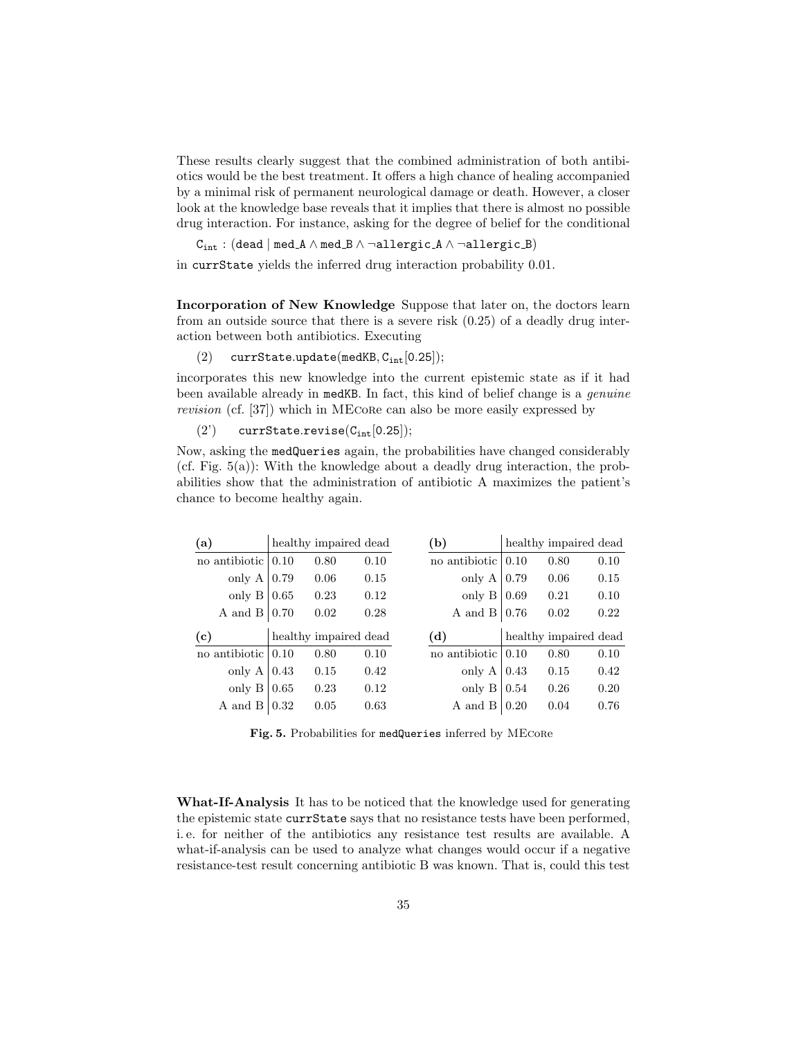These results clearly suggest that the combined administration of both antibiotics would be the best treatment. It offers a high chance of healing accompanied by a minimal risk of permanent neurological damage or death. However, a closer look at the knowledge base reveals that it implies that there is almost no possible drug interaction. For instance, asking for the degree of belief for the conditional

$\mathtt{C_{int}} : (\mathtt{dead} \mid \mathtt{med\_A} \wedge \mathtt{med\_B} \wedge \neg\mathtt{allergic\_A} \wedge \neg\mathtt{allergic\_B})$

in `currState` yields the inferred drug interaction probability 0.01.

**Incorporation of New Knowledge** Suppose that later on, the doctors learn from an outside source that there is a severe risk (0.25) of a deadly drug interaction between both antibiotics. Executing

(2) `currState.update(medKB,` $\mathtt{C_{int}}$`[0.25]);`

incorporates this new knowledge into the current epistemic state as if it had been available already in `medKB`. In fact, this kind of belief change is a *genuine revision* (cf. [37]) which in MECoRe can also be more easily expressed by

(2') `currState.revise(`$\mathtt{C_{int}}$`[0.25]);`

Now, asking the `medQueries` again, the probabilities have changed considerably (cf. Fig. 5(a)): With the knowledge about a deadly drug interaction, the probabilities show that the administration of antibiotic A maximizes the patient's chance to become healthy again.

| (a) | healthy | impaired | dead |
|---|---|---|---|
| no antibiotic | 0.10 | 0.80 | 0.10 |
| only A | 0.79 | 0.06 | 0.15 |
| only B | 0.65 | 0.23 | 0.12 |
| A and B | 0.70 | 0.02 | 0.28 |

| (b) | healthy | impaired | dead |
|---|---|---|---|
| no antibiotic | 0.10 | 0.80 | 0.10 |
| only A | 0.79 | 0.06 | 0.15 |
| only B | 0.69 | 0.21 | 0.10 |
| A and B | 0.76 | 0.02 | 0.22 |

| (c) | healthy | impaired | dead |
|---|---|---|---|
| no antibiotic | 0.10 | 0.80 | 0.10 |
| only A | 0.43 | 0.15 | 0.42 |
| only B | 0.65 | 0.23 | 0.12 |
| A and B | 0.32 | 0.05 | 0.63 |

| (d) | healthy | impaired | dead |
|---|---|---|---|
| no antibiotic | 0.10 | 0.80 | 0.10 |
| only A | 0.43 | 0.15 | 0.42 |
| only B | 0.54 | 0.26 | 0.20 |
| A and B | 0.20 | 0.04 | 0.76 |

**Fig. 5.** Probabilities for `medQueries` inferred by MECoRe

**What-If-Analysis** It has to be noticed that the knowledge used for generating the epistemic state `currState` says that no resistance tests have been performed, i. e. for neither of the antibiotics any resistance test results are available. A what-if-analysis can be used to analyze what changes would occur if a negative resistance-test result concerning antibiotic B was known. That is, could this test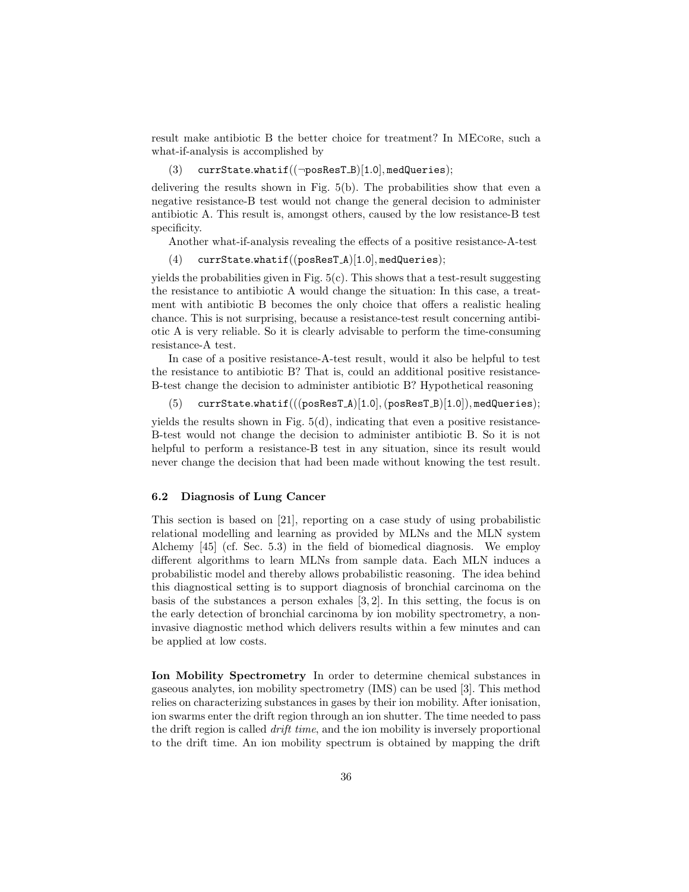result make antibiotic B the better choice for treatment? In MEcoRe, such a what-if-analysis is accomplished by

(3) `currState.whatif((¬posResT_B)[1.0], medQueries);`

delivering the results shown in Fig. 5(b). The probabilities show that even a negative resistance-B test would not change the general decision to administer antibiotic A. This result is, amongst others, caused by the low resistance-B test specificity.

Another what-if-analysis revealing the effects of a positive resistance-A-test

(4) `currState.whatif((posResT_A)[1.0], medQueries);`

yields the probabilities given in Fig. 5(c). This shows that a test-result suggesting the resistance to antibiotic A would change the situation: In this case, a treatment with antibiotic B becomes the only choice that offers a realistic healing chance. This is not surprising, because a resistance-test result concerning antibiotic A is very reliable. So it is clearly advisable to perform the time-consuming resistance-A test.

In case of a positive resistance-A-test result, would it also be helpful to test the resistance to antibiotic B? That is, could an additional positive resistance-B-test change the decision to administer antibiotic B? Hypothetical reasoning

(5) `currState.whatif(((posResT_A)[1.0], (posResT_B)[1.0]), medQueries);`

yields the results shown in Fig. 5(d), indicating that even a positive resistance-B-test would not change the decision to administer antibiotic B. So it is not helpful to perform a resistance-B test in any situation, since its result would never change the decision that had been made without knowing the test result.

### 6.2 Diagnosis of Lung Cancer

This section is based on [21], reporting on a case study of using probabilistic relational modelling and learning as provided by MLNs and the MLN system Alchemy [45] (cf. Sec. 5.3) in the field of biomedical diagnosis. We employ different algorithms to learn MLNs from sample data. Each MLN induces a probabilistic model and thereby allows probabilistic reasoning. The idea behind this diagnostical setting is to support diagnosis of bronchial carcinoma on the basis of the substances a person exhales [3, 2]. In this setting, the focus is on the early detection of bronchial carcinoma by ion mobility spectrometry, a non-invasive diagnostic method which delivers results within a few minutes and can be applied at low costs.

**Ion Mobility Spectrometry** In order to determine chemical substances in gaseous analytes, ion mobility spectrometry (IMS) can be used [3]. This method relies on characterizing substances in gases by their ion mobility. After ionisation, ion swarms enter the drift region through an ion shutter. The time needed to pass the drift region is called *drift time*, and the ion mobility is inversely proportional to the drift time. An ion mobility spectrum is obtained by mapping the drift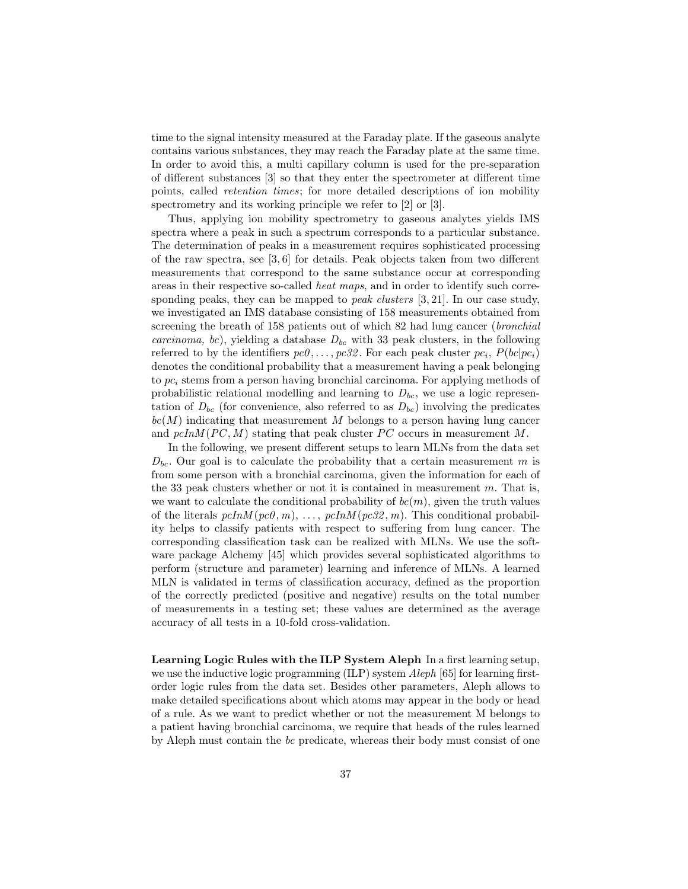time to the signal intensity measured at the Faraday plate. If the gaseous analyte contains various substances, they may reach the Faraday plate at the same time. In order to avoid this, a multi capillary column is used for the pre-separation of different substances [3] so that they enter the spectrometer at different time points, called *retention times*; for more detailed descriptions of ion mobility spectrometry and its working principle we refer to [2] or [3].

Thus, applying ion mobility spectrometry to gaseous analytes yields IMS spectra where a peak in such a spectrum corresponds to a particular substance. The determination of peaks in a measurement requires sophisticated processing of the raw spectra, see [3, 6] for details. Peak objects taken from two different measurements that correspond to the same substance occur at corresponding areas in their respective so-called *heat maps*, and in order to identify such corresponding peaks, they can be mapped to *peak clusters* [3, 21]. In our case study, we investigated an IMS database consisting of 158 measurements obtained from screening the breath of 158 patients out of which 82 had lung cancer (*bronchial carcinoma, bc*), yielding a database $D_{bc}$ with 33 peak clusters, in the following referred to by the identifiers $pc0, \ldots, pc32$. For each peak cluster $pc_i$, $P(bc|pc_i)$ denotes the conditional probability that a measurement having a peak belonging to $pc_i$ stems from a person having bronchial carcinoma. For applying methods of probabilistic relational modelling and learning to $D_{bc}$, we use a logic representation of $D_{bc}$ (for convenience, also referred to as $D_{bc}$) involving the predicates $bc(M)$ indicating that measurement $M$ belongs to a person having lung cancer and $pcInM(PC, M)$ stating that peak cluster $PC$ occurs in measurement $M$.

In the following, we present different setups to learn MLNs from the data set $D_{bc}$. Our goal is to calculate the probability that a certain measurement $m$ is from some person with a bronchial carcinoma, given the information for each of the 33 peak clusters whether or not it is contained in measurement $m$. That is, we want to calculate the conditional probability of $bc(m)$, given the truth values of the literals $pcInM(pc0, m), \ldots, pcInM(pc32, m)$. This conditional probability helps to classify patients with respect to suffering from lung cancer. The corresponding classification task can be realized with MLNs. We use the software package Alchemy [45] which provides several sophisticated algorithms to perform (structure and parameter) learning and inference of MLNs. A learned MLN is validated in terms of classification accuracy, defined as the proportion of the correctly predicted (positive and negative) results on the total number of measurements in a testing set; these values are determined as the average accuracy of all tests in a 10-fold cross-validation.

**Learning Logic Rules with the ILP System Aleph** In a first learning setup, we use the inductive logic programming (ILP) system *Aleph* [65] for learning first-order logic rules from the data set. Besides other parameters, Aleph allows to make detailed specifications about which atoms may appear in the body or head of a rule. As we want to predict whether or not the measurement M belongs to a patient having bronchial carcinoma, we require that heads of the rules learned by Aleph must contain the *bc* predicate, whereas their body must consist of one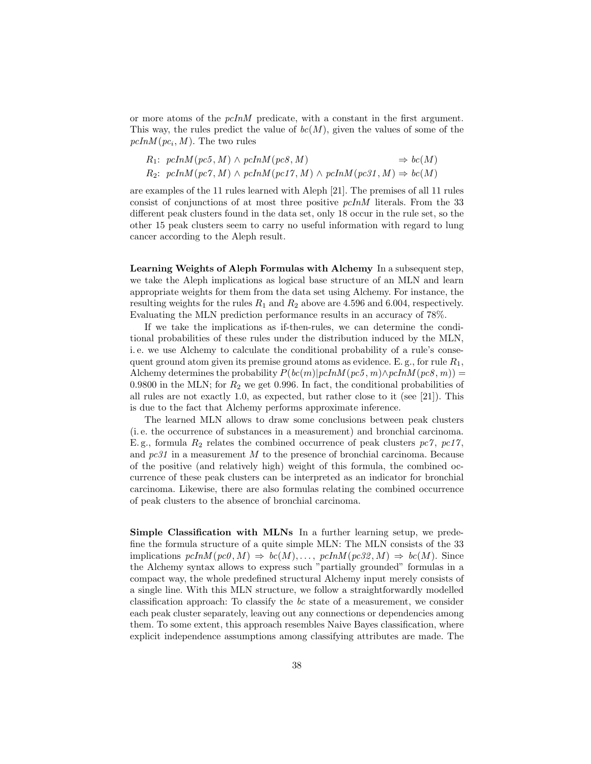or more atoms of the *pcInM* predicate, with a constant in the first argument. This way, the rules predict the value of $bc(M)$, given the values of some of the $pcInM(pc_i, M)$. The two rules

$$R_1\colon\ pcInM(pc5, M) \wedge pcInM(pc8, M) \Rightarrow bc(M)$$
$$R_2\colon\ pcInM(pc7, M) \wedge pcInM(pc17, M) \wedge pcInM(pc31, M) \Rightarrow bc(M)$$

are examples of the 11 rules learned with Aleph [21]. The premises of all 11 rules consist of conjunctions of at most three positive *pcInM* literals. From the 33 different peak clusters found in the data set, only 18 occur in the rule set, so the other 15 peak clusters seem to carry no useful information with regard to lung cancer according to the Aleph result.

**Learning Weights of Aleph Formulas with Alchemy** In a subsequent step, we take the Aleph implications as logical base structure of an MLN and learn appropriate weights for them from the data set using Alchemy. For instance, the resulting weights for the rules $R_1$ and $R_2$ above are 4.596 and 6.004, respectively. Evaluating the MLN prediction performance results in an accuracy of 78%.

If we take the implications as if-then-rules, we can determine the conditional probabilities of these rules under the distribution induced by the MLN, i. e. we use Alchemy to calculate the conditional probability of a rule's consequent ground atom given its premise ground atoms as evidence. E. g., for rule $R_1$, Alchemy determines the probability $P(bc(m)|pcInM(pc5, m) \wedge pcInM(pc8, m)) = 0.9800$ in the MLN; for $R_2$ we get 0.996. In fact, the conditional probabilities of all rules are not exactly 1.0, as expected, but rather close to it (see [21]). This is due to the fact that Alchemy performs approximate inference.

The learned MLN allows to draw some conclusions between peak clusters (i. e. the occurrence of substances in a measurement) and bronchial carcinoma. E. g., formula $R_2$ relates the combined occurrence of peak clusters *pc7*, *pc17*, and *pc31* in a measurement $M$ to the presence of bronchial carcinoma. Because of the positive (and relatively high) weight of this formula, the combined occurrence of these peak clusters can be interpreted as an indicator for bronchial carcinoma. Likewise, there are also formulas relating the combined occurrence of peak clusters to the absence of bronchial carcinoma.

**Simple Classification with MLNs** In a further learning setup, we predefine the formula structure of a quite simple MLN: The MLN consists of the 33 implications $pcInM(pc0, M) \Rightarrow bc(M), \ldots, pcInM(pc32, M) \Rightarrow bc(M)$. Since the Alchemy syntax allows to express such "partially grounded" formulas in a compact way, the whole predefined structural Alchemy input merely consists of a single line. With this MLN structure, we follow a straightforwardly modelled classification approach: To classify the *bc* state of a measurement, we consider each peak cluster separately, leaving out any connections or dependencies among them. To some extent, this approach resembles Naive Bayes classification, where explicit independence assumptions among classifying attributes are made. The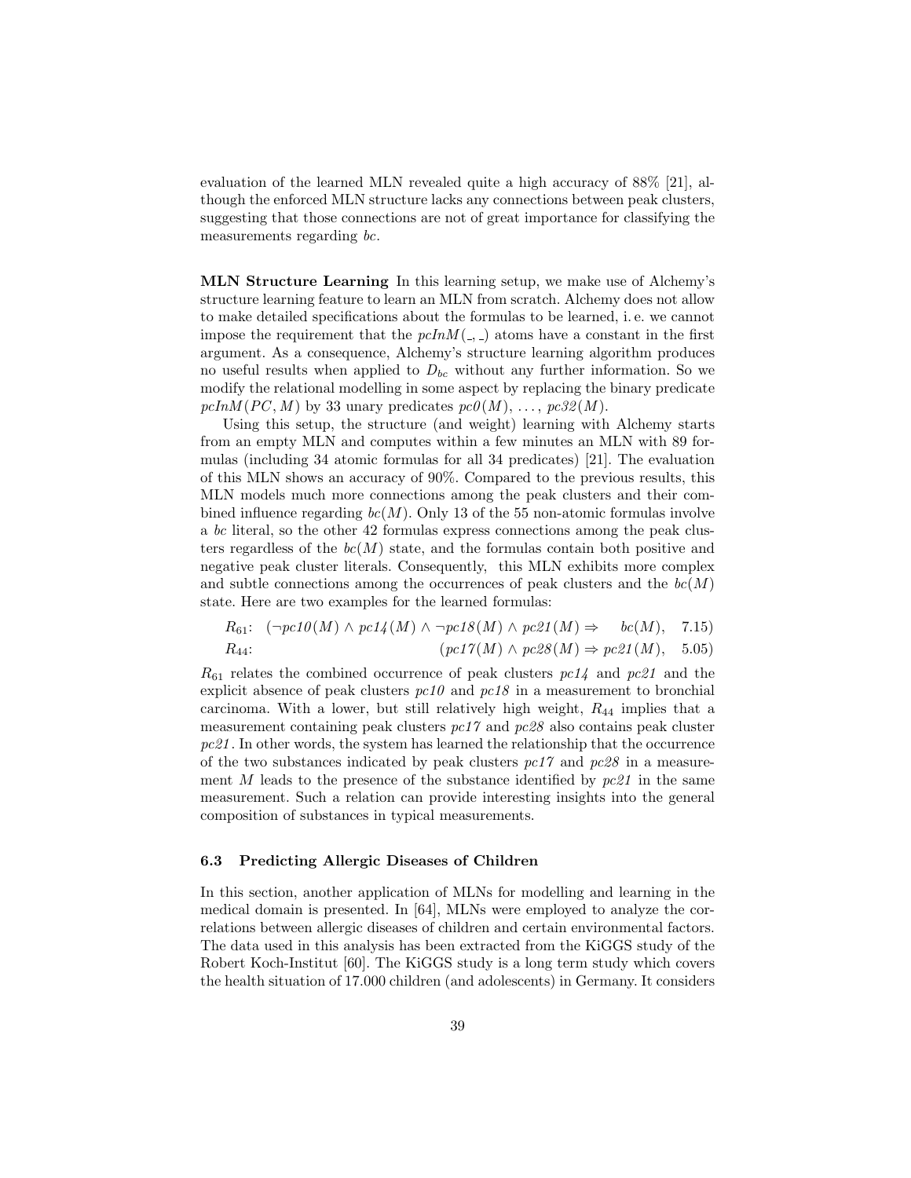evaluation of the learned MLN revealed quite a high accuracy of 88% [21], although the enforced MLN structure lacks any connections between peak clusters, suggesting that those connections are not of great importance for classifying the measurements regarding *bc*.

**MLN Structure Learning** In this learning setup, we make use of Alchemy's structure learning feature to learn an MLN from scratch. Alchemy does not allow to make detailed specifications about the formulas to be learned, i. e. we cannot impose the requirement that the $pcInM(\_,\_)$ atoms have a constant in the first argument. As a consequence, Alchemy's structure learning algorithm produces no useful results when applied to $D_{bc}$ without any further information. So we modify the relational modelling in some aspect by replacing the binary predicate $pcInM(PC, M)$ by 33 unary predicates $pc0(M), \ldots, pc32(M)$.

Using this setup, the structure (and weight) learning with Alchemy starts from an empty MLN and computes within a few minutes an MLN with 89 formulas (including 34 atomic formulas for all 34 predicates) [21]. The evaluation of this MLN shows an accuracy of 90%. Compared to the previous results, this MLN models much more connections among the peak clusters and their combined influence regarding $bc(M)$. Only 13 of the 55 non-atomic formulas involve a *bc* literal, so the other 42 formulas express connections among the peak clusters regardless of the $bc(M)$ state, and the formulas contain both positive and negative peak cluster literals. Consequently, this MLN exhibits more complex and subtle connections among the occurrences of peak clusters and the $bc(M)$ state. Here are two examples for the learned formulas:

$$R_{61}: \quad (\neg pc10(M) \wedge pc14(M) \wedge \neg pc18(M) \wedge pc21(M) \Rightarrow \quad bc(M), \quad 7.15)$$

$$R_{44}: \quad (pc17(M) \wedge pc28(M) \Rightarrow pc21(M), \quad 5.05)$$

$R_{61}$ relates the combined occurrence of peak clusters *pc14* and *pc21* and the explicit absence of peak clusters *pc10* and *pc18* in a measurement to bronchial carcinoma. With a lower, but still relatively high weight, $R_{44}$ implies that a measurement containing peak clusters *pc17* and *pc28* also contains peak cluster *pc21*. In other words, the system has learned the relationship that the occurrence of the two substances indicated by peak clusters *pc17* and *pc28* in a measurement $M$ leads to the presence of the substance identified by *pc21* in the same measurement. Such a relation can provide interesting insights into the general composition of substances in typical measurements.

### 6.3 Predicting Allergic Diseases of Children

In this section, another application of MLNs for modelling and learning in the medical domain is presented. In [64], MLNs were employed to analyze the correlations between allergic diseases of children and certain environmental factors. The data used in this analysis has been extracted from the KiGGS study of the Robert Koch-Institut [60]. The KiGGS study is a long term study which covers the health situation of 17.000 children (and adolescents) in Germany. It considers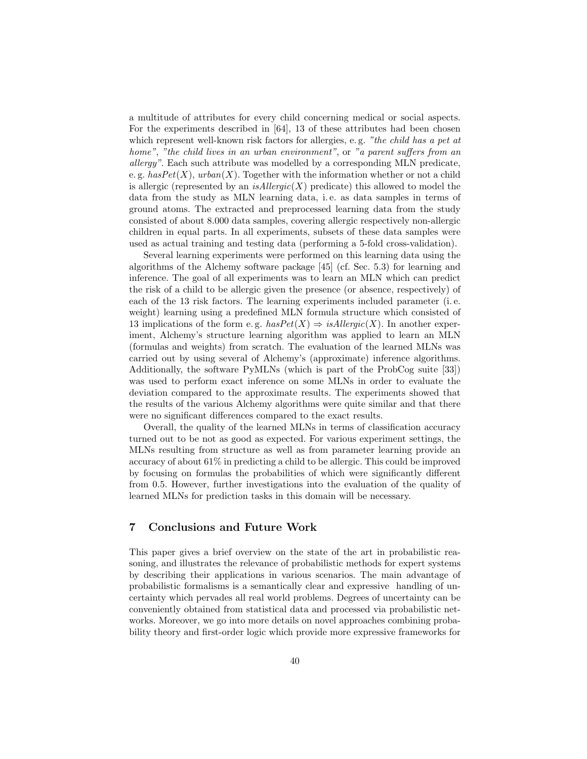a multitude of attributes for every child concerning medical or social aspects. For the experiments described in [64], 13 of these attributes had been chosen which represent well-known risk factors for allergies, e. g. *"the child has a pet at home"*, *"the child lives in an urban environment"*, or *"a parent suffers from an allergy"*. Each such attribute was modelled by a corresponding MLN predicate, e. g. $hasPet(X)$, $urban(X)$. Together with the information whether or not a child is allergic (represented by an $isAllergic(X)$ predicate) this allowed to model the data from the study as MLN learning data, i. e. as data samples in terms of ground atoms. The extracted and preprocessed learning data from the study consisted of about 8.000 data samples, covering allergic respectively non-allergic children in equal parts. In all experiments, subsets of these data samples were used as actual training and testing data (performing a 5-fold cross-validation).

Several learning experiments were performed on this learning data using the algorithms of the Alchemy software package [45] (cf. Sec. 5.3) for learning and inference. The goal of all experiments was to learn an MLN which can predict the risk of a child to be allergic given the presence (or absence, respectively) of each of the 13 risk factors. The learning experiments included parameter (i. e. weight) learning using a predefined MLN formula structure which consisted of 13 implications of the form e. g. $hasPet(X) \Rightarrow isAllergic(X)$. In another experiment, Alchemy's structure learning algorithm was applied to learn an MLN (formulas and weights) from scratch. The evaluation of the learned MLNs was carried out by using several of Alchemy's (approximate) inference algorithms. Additionally, the software PyMLNs (which is part of the ProbCog suite [33]) was used to perform exact inference on some MLNs in order to evaluate the deviation compared to the approximate results. The experiments showed that the results of the various Alchemy algorithms were quite similar and that there were no significant differences compared to the exact results.

Overall, the quality of the learned MLNs in terms of classification accuracy turned out to be not as good as expected. For various experiment settings, the MLNs resulting from structure as well as from parameter learning provide an accuracy of about 61% in predicting a child to be allergic. This could be improved by focusing on formulas the probabilities of which were significantly different from 0.5. However, further investigations into the evaluation of the quality of learned MLNs for prediction tasks in this domain will be necessary.

## 7 Conclusions and Future Work

This paper gives a brief overview on the state of the art in probabilistic reasoning, and illustrates the relevance of probabilistic methods for expert systems by describing their applications in various scenarios. The main advantage of probabilistic formalisms is a semantically clear and expressive handling of uncertainty which pervades all real world problems. Degrees of uncertainty can be conveniently obtained from statistical data and processed via probabilistic networks. Moreover, we go into more details on novel approaches combining probability theory and first-order logic which provide more expressive frameworks for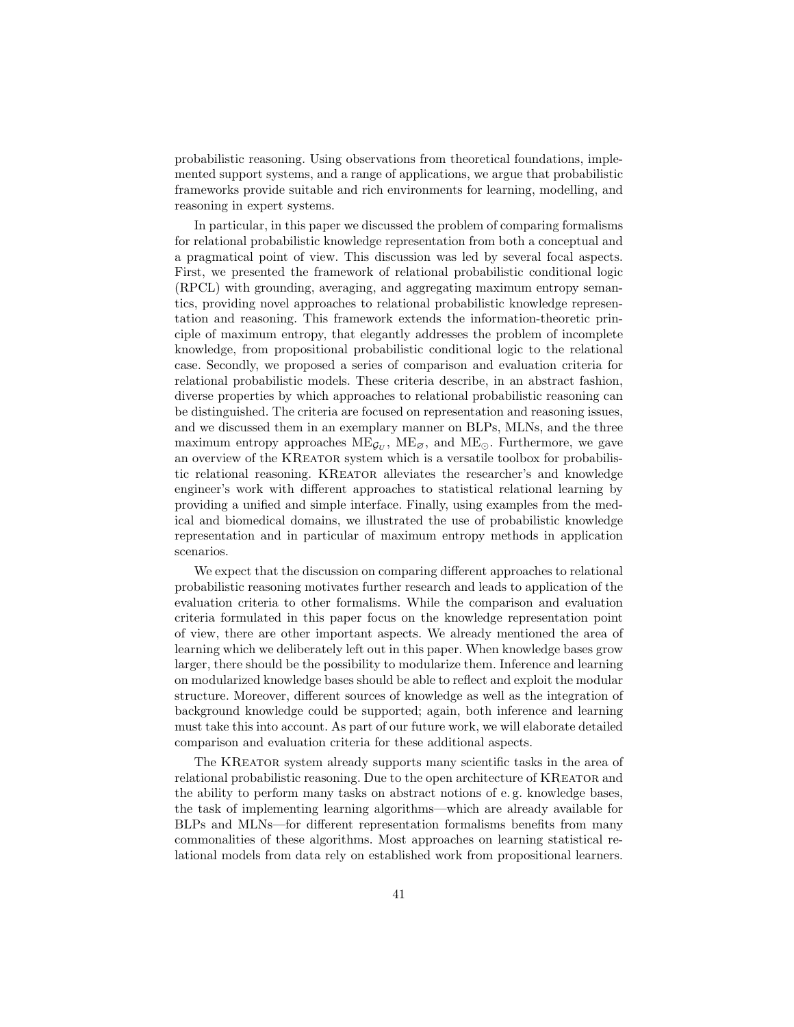probabilistic reasoning. Using observations from theoretical foundations, implemented support systems, and a range of applications, we argue that probabilistic frameworks provide suitable and rich environments for learning, modelling, and reasoning in expert systems.

In particular, in this paper we discussed the problem of comparing formalisms for relational probabilistic knowledge representation from both a conceptual and a pragmatical point of view. This discussion was led by several focal aspects. First, we presented the framework of relational probabilistic conditional logic (RPCL) with grounding, averaging, and aggregating maximum entropy semantics, providing novel approaches to relational probabilistic knowledge representation and reasoning. This framework extends the information-theoretic principle of maximum entropy, that elegantly addresses the problem of incomplete knowledge, from propositional probabilistic conditional logic to the relational case. Secondly, we proposed a series of comparison and evaluation criteria for relational probabilistic models. These criteria describe, in an abstract fashion, diverse properties by which approaches to relational probabilistic reasoning can be distinguished. The criteria are focused on representation and reasoning issues, and we discussed them in an exemplary manner on BLPs, MLNs, and the three maximum entropy approaches $\mathrm{ME}_{\mathcal{G}_U}$, $\mathrm{ME}_{\varnothing}$, and $\mathrm{ME}_{\odot}$. Furthermore, we gave an overview of the KReator system which is a versatile toolbox for probabilistic relational reasoning. KReator alleviates the researcher's and knowledge engineer's work with different approaches to statistical relational learning by providing a unified and simple interface. Finally, using examples from the medical and biomedical domains, we illustrated the use of probabilistic knowledge representation and in particular of maximum entropy methods in application scenarios.

We expect that the discussion on comparing different approaches to relational probabilistic reasoning motivates further research and leads to application of the evaluation criteria to other formalisms. While the comparison and evaluation criteria formulated in this paper focus on the knowledge representation point of view, there are other important aspects. We already mentioned the area of learning which we deliberately left out in this paper. When knowledge bases grow larger, there should be the possibility to modularize them. Inference and learning on modularized knowledge bases should be able to reflect and exploit the modular structure. Moreover, different sources of knowledge as well as the integration of background knowledge could be supported; again, both inference and learning must take this into account. As part of our future work, we will elaborate detailed comparison and evaluation criteria for these additional aspects.

The KReator system already supports many scientific tasks in the area of relational probabilistic reasoning. Due to the open architecture of KReator and the ability to perform many tasks on abstract notions of e. g. knowledge bases, the task of implementing learning algorithms—which are already available for BLPs and MLNs—for different representation formalisms benefits from many commonalities of these algorithms. Most approaches on learning statistical relational models from data rely on established work from propositional learners.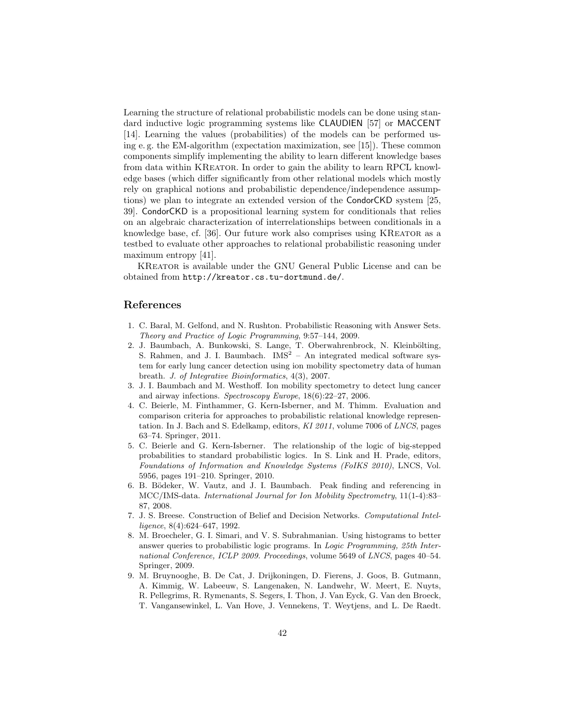Learning the structure of relational probabilistic models can be done using standard inductive logic programming systems like CLAUDIEN [57] or MACCENT [14]. Learning the values (probabilities) of the models can be performed using e. g. the EM-algorithm (expectation maximization, see [15]). These common components simplify implementing the ability to learn different knowledge bases from data within KReator. In order to gain the ability to learn RPCL knowledge bases (which differ significantly from other relational models which mostly rely on graphical notions and probabilistic dependence/independence assumptions) we plan to integrate an extended version of the CondorCKD system [25, 39]. CondorCKD is a propositional learning system for conditionals that relies on an algebraic characterization of interrelationships between conditionals in a knowledge base, cf. [36]. Our future work also comprises using KReator as a testbed to evaluate other approaches to relational probabilistic reasoning under maximum entropy [41].

KReator is available under the GNU General Public License and can be obtained from `http://kreator.cs.tu-dortmund.de/`.

## References

1. C. Baral, M. Gelfond, and N. Rushton. Probabilistic Reasoning with Answer Sets. *Theory and Practice of Logic Programming*, 9:57–144, 2009.
2. J. Baumbach, A. Bunkowski, S. Lange, T. Oberwahrenbrock, N. Kleinbölting, S. Rahmen, and J. I. Baumbach. IMS$^2$ – An integrated medical software system for early lung cancer detection using ion mobility spectometry data of human breath. *J. of Integrative Bioinformatics*, 4(3), 2007.
3. J. I. Baumbach and M. Westhoff. Ion mobility spectometry to detect lung cancer and airway infections. *Spectroscopy Europe*, 18(6):22–27, 2006.
4. C. Beierle, M. Finthammer, G. Kern-Isberner, and M. Thimm. Evaluation and comparison criteria for approaches to probabilistic relational knowledge representation. In J. Bach and S. Edelkamp, editors, *KI 2011*, volume 7006 of *LNCS*, pages 63–74. Springer, 2011.
5. C. Beierle and G. Kern-Isberner. The relationship of the logic of big-stepped probabilities to standard probabilistic logics. In S. Link and H. Prade, editors, *Foundations of Information and Knowledge Systems (FoIKS 2010)*, LNCS, Vol. 5956, pages 191–210. Springer, 2010.
6. B. Bödeker, W. Vautz, and J. I. Baumbach. Peak finding and referencing in MCC/IMS-data. *International Journal for Ion Mobility Spectrometry*, 11(1-4):83–87, 2008.
7. J. S. Breese. Construction of Belief and Decision Networks. *Computational Intelligence*, 8(4):624–647, 1992.
8. M. Broecheler, G. I. Simari, and V. S. Subrahmanian. Using histograms to better answer queries to probabilistic logic programs. In *Logic Programming, 25th International Conference, ICLP 2009. Proceedings*, volume 5649 of *LNCS*, pages 40–54. Springer, 2009.
9. M. Bruynooghe, B. De Cat, J. Drijkoningen, D. Fierens, J. Goos, B. Gutmann, A. Kimmig, W. Labeeuw, S. Langenaken, N. Landwehr, W. Meert, E. Nuyts, R. Pellegrims, R. Rymenants, S. Segers, I. Thon, J. Van Eyck, G. Van den Broeck, T. Vangansewinkel, L. Van Hove, J. Vennekens, T. Weytjens, and L. De Raedt.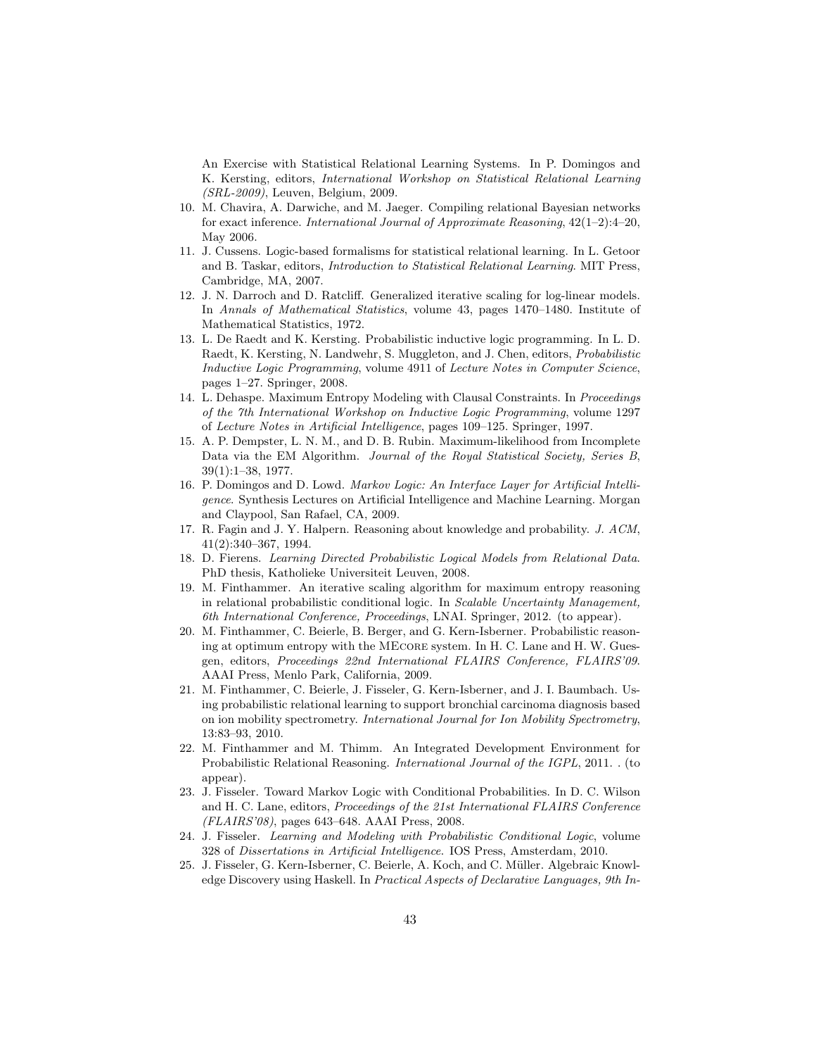An Exercise with Statistical Relational Learning Systems. In P. Domingos and K. Kersting, editors, *International Workshop on Statistical Relational Learning (SRL-2009)*, Leuven, Belgium, 2009.

10. M. Chavira, A. Darwiche, and M. Jaeger. Compiling relational Bayesian networks for exact inference. *International Journal of Approximate Reasoning*, 42(1–2):4–20, May 2006.
11. J. Cussens. Logic-based formalisms for statistical relational learning. In L. Getoor and B. Taskar, editors, *Introduction to Statistical Relational Learning*. MIT Press, Cambridge, MA, 2007.
12. J. N. Darroch and D. Ratcliff. Generalized iterative scaling for log-linear models. In *Annals of Mathematical Statistics*, volume 43, pages 1470–1480. Institute of Mathematical Statistics, 1972.
13. L. De Raedt and K. Kersting. Probabilistic inductive logic programming. In L. D. Raedt, K. Kersting, N. Landwehr, S. Muggleton, and J. Chen, editors, *Probabilistic Inductive Logic Programming*, volume 4911 of *Lecture Notes in Computer Science*, pages 1–27. Springer, 2008.
14. L. Dehaspe. Maximum Entropy Modeling with Clausal Constraints. In *Proceedings of the 7th International Workshop on Inductive Logic Programming*, volume 1297 of *Lecture Notes in Artificial Intelligence*, pages 109–125. Springer, 1997.
15. A. P. Dempster, L. N. M., and D. B. Rubin. Maximum-likelihood from Incomplete Data via the EM Algorithm. *Journal of the Royal Statistical Society, Series B*, 39(1):1–38, 1977.
16. P. Domingos and D. Lowd. *Markov Logic: An Interface Layer for Artificial Intelligence*. Synthesis Lectures on Artificial Intelligence and Machine Learning. Morgan and Claypool, San Rafael, CA, 2009.
17. R. Fagin and J. Y. Halpern. Reasoning about knowledge and probability. *J. ACM*, 41(2):340–367, 1994.
18. D. Fierens. *Learning Directed Probabilistic Logical Models from Relational Data*. PhD thesis, Katholieke Universiteit Leuven, 2008.
19. M. Finthammer. An iterative scaling algorithm for maximum entropy reasoning in relational probabilistic conditional logic. In *Scalable Uncertainty Management, 6th International Conference, Proceedings*, LNAI. Springer, 2012. (to appear).
20. M. Finthammer, C. Beierle, B. Berger, and G. Kern-Isberner. Probabilistic reasoning at optimum entropy with the MEcore system. In H. C. Lane and H. W. Guesgen, editors, *Proceedings 22nd International FLAIRS Conference, FLAIRS'09*. AAAI Press, Menlo Park, California, 2009.
21. M. Finthammer, C. Beierle, J. Fisseler, G. Kern-Isberner, and J. I. Baumbach. Using probabilistic relational learning to support bronchial carcinoma diagnosis based on ion mobility spectrometry. *International Journal for Ion Mobility Spectrometry*, 13:83–93, 2010.
22. M. Finthammer and M. Thimm. An Integrated Development Environment for Probabilistic Relational Reasoning. *International Journal of the IGPL*, 2011. . (to appear).
23. J. Fisseler. Toward Markov Logic with Conditional Probabilities. In D. C. Wilson and H. C. Lane, editors, *Proceedings of the 21st International FLAIRS Conference (FLAIRS'08)*, pages 643–648. AAAI Press, 2008.
24. J. Fisseler. *Learning and Modeling with Probabilistic Conditional Logic*, volume 328 of *Dissertations in Artificial Intelligence*. IOS Press, Amsterdam, 2010.
25. J. Fisseler, G. Kern-Isberner, C. Beierle, A. Koch, and C. Müller. Algebraic Knowledge Discovery using Haskell. In *Practical Aspects of Declarative Languages, 9th In-*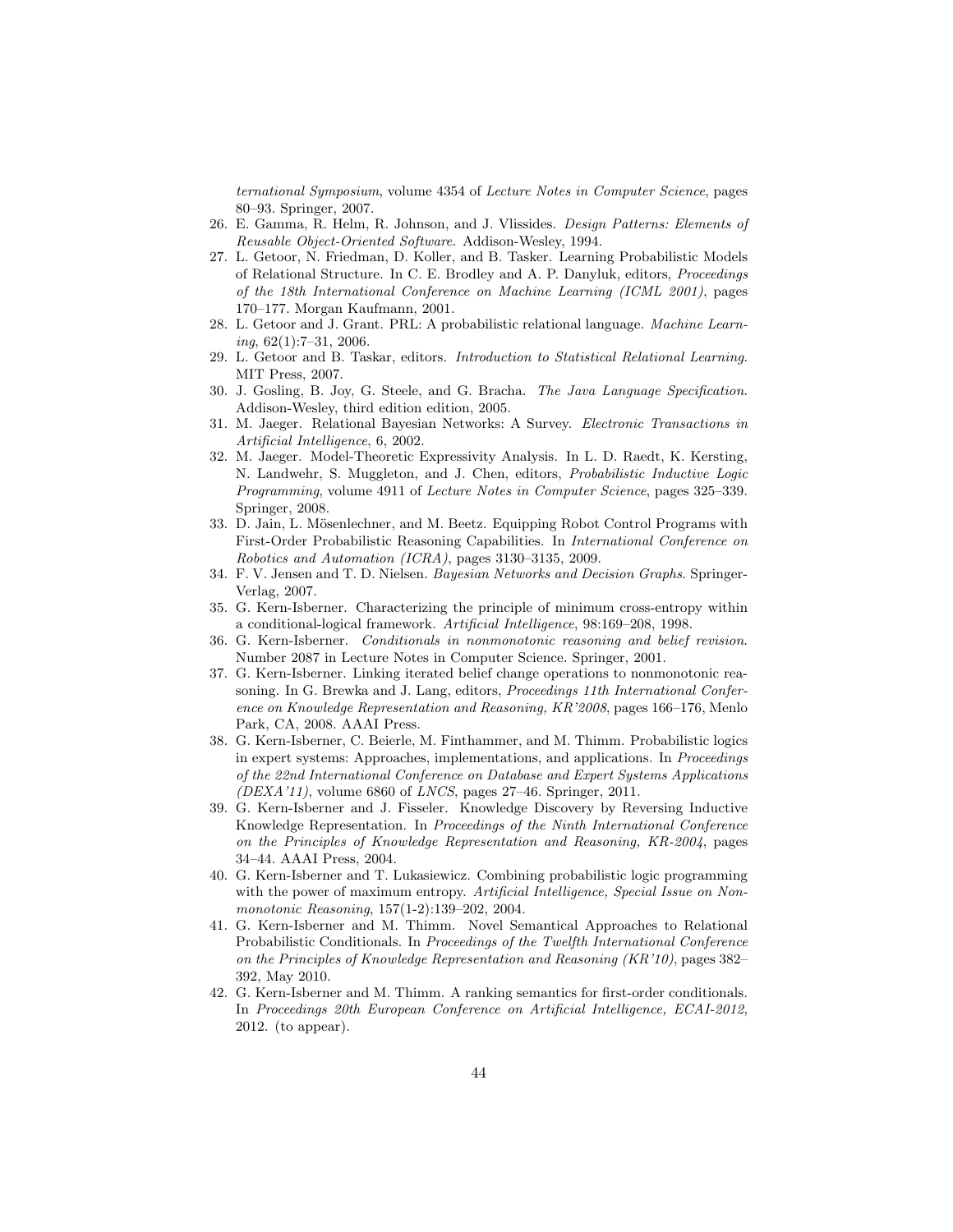ternational Symposium*, volume 4354 of *Lecture Notes in Computer Science*, pages 80–93. Springer, 2007.

26. E. Gamma, R. Helm, R. Johnson, and J. Vlissides. *Design Patterns: Elements of Reusable Object-Oriented Software*. Addison-Wesley, 1994.
27. L. Getoor, N. Friedman, D. Koller, and B. Tasker. Learning Probabilistic Models of Relational Structure. In C. E. Brodley and A. P. Danyluk, editors, *Proceedings of the 18th International Conference on Machine Learning (ICML 2001)*, pages 170–177. Morgan Kaufmann, 2001.
28. L. Getoor and J. Grant. PRL: A probabilistic relational language. *Machine Learning*, 62(1):7–31, 2006.
29. L. Getoor and B. Taskar, editors. *Introduction to Statistical Relational Learning*. MIT Press, 2007.
30. J. Gosling, B. Joy, G. Steele, and G. Bracha. *The Java Language Specification*. Addison-Wesley, third edition edition, 2005.
31. M. Jaeger. Relational Bayesian Networks: A Survey. *Electronic Transactions in Artificial Intelligence*, 6, 2002.
32. M. Jaeger. Model-Theoretic Expressivity Analysis. In L. D. Raedt, K. Kersting, N. Landwehr, S. Muggleton, and J. Chen, editors, *Probabilistic Inductive Logic Programming*, volume 4911 of *Lecture Notes in Computer Science*, pages 325–339. Springer, 2008.
33. D. Jain, L. Mösenlechner, and M. Beetz. Equipping Robot Control Programs with First-Order Probabilistic Reasoning Capabilities. In *International Conference on Robotics and Automation (ICRA)*, pages 3130–3135, 2009.
34. F. V. Jensen and T. D. Nielsen. *Bayesian Networks and Decision Graphs*. Springer-Verlag, 2007.
35. G. Kern-Isberner. Characterizing the principle of minimum cross-entropy within a conditional-logical framework. *Artificial Intelligence*, 98:169–208, 1998.
36. G. Kern-Isberner. *Conditionals in nonmonotonic reasoning and belief revision*. Number 2087 in Lecture Notes in Computer Science. Springer, 2001.
37. G. Kern-Isberner. Linking iterated belief change operations to nonmonotonic reasoning. In G. Brewka and J. Lang, editors, *Proceedings 11th International Conference on Knowledge Representation and Reasoning, KR'2008*, pages 166–176, Menlo Park, CA, 2008. AAAI Press.
38. G. Kern-Isberner, C. Beierle, M. Finthammer, and M. Thimm. Probabilistic logics in expert systems: Approaches, implementations, and applications. In *Proceedings of the 22nd International Conference on Database and Expert Systems Applications (DEXA'11)*, volume 6860 of *LNCS*, pages 27–46. Springer, 2011.
39. G. Kern-Isberner and J. Fisseler. Knowledge Discovery by Reversing Inductive Knowledge Representation. In *Proceedings of the Ninth International Conference on the Principles of Knowledge Representation and Reasoning, KR-2004*, pages 34–44. AAAI Press, 2004.
40. G. Kern-Isberner and T. Lukasiewicz. Combining probabilistic logic programming with the power of maximum entropy. *Artificial Intelligence, Special Issue on Nonmonotonic Reasoning*, 157(1-2):139–202, 2004.
41. G. Kern-Isberner and M. Thimm. Novel Semantical Approaches to Relational Probabilistic Conditionals. In *Proceedings of the Twelfth International Conference on the Principles of Knowledge Representation and Reasoning (KR'10)*, pages 382–392, May 2010.
42. G. Kern-Isberner and M. Thimm. A ranking semantics for first-order conditionals. In *Proceedings 20th European Conference on Artificial Intelligence, ECAI-2012*, 2012. (to appear).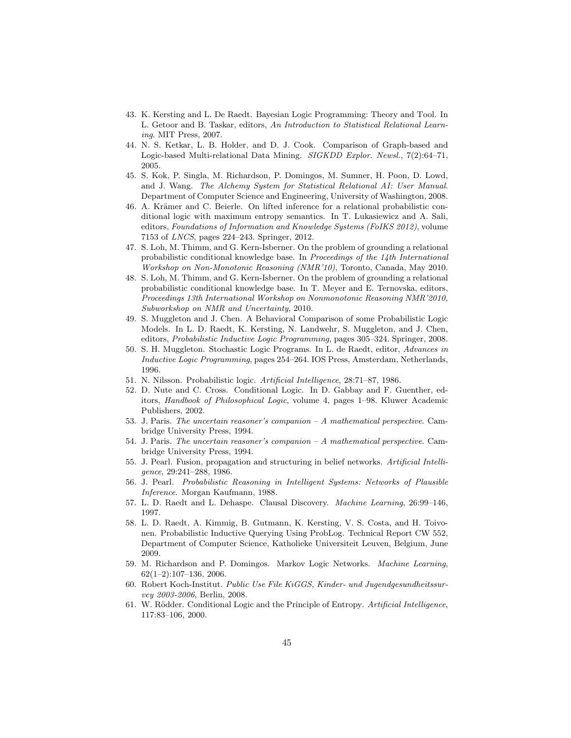43. K. Kersting and L. De Raedt. Bayesian Logic Programming: Theory and Tool. In L. Getoor and B. Taskar, editors, *An Introduction to Statistical Relational Learning*. MIT Press, 2007.
44. N. S. Ketkar, L. B. Holder, and D. J. Cook. Comparison of Graph-based and Logic-based Multi-relational Data Mining. *SIGKDD Explor. Newsl.*, 7(2):64–71, 2005.
45. S. Kok, P. Singla, M. Richardson, P. Domingos, M. Sumner, H. Poon, D. Lowd, and J. Wang. *The Alchemy System for Statistical Relational AI: User Manual*. Department of Computer Science and Engineering, University of Washington, 2008.
46. A. Krämer and C. Beierle. On lifted inference for a relational probabilistic conditional logic with maximum entropy semantics. In T. Lukasiewicz and A. Sali, editors, *Foundations of Information and Knowledge Systems (FoIKS 2012)*, volume 7153 of *LNCS*, pages 224–243. Springer, 2012.
47. S. Loh, M. Thimm, and G. Kern-Isberner. On the problem of grounding a relational probabilistic conditional knowledge base. In *Proceedings of the 14th International Workshop on Non-Monotonic Reasoning (NMR'10)*, Toronto, Canada, May 2010.
48. S. Loh, M. Thimm, and G. Kern-Isberner. On the problem of grounding a relational probabilistic conditional knowledge base. In T. Meyer and E. Ternovska, editors, *Proceedings 13th International Workshop on Nonmonotonic Reasoning NMR'2010, Subworkshop on NMR and Uncertainty*, 2010.
49. S. Muggleton and J. Chen. A Behavioral Comparison of some Probabilistic Logic Models. In L. D. Raedt, K. Kersting, N. Landwehr, S. Muggleton, and J. Chen, editors, *Probabilistic Inductive Logic Programming*, pages 305–324. Springer, 2008.
50. S. H. Muggleton. Stochastic Logic Programs. In L. de Raedt, editor, *Advances in Inductive Logic Programming*, pages 254–264. IOS Press, Amsterdam, Netherlands, 1996.
51. N. Nilsson. Probabilistic logic. *Artificial Intelligence*, 28:71–87, 1986.
52. D. Nute and C. Cross. Conditional Logic. In D. Gabbay and F. Guenther, editors, *Handbook of Philosophical Logic*, volume 4, pages 1–98. Kluwer Academic Publishers, 2002.
53. J. Paris. *The uncertain reasoner's companion – A mathematical perspective*. Cambridge University Press, 1994.
54. J. Paris. *The uncertain reasoner's companion – A mathematical perspective*. Cambridge University Press, 1994.
55. J. Pearl. Fusion, propagation and structuring in belief networks. *Artificial Intelligence*, 29:241–288, 1986.
56. J. Pearl. *Probabilistic Reasoning in Intelligent Systems: Networks of Plausible Inference*. Morgan Kaufmann, 1988.
57. L. D. Raedt and L. Dehaspe. Clausal Discovery. *Machine Learning*, 26:99–146, 1997.
58. L. D. Raedt, A. Kimmig, B. Gutmann, K. Kersting, V. S. Costa, and H. Toivonen. Probabilistic Inductive Querying Using ProbLog. Technical Report CW 552, Department of Computer Science, Katholieke Universiteit Leuven, Belgium, June 2009.
59. M. Richardson and P. Domingos. Markov Logic Networks. *Machine Learning*, 62(1–2):107–136, 2006.
60. Robert Koch-Institut. *Public Use File KiGGS, Kinder- und Jugendgesundheitssurvey 2003-2006*, Berlin, 2008.
61. W. Rödder. Conditional Logic and the Principle of Entropy. *Artificial Intelligence*, 117:83–106, 2000.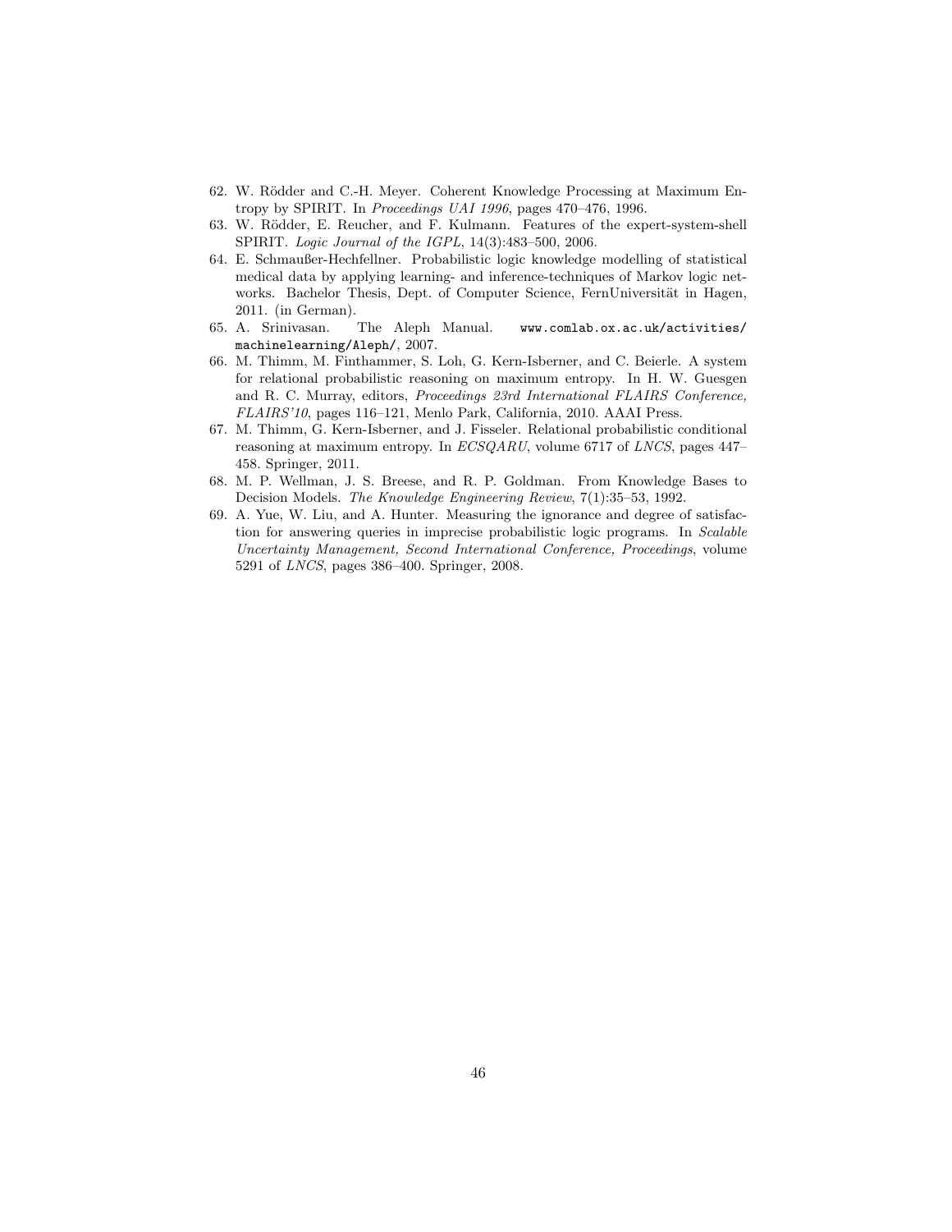62. W. Rödder and C.-H. Meyer. Coherent Knowledge Processing at Maximum Entropy by SPIRIT. In *Proceedings UAI 1996*, pages 470–476, 1996.
63. W. Rödder, E. Reucher, and F. Kulmann. Features of the expert-system-shell SPIRIT. *Logic Journal of the IGPL*, 14(3):483–500, 2006.
64. E. Schmaußer-Hechfellner. Probabilistic logic knowledge modelling of statistical medical data by applying learning- and inference-techniques of Markov logic networks. Bachelor Thesis, Dept. of Computer Science, FernUniversität in Hagen, 2011. (in German).
65. A. Srinivasan. The Aleph Manual. `www.comlab.ox.ac.uk/activities/machinelearning/Aleph/`, 2007.
66. M. Thimm, M. Finthammer, S. Loh, G. Kern-Isberner, and C. Beierle. A system for relational probabilistic reasoning on maximum entropy. In H. W. Guesgen and R. C. Murray, editors, *Proceedings 23rd International FLAIRS Conference, FLAIRS'10*, pages 116–121, Menlo Park, California, 2010. AAAI Press.
67. M. Thimm, G. Kern-Isberner, and J. Fisseler. Relational probabilistic conditional reasoning at maximum entropy. In *ECSQARU*, volume 6717 of *LNCS*, pages 447–458. Springer, 2011.
68. M. P. Wellman, J. S. Breese, and R. P. Goldman. From Knowledge Bases to Decision Models. *The Knowledge Engineering Review*, 7(1):35–53, 1992.
69. A. Yue, W. Liu, and A. Hunter. Measuring the ignorance and degree of satisfaction for answering queries in imprecise probabilistic logic programs. In *Scalable Uncertainty Management, Second International Conference, Proceedings*, volume 5291 of *LNCS*, pages 386–400. Springer, 2008.